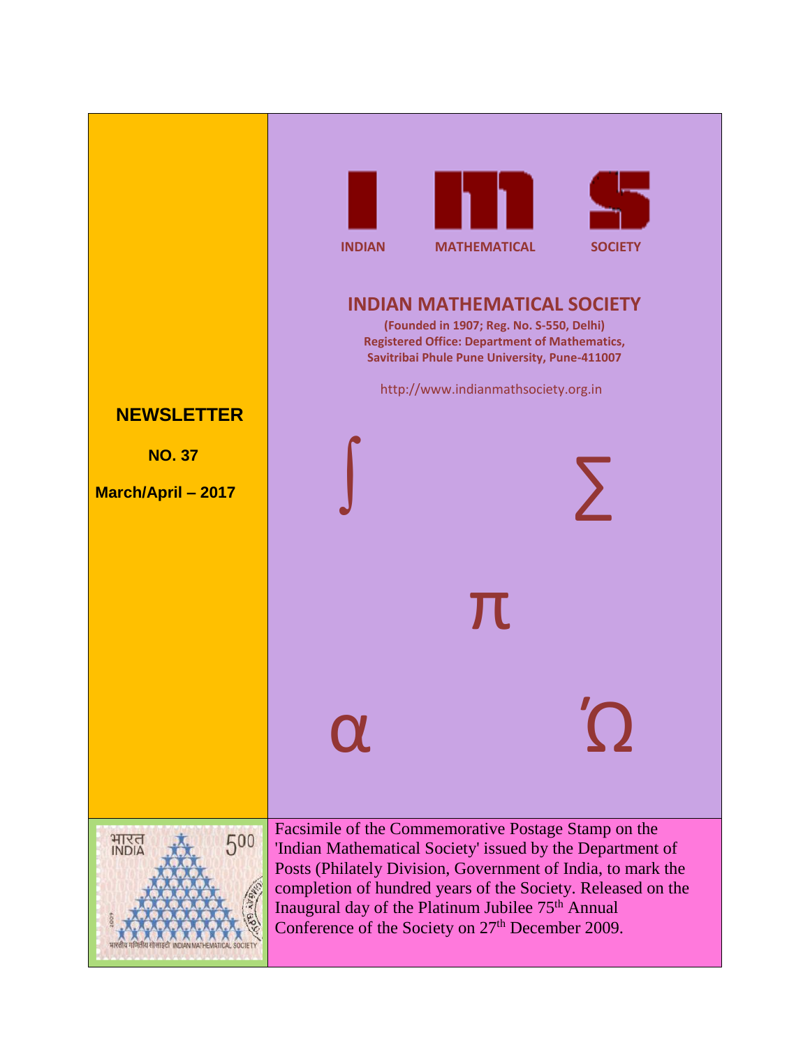# NEWSLETTER

**NO. 37**

**March/April – 2017**

INDIAN MATHEMATICAL SOCIETY

# INDIAN MATHEMATICAL SOCIETY

**(Founded in 1907; Reg. No. S-550, Delhi)**
**Registered Office: Department of Mathematics,**
**Savitribai Phule Pune University, Pune-411007**

http://www.indianmathsociety.org.in

Facsimile of the Commemorative Postage Stamp on the 'Indian Mathematical Society' issued by the Department of Posts (Philately Division, Government of India, to mark the completion of hundred years of the Society. Released on the Inaugural day of the Platinum Jubilee 75th Annual Conference of the Society on 27th December 2009.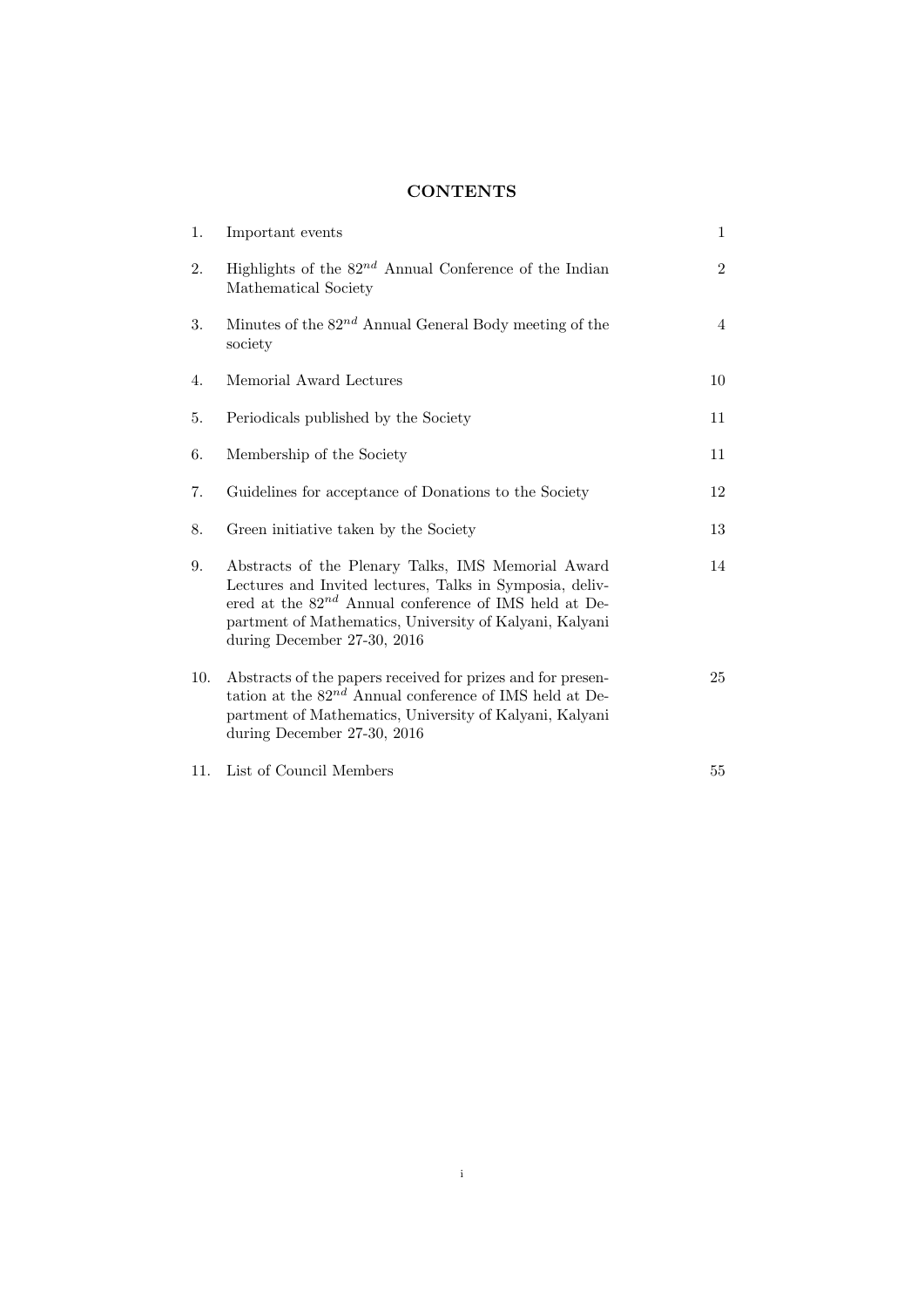# CONTENTS

| | | |
|---|---|---|
| 1. | Important events | 1 |
| 2. | Highlights of the $82^{nd}$ Annual Conference of the Indian Mathematical Society | 2 |
| 3. | Minutes of the $82^{nd}$ Annual General Body meeting of the society | 4 |
| 4. | Memorial Award Lectures | 10 |
| 5. | Periodicals published by the Society | 11 |
| 6. | Membership of the Society | 11 |
| 7. | Guidelines for acceptance of Donations to the Society | 12 |
| 8. | Green initiative taken by the Society | 13 |
| 9. | Abstracts of the Plenary Talks, IMS Memorial Award Lectures and Invited lectures, Talks in Symposia, delivered at the $82^{nd}$ Annual conference of IMS held at Department of Mathematics, University of Kalyani, Kalyani during December 27-30, 2016 | 14 |
| 10. | Abstracts of the papers received for prizes and for presentation at the $82^{nd}$ Annual conference of IMS held at Department of Mathematics, University of Kalyani, Kalyani during December 27-30, 2016 | 25 |
| 11. | List of Council Members | 55 |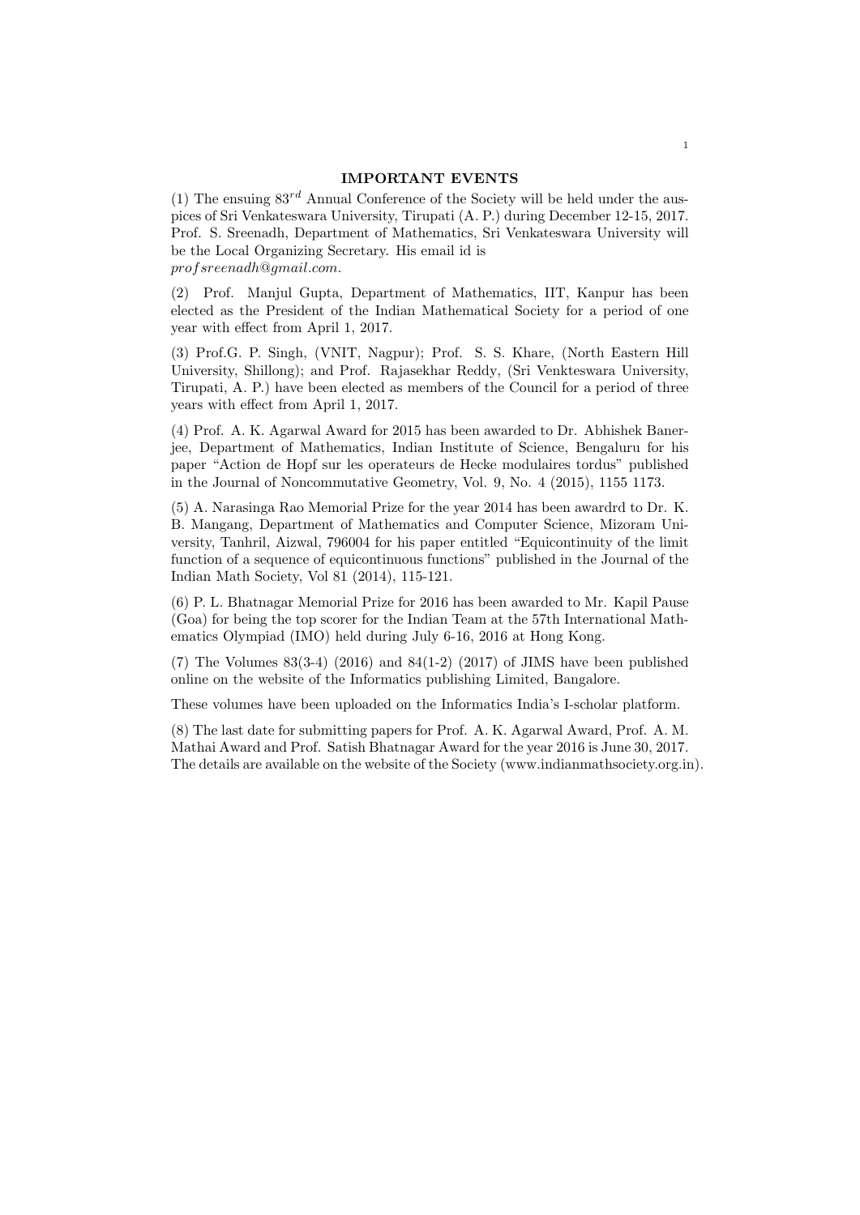## IMPORTANT EVENTS

(1) The ensuing $83^{rd}$ Annual Conference of the Society will be held under the auspices of Sri Venkateswara University, Tirupati (A. P.) during December 12-15, 2017. Prof. S. Sreenadh, Department of Mathematics, Sri Venkateswara University will be the Local Organizing Secretary. His email id is *profsreenadh@gmail.com*.

(2) Prof. Manjul Gupta, Department of Mathematics, IIT, Kanpur has been elected as the President of the Indian Mathematical Society for a period of one year with effect from April 1, 2017.

(3) Prof.G. P. Singh, (VNIT, Nagpur); Prof. S. S. Khare, (North Eastern Hill University, Shillong); and Prof. Rajasekhar Reddy, (Sri Venkteswara University, Tirupati, A. P.) have been elected as members of the Council for a period of three years with effect from April 1, 2017.

(4) Prof. A. K. Agarwal Award for 2015 has been awarded to Dr. Abhishek Banerjee, Department of Mathematics, Indian Institute of Science, Bengaluru for his paper "Action de Hopf sur les operateurs de Hecke modulaires tordus" published in the Journal of Noncommutative Geometry, Vol. 9, No. 4 (2015), 1155 1173.

(5) A. Narasinga Rao Memorial Prize for the year 2014 has been awardrd to Dr. K. B. Mangang, Department of Mathematics and Computer Science, Mizoram University, Tanhril, Aizwal, 796004 for his paper entitled "Equicontinuity of the limit function of a sequence of equicontinuous functions" published in the Journal of the Indian Math Society, Vol 81 (2014), 115-121.

(6) P. L. Bhatnagar Memorial Prize for 2016 has been awarded to Mr. Kapil Pause (Goa) for being the top scorer for the Indian Team at the 57th International Mathematics Olympiad (IMO) held during July 6-16, 2016 at Hong Kong.

(7) The Volumes 83(3-4) (2016) and 84(1-2) (2017) of JIMS have been published online on the website of the Informatics publishing Limited, Bangalore.

These volumes have been uploaded on the Informatics India's I-scholar platform.

(8) The last date for submitting papers for Prof. A. K. Agarwal Award, Prof. A. M. Mathai Award and Prof. Satish Bhatnagar Award for the year 2016 is June 30, 2017. The details are available on the website of the Society (www.indianmathsociety.org.in).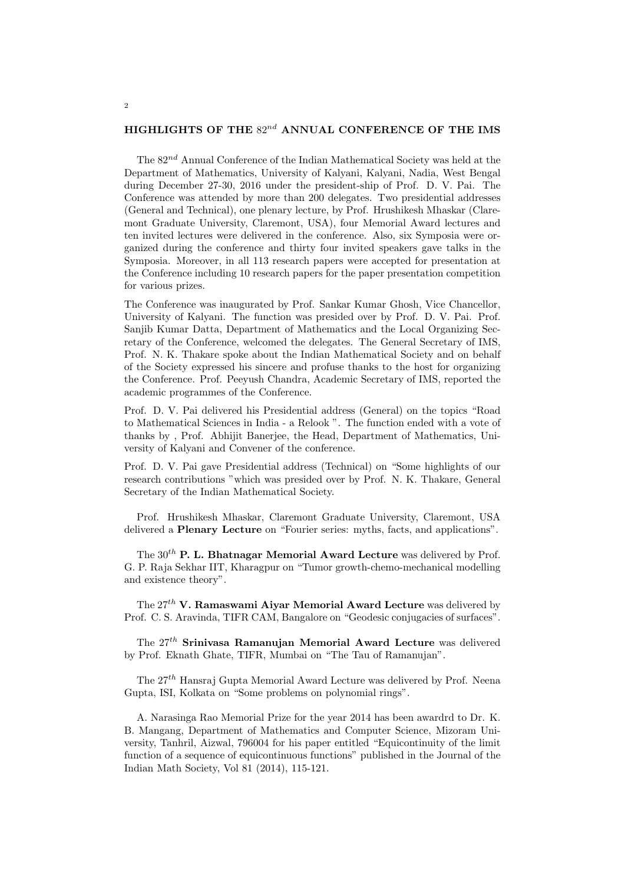## HIGHLIGHTS OF THE $82^{nd}$ ANNUAL CONFERENCE OF THE IMS

The $82^{nd}$ Annual Conference of the Indian Mathematical Society was held at the Department of Mathematics, University of Kalyani, Kalyani, Nadia, West Bengal during December 27-30, 2016 under the president-ship of Prof. D. V. Pai. The Conference was attended by more than 200 delegates. Two presidential addresses (General and Technical), one plenary lecture, by Prof. Hrushikesh Mhaskar (Claremont Graduate University, Claremont, USA), four Memorial Award lectures and ten invited lectures were delivered in the conference. Also, six Symposia were organized during the conference and thirty four invited speakers gave talks in the Symposia. Moreover, in all 113 research papers were accepted for presentation at the Conference including 10 research papers for the paper presentation competition for various prizes.

The Conference was inaugurated by Prof. Sankar Kumar Ghosh, Vice Chancellor, University of Kalyani. The function was presided over by Prof. D. V. Pai. Prof. Sanjib Kumar Datta, Department of Mathematics and the Local Organizing Secretary of the Conference, welcomed the delegates. The General Secretary of IMS, Prof. N. K. Thakare spoke about the Indian Mathematical Society and on behalf of the Society expressed his sincere and profuse thanks to the host for organizing the Conference. Prof. Peeyush Chandra, Academic Secretary of IMS, reported the academic programmes of the Conference.

Prof. D. V. Pai delivered his Presidential address (General) on the topics "Road to Mathematical Sciences in India - a Relook ". The function ended with a vote of thanks by , Prof. Abhijit Banerjee, the Head, Department of Mathematics, University of Kalyani and Convener of the conference.

Prof. D. V. Pai gave Presidential address (Technical) on "Some highlights of our research contributions "which was presided over by Prof. N. K. Thakare, General Secretary of the Indian Mathematical Society.

Prof. Hrushikesh Mhaskar, Claremont Graduate University, Claremont, USA delivered a **Plenary Lecture** on "Fourier series: myths, facts, and applications".

The $30^{th}$ **P. L. Bhatnagar Memorial Award Lecture** was delivered by Prof. G. P. Raja Sekhar IIT, Kharagpur on "Tumor growth-chemo-mechanical modelling and existence theory".

The $27^{th}$ **V. Ramaswami Aiyar Memorial Award Lecture** was delivered by Prof. C. S. Aravinda, TIFR CAM, Bangalore on "Geodesic conjugacies of surfaces".

The $27^{th}$ **Srinivasa Ramanujan Memorial Award Lecture** was delivered by Prof. Eknath Ghate, TIFR, Mumbai on "The Tau of Ramanujan".

The $27^{th}$ Hansraj Gupta Memorial Award Lecture was delivered by Prof. Neena Gupta, ISI, Kolkata on "Some problems on polynomial rings".

A. Narasinga Rao Memorial Prize for the year 2014 has been awardrd to Dr. K. B. Mangang, Department of Mathematics and Computer Science, Mizoram University, Tanhril, Aizwal, 796004 for his paper entitled "Equicontinuity of the limit function of a sequence of equicontinuous functions" published in the Journal of the Indian Math Society, Vol 81 (2014), 115-121.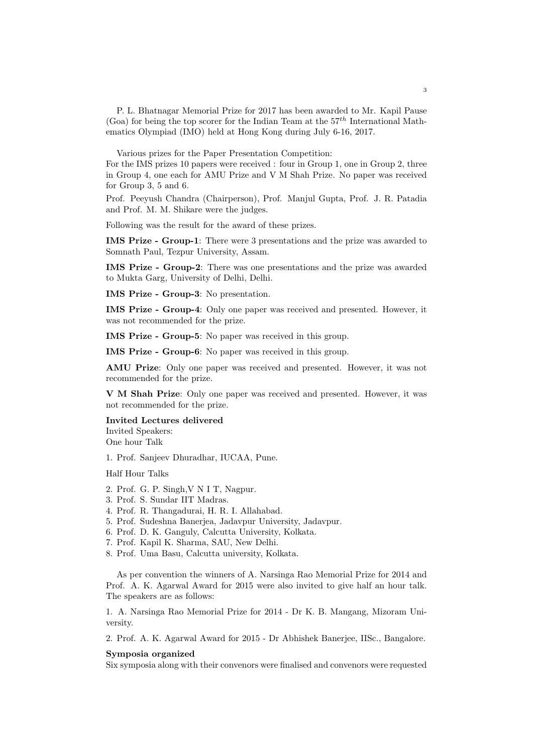P. L. Bhatnagar Memorial Prize for 2017 has been awarded to Mr. Kapil Pause (Goa) for being the top scorer for the Indian Team at the $57^{th}$ International Mathematics Olympiad (IMO) held at Hong Kong during July 6-16, 2017.

Various prizes for the Paper Presentation Competition:
For the IMS prizes 10 papers were received : four in Group 1, one in Group 2, three in Group 4, one each for AMU Prize and V M Shah Prize. No paper was received for Group 3, 5 and 6.

Prof. Peeyush Chandra (Chairperson), Prof. Manjul Gupta, Prof. J. R. Patadia and Prof. M. M. Shikare were the judges.

Following was the result for the award of these prizes.

**IMS Prize - Group-1**: There were 3 presentations and the prize was awarded to Somnath Paul, Tezpur University, Assam.

**IMS Prize - Group-2**: There was one presentations and the prize was awarded to Mukta Garg, University of Delhi, Delhi.

**IMS Prize - Group-3**: No presentation.

**IMS Prize - Group-4**: Only one paper was received and presented. However, it was not recommended for the prize.

**IMS Prize - Group-5**: No paper was received in this group.

**IMS Prize - Group-6**: No paper was received in this group.

**AMU Prize**: Only one paper was received and presented. However, it was not recommended for the prize.

**V M Shah Prize**: Only one paper was received and presented. However, it was not recommended for the prize.

**Invited Lectures delivered**
Invited Speakers:
One hour Talk

1. Prof. Sanjeev Dhuradhar, IUCAA, Pune.

Half Hour Talks

2. Prof. G. P. Singh,V N I T, Nagpur.
3. Prof. S. Sundar IIT Madras.
4. Prof. R. Thangadurai, H. R. I. Allahabad.
5. Prof. Sudeshna Banerjea, Jadavpur University, Jadavpur.
6. Prof. D. K. Ganguly, Calcutta University, Kolkata.
7. Prof. Kapil K. Sharma, SAU, New Delhi.
8. Prof. Uma Basu, Calcutta university, Kolkata.

As per convention the winners of A. Narsinga Rao Memorial Prize for 2014 and Prof. A. K. Agarwal Award for 2015 were also invited to give half an hour talk. The speakers are as follows:

1. A. Narsinga Rao Memorial Prize for 2014 - Dr K. B. Mangang, Mizoram University.

2. Prof. A. K. Agarwal Award for 2015 - Dr Abhishek Banerjee, IISc., Bangalore.

**Symposia organized**
Six symposia along with their convenors were finalised and convenors were requested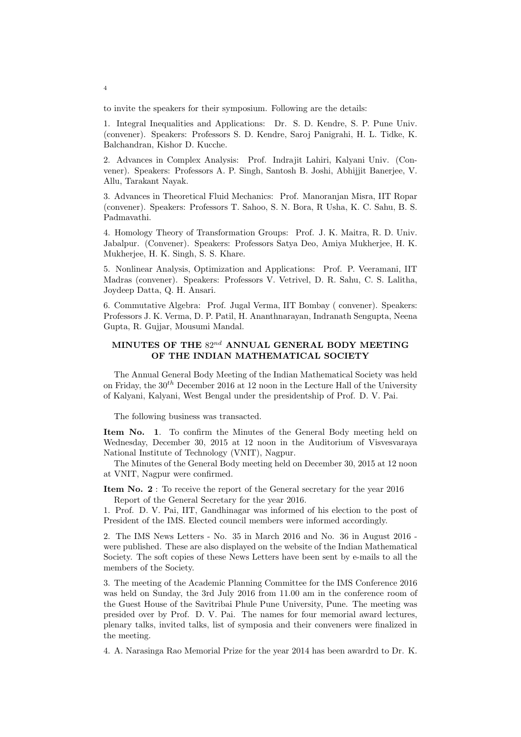to invite the speakers for their symposium. Following are the details:

1. Integral Inequalities and Applications: Dr. S. D. Kendre, S. P. Pune Univ. (convener). Speakers: Professors S. D. Kendre, Saroj Panigrahi, H. L. Tidke, K. Balchandran, Kishor D. Kucche.

2. Advances in Complex Analysis: Prof. Indrajit Lahiri, Kalyani Univ. (Convener). Speakers: Professors A. P. Singh, Santosh B. Joshi, Abhijjit Banerjee, V. Allu, Tarakant Nayak.

3. Advances in Theoretical Fluid Mechanics: Prof. Manoranjan Misra, IIT Ropar (convener). Speakers: Professors T. Sahoo, S. N. Bora, R Usha, K. C. Sahu, B. S. Padmavathi.

4. Homology Theory of Transformation Groups: Prof. J. K. Maitra, R. D. Univ. Jabalpur. (Convener). Speakers: Professors Satya Deo, Amiya Mukherjee, H. K. Mukherjee, H. K. Singh, S. S. Khare.

5. Nonlinear Analysis, Optimization and Applications: Prof. P. Veeramani, IIT Madras (convener). Speakers: Professors V. Vetrivel, D. R. Sahu, C. S. Lalitha, Joydeep Datta, Q. H. Ansari.

6. Commutative Algebra: Prof. Jugal Verma, IIT Bombay ( convener). Speakers: Professors J. K. Verma, D. P. Patil, H. Ananthnarayan, Indranath Sengupta, Neena Gupta, R. Gujjar, Mousumi Mandal.

## MINUTES OF THE $82^{nd}$ ANNUAL GENERAL BODY MEETING OF THE INDIAN MATHEMATICAL SOCIETY

The Annual General Body Meeting of the Indian Mathematical Society was held on Friday, the $30^{th}$ December 2016 at 12 noon in the Lecture Hall of the University of Kalyani, Kalyani, West Bengal under the presidentship of Prof. D. V. Pai.

The following business was transacted.

**Item No. 1**. To confirm the Minutes of the General Body meeting held on Wednesday, December 30, 2015 at 12 noon in the Auditorium of Visvesvaraya National Institute of Technology (VNIT), Nagpur.

The Minutes of the General Body meeting held on December 30, 2015 at 12 noon at VNIT, Nagpur were confirmed.

**Item No. 2** : To receive the report of the General secretary for the year 2016

Report of the General Secretary for the year 2016.

1. Prof. D. V. Pai, IIT, Gandhinagar was informed of his election to the post of President of the IMS. Elected council members were informed accordingly.

2. The IMS News Letters - No. 35 in March 2016 and No. 36 in August 2016 - were published. These are also displayed on the website of the Indian Mathematical Society. The soft copies of these News Letters have been sent by e-mails to all the members of the Society.

3. The meeting of the Academic Planning Committee for the IMS Conference 2016 was held on Sunday, the 3rd July 2016 from 11.00 am in the conference room of the Guest House of the Savitribai Phule Pune University, Pune. The meeting was presided over by Prof. D. V. Pai. The names for four memorial award lectures, plenary talks, invited talks, list of symposia and their conveners were finalized in the meeting.

4. A. Narasinga Rao Memorial Prize for the year 2014 has been awardrd to Dr. K.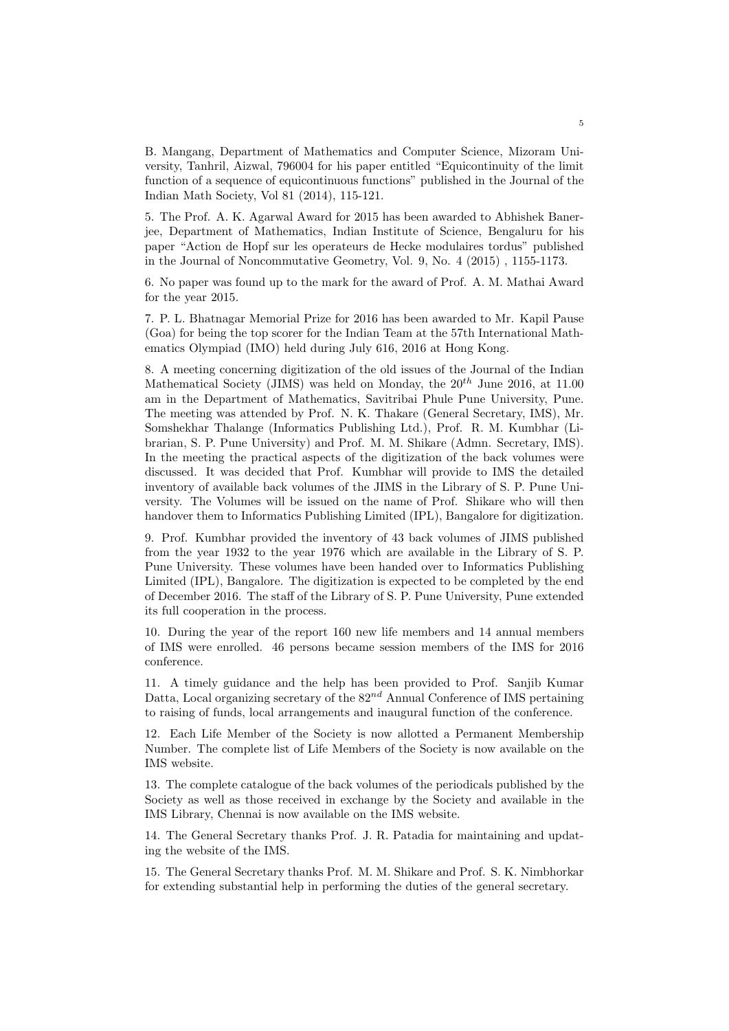B. Mangang, Department of Mathematics and Computer Science, Mizoram University, Tanhril, Aizwal, 796004 for his paper entitled "Equicontinuity of the limit function of a sequence of equicontinuous functions" published in the Journal of the Indian Math Society, Vol 81 (2014), 115-121.

5. The Prof. A. K. Agarwal Award for 2015 has been awarded to Abhishek Banerjee, Department of Mathematics, Indian Institute of Science, Bengaluru for his paper "Action de Hopf sur les operateurs de Hecke modulaires tordus" published in the Journal of Noncommutative Geometry, Vol. 9, No. 4 (2015) , 1155-1173.

6. No paper was found up to the mark for the award of Prof. A. M. Mathai Award for the year 2015.

7. P. L. Bhatnagar Memorial Prize for 2016 has been awarded to Mr. Kapil Pause (Goa) for being the top scorer for the Indian Team at the 57th International Mathematics Olympiad (IMO) held during July 616, 2016 at Hong Kong.

8. A meeting concerning digitization of the old issues of the Journal of the Indian Mathematical Society (JIMS) was held on Monday, the $20^{th}$ June 2016, at 11.00 am in the Department of Mathematics, Savitribai Phule Pune University, Pune. The meeting was attended by Prof. N. K. Thakare (General Secretary, IMS), Mr. Somshekhar Thalange (Informatics Publishing Ltd.), Prof. R. M. Kumbhar (Librarian, S. P. Pune University) and Prof. M. M. Shikare (Admn. Secretary, IMS). In the meeting the practical aspects of the digitization of the back volumes were discussed. It was decided that Prof. Kumbhar will provide to IMS the detailed inventory of available back volumes of the JIMS in the Library of S. P. Pune University. The Volumes will be issued on the name of Prof. Shikare who will then handover them to Informatics Publishing Limited (IPL), Bangalore for digitization.

9. Prof. Kumbhar provided the inventory of 43 back volumes of JIMS published from the year 1932 to the year 1976 which are available in the Library of S. P. Pune University. These volumes have been handed over to Informatics Publishing Limited (IPL), Bangalore. The digitization is expected to be completed by the end of December 2016. The staff of the Library of S. P. Pune University, Pune extended its full cooperation in the process.

10. During the year of the report 160 new life members and 14 annual members of IMS were enrolled. 46 persons became session members of the IMS for 2016 conference.

11. A timely guidance and the help has been provided to Prof. Sanjib Kumar Datta, Local organizing secretary of the $82^{nd}$ Annual Conference of IMS pertaining to raising of funds, local arrangements and inaugural function of the conference.

12. Each Life Member of the Society is now allotted a Permanent Membership Number. The complete list of Life Members of the Society is now available on the IMS website.

13. The complete catalogue of the back volumes of the periodicals published by the Society as well as those received in exchange by the Society and available in the IMS Library, Chennai is now available on the IMS website.

14. The General Secretary thanks Prof. J. R. Patadia for maintaining and updating the website of the IMS.

15. The General Secretary thanks Prof. M. M. Shikare and Prof. S. K. Nimbhorkar for extending substantial help in performing the duties of the general secretary.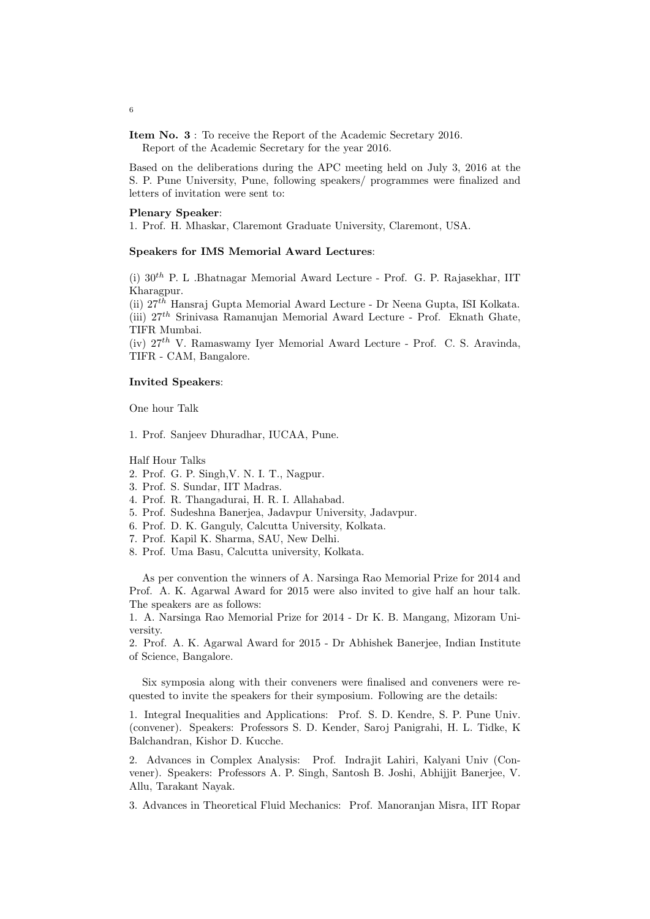**Item No. 3** : To receive the Report of the Academic Secretary 2016.
Report of the Academic Secretary for the year 2016.

Based on the deliberations during the APC meeting held on July 3, 2016 at the S. P. Pune University, Pune, following speakers/ programmes were finalized and letters of invitation were sent to:

**Plenary Speaker**:
1. Prof. H. Mhaskar, Claremont Graduate University, Claremont, USA.

**Speakers for IMS Memorial Award Lectures**:

(i) $30^{th}$ P. L .Bhatnagar Memorial Award Lecture - Prof. G. P. Rajasekhar, IIT Kharagpur.
(ii) $27^{th}$ Hansraj Gupta Memorial Award Lecture - Dr Neena Gupta, ISI Kolkata.
(iii) $27^{th}$ Srinivasa Ramanujan Memorial Award Lecture - Prof. Eknath Ghate, TIFR Mumbai.
(iv) $27^{th}$ V. Ramaswamy Iyer Memorial Award Lecture - Prof. C. S. Aravinda, TIFR - CAM, Bangalore.

**Invited Speakers**:

One hour Talk

1. Prof. Sanjeev Dhuradhar, IUCAA, Pune.

Half Hour Talks
2. Prof. G. P. Singh,V. N. I. T., Nagpur.
3. Prof. S. Sundar, IIT Madras.
4. Prof. R. Thangadurai, H. R. I. Allahabad.
5. Prof. Sudeshna Banerjea, Jadavpur University, Jadavpur.
6. Prof. D. K. Ganguly, Calcutta University, Kolkata.
7. Prof. Kapil K. Sharma, SAU, New Delhi.
8. Prof. Uma Basu, Calcutta university, Kolkata.

As per convention the winners of A. Narsinga Rao Memorial Prize for 2014 and Prof. A. K. Agarwal Award for 2015 were also invited to give half an hour talk. The speakers are as follows:
1. A. Narsinga Rao Memorial Prize for 2014 - Dr K. B. Mangang, Mizoram University.
2. Prof. A. K. Agarwal Award for 2015 - Dr Abhishek Banerjee, Indian Institute of Science, Bangalore.

Six symposia along with their conveners were finalised and conveners were requested to invite the speakers for their symposium. Following are the details:

1. Integral Inequalities and Applications: Prof. S. D. Kendre, S. P. Pune Univ. (convener). Speakers: Professors S. D. Kender, Saroj Panigrahi, H. L. Tidke, K Balchandran, Kishor D. Kucche.

2. Advances in Complex Analysis: Prof. Indrajit Lahiri, Kalyani Univ (Convener). Speakers: Professors A. P. Singh, Santosh B. Joshi, Abhijjit Banerjee, V. Allu, Tarakant Nayak.

3. Advances in Theoretical Fluid Mechanics: Prof. Manoranjan Misra, IIT Ropar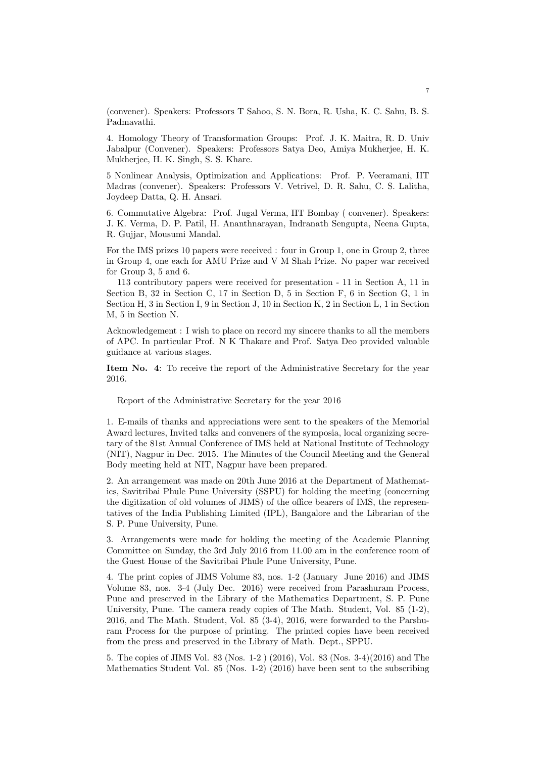(convener). Speakers: Professors T Sahoo, S. N. Bora, R. Usha, K. C. Sahu, B. S. Padmavathi.

4. Homology Theory of Transformation Groups: Prof. J. K. Maitra, R. D. Univ Jabalpur (Convener). Speakers: Professors Satya Deo, Amiya Mukherjee, H. K. Mukherjee, H. K. Singh, S. S. Khare.

5 Nonlinear Analysis, Optimization and Applications: Prof. P. Veeramani, IIT Madras (convener). Speakers: Professors V. Vetrivel, D. R. Sahu, C. S. Lalitha, Joydeep Datta, Q. H. Ansari.

6. Commutative Algebra: Prof. Jugal Verma, IIT Bombay ( convener). Speakers: J. K. Verma, D. P. Patil, H. Ananthnarayan, Indranath Sengupta, Neena Gupta, R. Gujjar, Mousumi Mandal.

For the IMS prizes 10 papers were received : four in Group 1, one in Group 2, three in Group 4, one each for AMU Prize and V M Shah Prize. No paper war received for Group 3, 5 and 6.

113 contributory papers were received for presentation - 11 in Section A, 11 in Section B, 32 in Section C, 17 in Section D, 5 in Section F, 6 in Section G, 1 in Section H, 3 in Section I, 9 in Section J, 10 in Section K, 2 in Section L, 1 in Section M, 5 in Section N.

Acknowledgement : I wish to place on record my sincere thanks to all the members of APC. In particular Prof. N K Thakare and Prof. Satya Deo provided valuable guidance at various stages.

**Item No. 4**: To receive the report of the Administrative Secretary for the year 2016.

Report of the Administrative Secretary for the year 2016

1. E-mails of thanks and appreciations were sent to the speakers of the Memorial Award lectures, Invited talks and conveners of the symposia, local organizing secretary of the 81st Annual Conference of IMS held at National Institute of Technology (NIT), Nagpur in Dec. 2015. The Minutes of the Council Meeting and the General Body meeting held at NIT, Nagpur have been prepared.

2. An arrangement was made on 20th June 2016 at the Department of Mathematics, Savitribai Phule Pune University (SSPU) for holding the meeting (concerning the digitization of old volumes of JIMS) of the office bearers of IMS, the representatives of the India Publishing Limited (IPL), Bangalore and the Librarian of the S. P. Pune University, Pune.

3. Arrangements were made for holding the meeting of the Academic Planning Committee on Sunday, the 3rd July 2016 from 11.00 am in the conference room of the Guest House of the Savitribai Phule Pune University, Pune.

4. The print copies of JIMS Volume 83, nos. 1-2 (January June 2016) and JIMS Volume 83, nos. 3-4 (July Dec. 2016) were received from Parashuram Process, Pune and preserved in the Library of the Mathematics Department, S. P. Pune University, Pune. The camera ready copies of The Math. Student, Vol. 85 (1-2), 2016, and The Math. Student, Vol. 85 (3-4), 2016, were forwarded to the Parshuram Process for the purpose of printing. The printed copies have been received from the press and preserved in the Library of Math. Dept., SPPU.

5. The copies of JIMS Vol. 83 (Nos. 1-2 ) (2016), Vol. 83 (Nos. 3-4)(2016) and The Mathematics Student Vol. 85 (Nos. 1-2) (2016) have been sent to the subscribing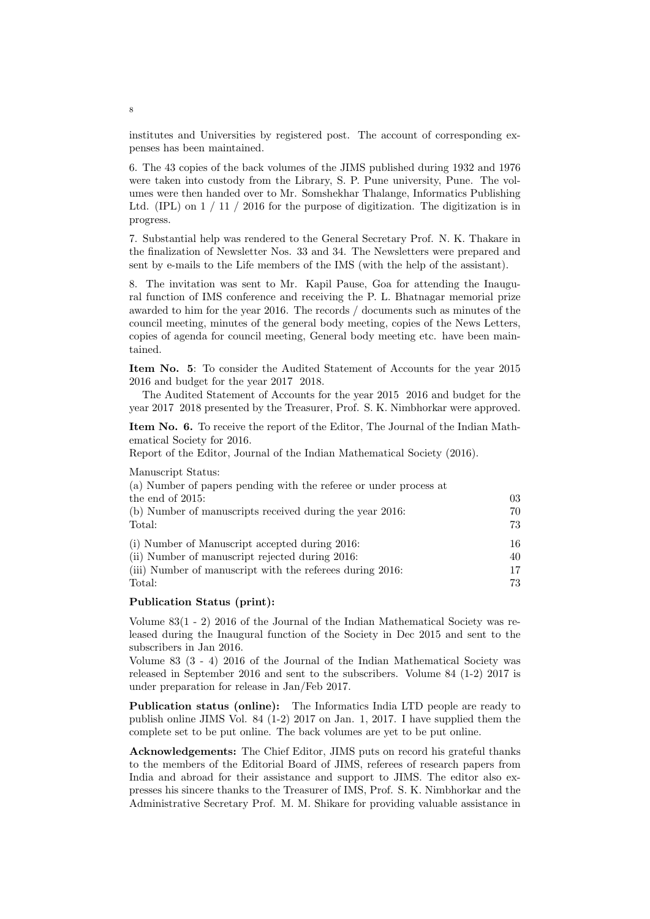institutes and Universities by registered post. The account of corresponding expenses has been maintained.

6. The 43 copies of the back volumes of the JIMS published during 1932 and 1976 were taken into custody from the Library, S. P. Pune university, Pune. The volumes were then handed over to Mr. Somshekhar Thalange, Informatics Publishing Ltd. (IPL) on 1 / 11 / 2016 for the purpose of digitization. The digitization is in progress.

7. Substantial help was rendered to the General Secretary Prof. N. K. Thakare in the finalization of Newsletter Nos. 33 and 34. The Newsletters were prepared and sent by e-mails to the Life members of the IMS (with the help of the assistant).

8. The invitation was sent to Mr. Kapil Pause, Goa for attending the Inaugural function of IMS conference and receiving the P. L. Bhatnagar memorial prize awarded to him for the year 2016. The records / documents such as minutes of the council meeting, minutes of the general body meeting, copies of the News Letters, copies of agenda for council meeting, General body meeting etc. have been maintained.

**Item No. 5**: To consider the Audited Statement of Accounts for the year 2015 2016 and budget for the year 2017 2018.

The Audited Statement of Accounts for the year 2015 2016 and budget for the year 2017 2018 presented by the Treasurer, Prof. S. K. Nimbhorkar were approved.

**Item No. 6.** To receive the report of the Editor, The Journal of the Indian Mathematical Society for 2016.

Report of the Editor, Journal of the Indian Mathematical Society (2016).

Manuscript Status:

| | |
|---|---|
| (a) Number of papers pending with the referee or under process at the end of 2015: | 03 |
| (b) Number of manuscripts received during the year 2016: | 70 |
| Total: | 73 |
| (i) Number of Manuscript accepted during 2016: | 16 |
| (ii) Number of manuscript rejected during 2016: | 40 |
| (iii) Number of manuscript with the referees during 2016: | 17 |
| Total: | 73 |

**Publication Status (print):**

Volume 83(1 - 2) 2016 of the Journal of the Indian Mathematical Society was released during the Inaugural function of the Society in Dec 2015 and sent to the subscribers in Jan 2016.

Volume 83 (3 - 4) 2016 of the Journal of the Indian Mathematical Society was released in September 2016 and sent to the subscribers. Volume 84 (1-2) 2017 is under preparation for release in Jan/Feb 2017.

**Publication status (online):** The Informatics India LTD people are ready to publish online JIMS Vol. 84 (1-2) 2017 on Jan. 1, 2017. I have supplied them the complete set to be put online. The back volumes are yet to be put online.

**Acknowledgements:** The Chief Editor, JIMS puts on record his grateful thanks to the members of the Editorial Board of JIMS, referees of research papers from India and abroad for their assistance and support to JIMS. The editor also expresses his sincere thanks to the Treasurer of IMS, Prof. S. K. Nimbhorkar and the Administrative Secretary Prof. M. M. Shikare for providing valuable assistance in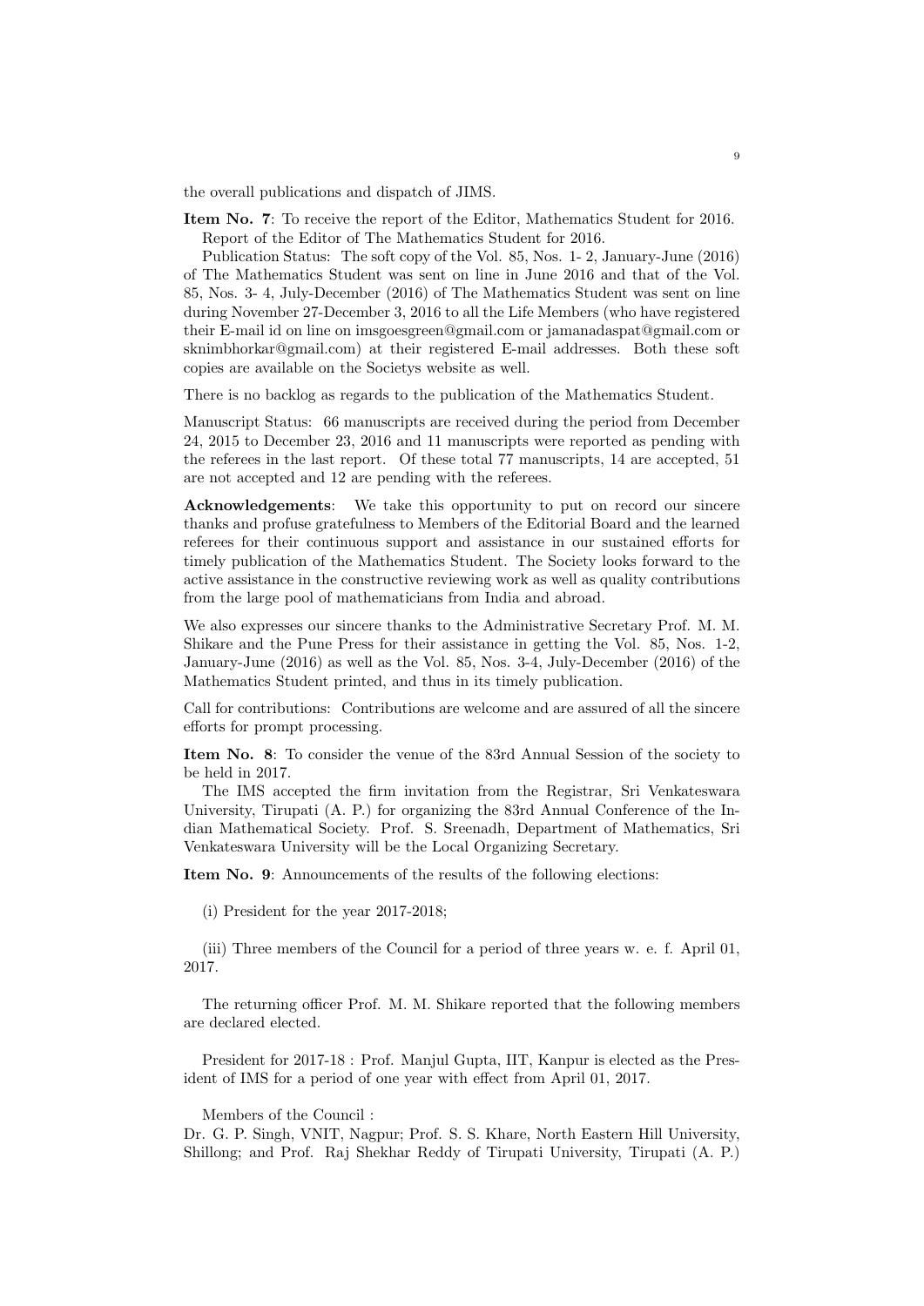the overall publications and dispatch of JIMS.

**Item No. 7**: To receive the report of the Editor, Mathematics Student for 2016.
Report of the Editor of The Mathematics Student for 2016.

Publication Status: The soft copy of the Vol. 85, Nos. 1- 2, January-June (2016) of The Mathematics Student was sent on line in June 2016 and that of the Vol. 85, Nos. 3- 4, July-December (2016) of The Mathematics Student was sent on line during November 27-December 3, 2016 to all the Life Members (who have registered their E-mail id on line on imsgoesgreen@gmail.com or jamanadaspat@gmail.com or sknimbhorkar@gmail.com) at their registered E-mail addresses. Both these soft copies are available on the Societys website as well.

There is no backlog as regards to the publication of the Mathematics Student.

Manuscript Status: 66 manuscripts are received during the period from December 24, 2015 to December 23, 2016 and 11 manuscripts were reported as pending with the referees in the last report. Of these total 77 manuscripts, 14 are accepted, 51 are not accepted and 12 are pending with the referees.

**Acknowledgements**: We take this opportunity to put on record our sincere thanks and profuse gratefulness to Members of the Editorial Board and the learned referees for their continuous support and assistance in our sustained efforts for timely publication of the Mathematics Student. The Society looks forward to the active assistance in the constructive reviewing work as well as quality contributions from the large pool of mathematicians from India and abroad.

We also expresses our sincere thanks to the Administrative Secretary Prof. M. M. Shikare and the Pune Press for their assistance in getting the Vol. 85, Nos. 1-2, January-June (2016) as well as the Vol. 85, Nos. 3-4, July-December (2016) of the Mathematics Student printed, and thus in its timely publication.

Call for contributions: Contributions are welcome and are assured of all the sincere efforts for prompt processing.

**Item No. 8**: To consider the venue of the 83rd Annual Session of the society to be held in 2017.

The IMS accepted the firm invitation from the Registrar, Sri Venkateswara University, Tirupati (A. P.) for organizing the 83rd Annual Conference of the Indian Mathematical Society. Prof. S. Sreenadh, Department of Mathematics, Sri Venkateswara University will be the Local Organizing Secretary.

**Item No. 9**: Announcements of the results of the following elections:

(i) President for the year 2017-2018;

(iii) Three members of the Council for a period of three years w. e. f. April 01, 2017.

The returning officer Prof. M. M. Shikare reported that the following members are declared elected.

President for 2017-18 : Prof. Manjul Gupta, IIT, Kanpur is elected as the President of IMS for a period of one year with effect from April 01, 2017.

Members of the Council :
Dr. G. P. Singh, VNIT, Nagpur; Prof. S. S. Khare, North Eastern Hill University, Shillong; and Prof. Raj Shekhar Reddy of Tirupati University, Tirupati (A. P.)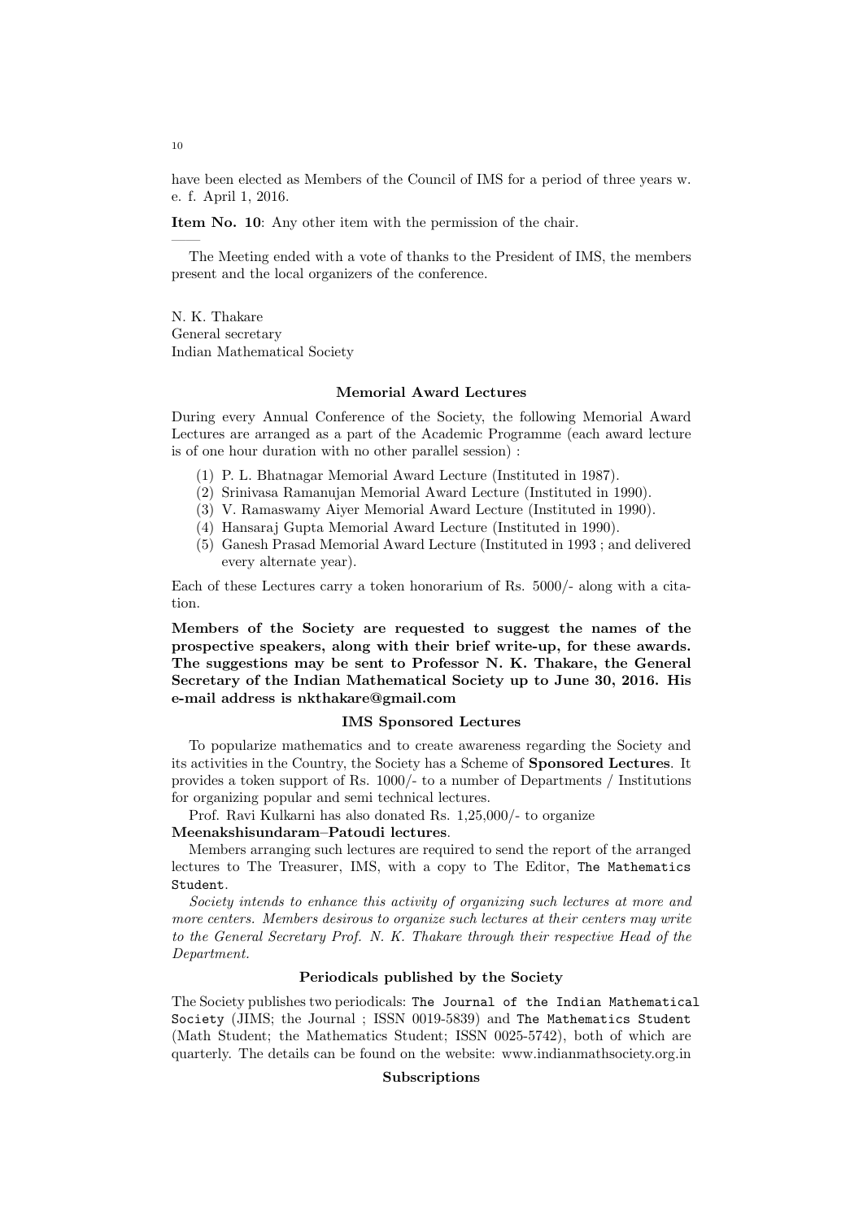have been elected as Members of the Council of IMS for a period of three years w. e. f. April 1, 2016.

**Item No. 10**: Any other item with the permission of the chair.

——

The Meeting ended with a vote of thanks to the President of IMS, the members present and the local organizers of the conference.

N. K. Thakare
General secretary
Indian Mathematical Society

### Memorial Award Lectures

During every Annual Conference of the Society, the following Memorial Award Lectures are arranged as a part of the Academic Programme (each award lecture is of one hour duration with no other parallel session) :

1. P. L. Bhatnagar Memorial Award Lecture (Instituted in 1987).
2. Srinivasa Ramanujan Memorial Award Lecture (Instituted in 1990).
3. V. Ramaswamy Aiyer Memorial Award Lecture (Instituted in 1990).
4. Hansaraj Gupta Memorial Award Lecture (Instituted in 1990).
5. Ganesh Prasad Memorial Award Lecture (Instituted in 1993 ; and delivered every alternate year).

Each of these Lectures carry a token honorarium of Rs. 5000/- along with a citation.

**Members of the Society are requested to suggest the names of the prospective speakers, along with their brief write-up, for these awards. The suggestions may be sent to Professor N. K. Thakare, the General Secretary of the Indian Mathematical Society up to June 30, 2016. His e-mail address is nkthakare@gmail.com**

### IMS Sponsored Lectures

To popularize mathematics and to create awareness regarding the Society and its activities in the Country, the Society has a Scheme of **Sponsored Lectures**. It provides a token support of Rs. 1000/- to a number of Departments / Institutions for organizing popular and semi technical lectures.

Prof. Ravi Kulkarni has also donated Rs. 1,25,000/- to organize **Meenakshisundaram–Patoudi lectures**.

Members arranging such lectures are required to send the report of the arranged lectures to The Treasurer, IMS, with a copy to The Editor, The Mathematics Student.

*Society intends to enhance this activity of organizing such lectures at more and more centers. Members desirous to organize such lectures at their centers may write to the General Secretary Prof. N. K. Thakare through their respective Head of the Department.*

### Periodicals published by the Society

The Society publishes two periodicals: The Journal of the Indian Mathematical Society (JIMS; the Journal ; ISSN 0019-5839) and The Mathematics Student (Math Student; the Mathematics Student; ISSN 0025-5742), both of which are quarterly. The details can be found on the website: www.indianmathsociety.org.in

### Subscriptions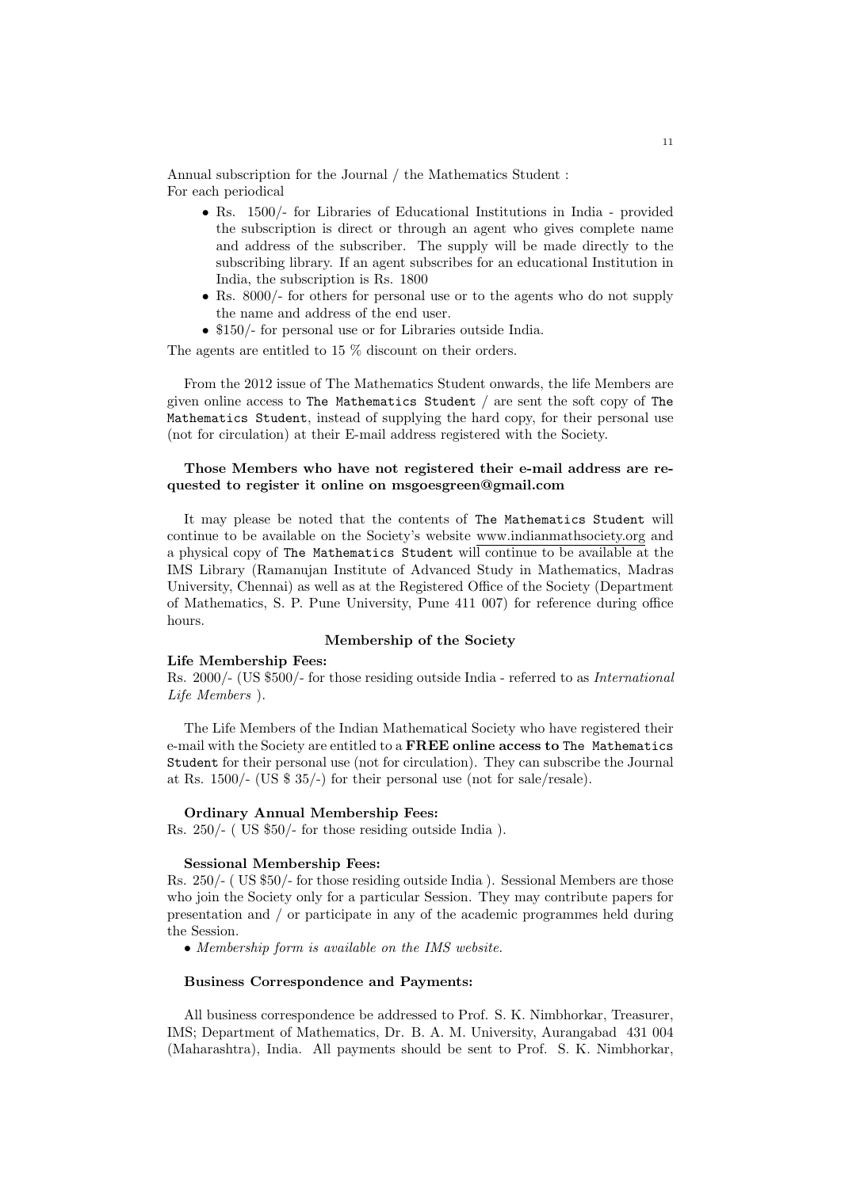Annual subscription for the Journal / the Mathematics Student :
For each periodical

- Rs. 1500/- for Libraries of Educational Institutions in India - provided the subscription is direct or through an agent who gives complete name and address of the subscriber. The supply will be made directly to the subscribing library. If an agent subscribes for an educational Institution in India, the subscription is Rs. 1800
- Rs. 8000/- for others for personal use or to the agents who do not supply the name and address of the end user.
- $150/- for personal use or for Libraries outside India.

The agents are entitled to 15 % discount on their orders.

From the 2012 issue of The Mathematics Student onwards, the life Members are given online access to `The Mathematics Student` / are sent the soft copy of `The Mathematics Student`, instead of supplying the hard copy, for their personal use (not for circulation) at their E-mail address registered with the Society.

**Those Members who have not registered their e-mail address are requested to register it online on msgoesgreen@gmail.com**

It may please be noted that the contents of `The Mathematics Student` will continue to be available on the Society's website www.indianmathsociety.org and a physical copy of `The Mathematics Student` will continue to be available at the IMS Library (Ramanujan Institute of Advanced Study in Mathematics, Madras University, Chennai) as well as at the Registered Office of the Society (Department of Mathematics, S. P. Pune University, Pune 411 007) for reference during office hours.

**Membership of the Society**

**Life Membership Fees:**
Rs. 2000/- (US $500/- for those residing outside India - referred to as *International Life Members* ).

The Life Members of the Indian Mathematical Society who have registered their e-mail with the Society are entitled to a **FREE online access to** `The Mathematics Student` for their personal use (not for circulation). They can subscribe the Journal at Rs. 1500/- (US $ 35/-) for their personal use (not for sale/resale).

**Ordinary Annual Membership Fees:**
Rs. 250/- ( US $50/- for those residing outside India ).

**Sessional Membership Fees:**
Rs. 250/- ( US $50/- for those residing outside India ). Sessional Members are those who join the Society only for a particular Session. They may contribute papers for presentation and / or participate in any of the academic programmes held during the Session.

- *Membership form is available on the IMS website.*

**Business Correspondence and Payments:**

All business correspondence be addressed to Prof. S. K. Nimbhorkar, Treasurer, IMS; Department of Mathematics, Dr. B. A. M. University, Aurangabad 431 004 (Maharashtra), India. All payments should be sent to Prof. S. K. Nimbhorkar,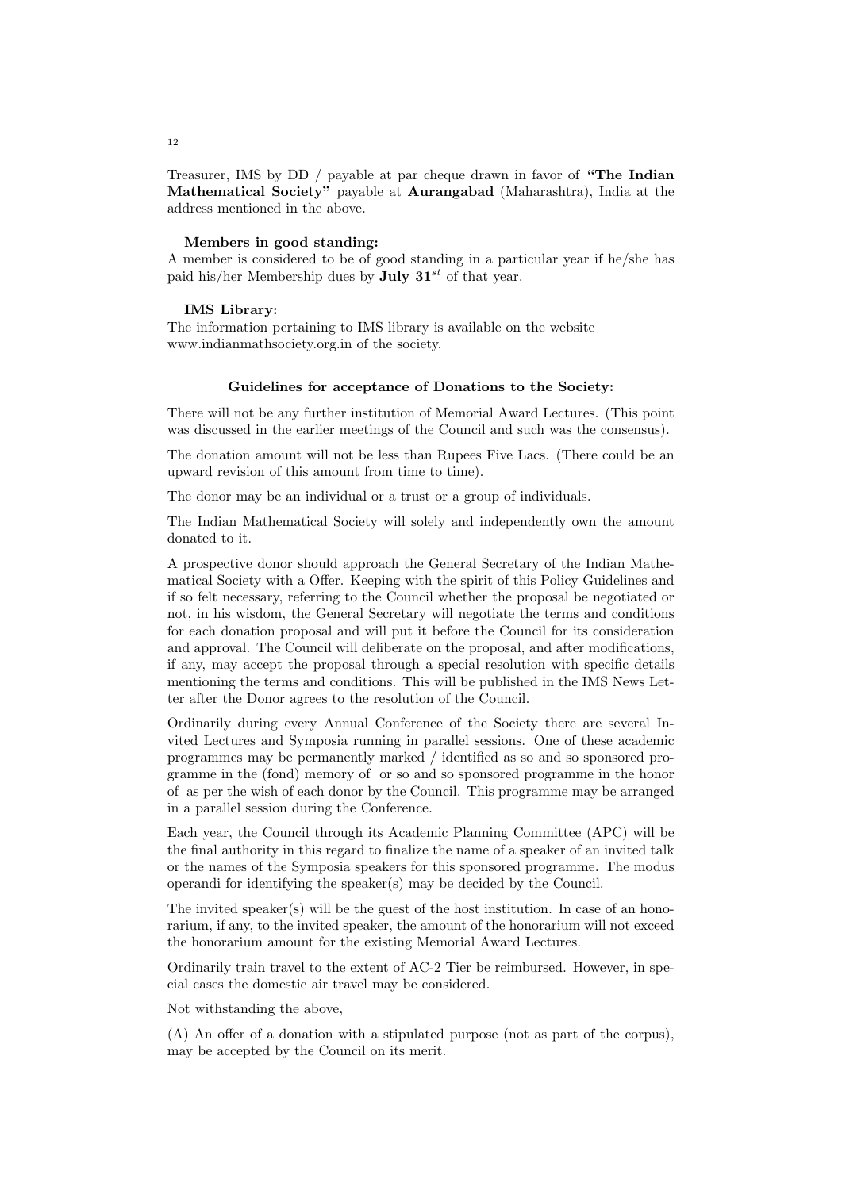Treasurer, IMS by DD / payable at par cheque drawn in favor of **"The Indian Mathematical Society"** payable at **Aurangabad** (Maharashtra), India at the address mentioned in the above.

**Members in good standing:**
A member is considered to be of good standing in a particular year if he/she has paid his/her Membership dues by **July 31$^{st}$** of that year.

**IMS Library:**
The information pertaining to IMS library is available on the website www.indianmathsociety.org.in of the society.

**Guidelines for acceptance of Donations to the Society:**

There will not be any further institution of Memorial Award Lectures. (This point was discussed in the earlier meetings of the Council and such was the consensus).

The donation amount will not be less than Rupees Five Lacs. (There could be an upward revision of this amount from time to time).

The donor may be an individual or a trust or a group of individuals.

The Indian Mathematical Society will solely and independently own the amount donated to it.

A prospective donor should approach the General Secretary of the Indian Mathematical Society with a Offer. Keeping with the spirit of this Policy Guidelines and if so felt necessary, referring to the Council whether the proposal be negotiated or not, in his wisdom, the General Secretary will negotiate the terms and conditions for each donation proposal and will put it before the Council for its consideration and approval. The Council will deliberate on the proposal, and after modifications, if any, may accept the proposal through a special resolution with specific details mentioning the terms and conditions. This will be published in the IMS News Letter after the Donor agrees to the resolution of the Council.

Ordinarily during every Annual Conference of the Society there are several Invited Lectures and Symposia running in parallel sessions. One of these academic programmes may be permanently marked / identified as so and so sponsored programme in the (fond) memory of or so and so sponsored programme in the honor of as per the wish of each donor by the Council. This programme may be arranged in a parallel session during the Conference.

Each year, the Council through its Academic Planning Committee (APC) will be the final authority in this regard to finalize the name of a speaker of an invited talk or the names of the Symposia speakers for this sponsored programme. The modus operandi for identifying the speaker(s) may be decided by the Council.

The invited speaker(s) will be the guest of the host institution. In case of an honorarium, if any, to the invited speaker, the amount of the honorarium will not exceed the honorarium amount for the existing Memorial Award Lectures.

Ordinarily train travel to the extent of AC-2 Tier be reimbursed. However, in special cases the domestic air travel may be considered.

Not withstanding the above,

(A) An offer of a donation with a stipulated purpose (not as part of the corpus), may be accepted by the Council on its merit.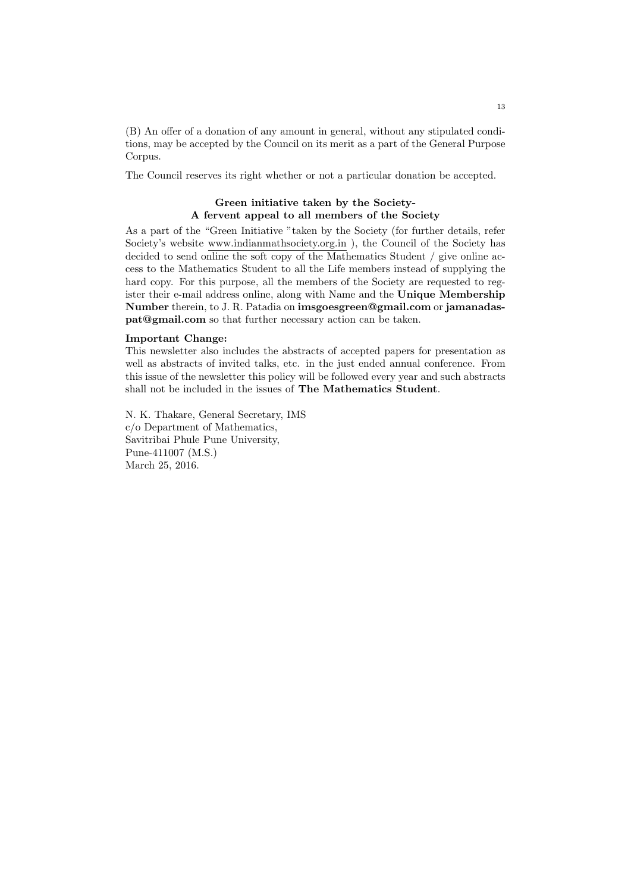(B) An offer of a donation of any amount in general, without any stipulated conditions, may be accepted by the Council on its merit as a part of the General Purpose Corpus.

The Council reserves its right whether or not a particular donation be accepted.

### Green initiative taken by the Society- A fervent appeal to all members of the Society

As a part of the "Green Initiative "taken by the Society (for further details, refer Society's website www.indianmathsociety.org.in ), the Council of the Society has decided to send online the soft copy of the Mathematics Student / give online access to the Mathematics Student to all the Life members instead of supplying the hard copy. For this purpose, all the members of the Society are requested to register their e-mail address online, along with Name and the **Unique Membership Number** therein, to J. R. Patadia on **imsgoesgreen@gmail.com** or **jamanadaspat@gmail.com** so that further necessary action can be taken.

**Important Change:**
This newsletter also includes the abstracts of accepted papers for presentation as well as abstracts of invited talks, etc. in the just ended annual conference. From this issue of the newsletter this policy will be followed every year and such abstracts shall not be included in the issues of **The Mathematics Student**.

N. K. Thakare, General Secretary, IMS
c/o Department of Mathematics,
Savitribai Phule Pune University,
Pune-411007 (M.S.)
March 25, 2016.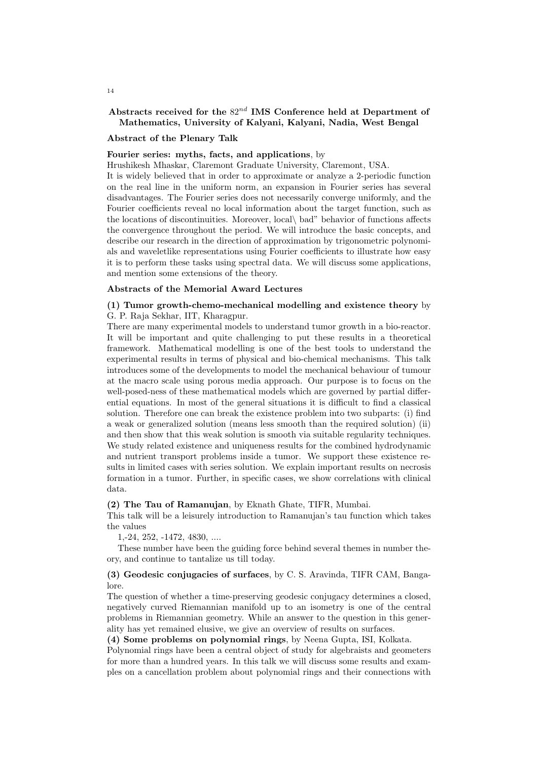## Abstracts received for the $82^{nd}$ IMS Conference held at Department of Mathematics, University of Kalyani, Kalyani, Nadia, West Bengal

### Abstract of the Plenary Talk

**Fourier series: myths, facts, and applications**, by
Hrushikesh Mhaskar, Claremont Graduate University, Claremont, USA.
It is widely believed that in order to approximate or analyze a 2-periodic function on the real line in the uniform norm, an expansion in Fourier series has several disadvantages. The Fourier series does not necessarily converge uniformly, and the Fourier coefficients reveal no local information about the target function, such as the locations of discontinuities. Moreover, local\ bad" behavior of functions affects the convergence throughout the period. We will introduce the basic concepts, and describe our research in the direction of approximation by trigonometric polynomials and waveletlike representations using Fourier coefficients to illustrate how easy it is to perform these tasks using spectral data. We will discuss some applications, and mention some extensions of the theory.

### Abstracts of the Memorial Award Lectures

**(1) Tumor growth-chemo-mechanical modelling and existence theory** by G. P. Raja Sekhar, IIT, Kharagpur.
There are many experimental models to understand tumor growth in a bio-reactor. It will be important and quite challenging to put these results in a theoretical framework. Mathematical modelling is one of the best tools to understand the experimental results in terms of physical and bio-chemical mechanisms. This talk introduces some of the developments to model the mechanical behaviour of tumour at the macro scale using porous media approach. Our purpose is to focus on the well-posed-ness of these mathematical models which are governed by partial differential equations. In most of the general situations it is difficult to find a classical solution. Therefore one can break the existence problem into two subparts: (i) find a weak or generalized solution (means less smooth than the required solution) (ii) and then show that this weak solution is smooth via suitable regularity techniques. We study related existence and uniqueness results for the combined hydrodynamic and nutrient transport problems inside a tumor. We support these existence results in limited cases with series solution. We explain important results on necrosis formation in a tumor. Further, in specific cases, we show correlations with clinical data.

**(2) The Tau of Ramanujan**, by Eknath Ghate, TIFR, Mumbai.
This talk will be a leisurely introduction to Ramanujan's tau function which takes the values

1,-24, 252, -1472, 4830, ....

These number have been the guiding force behind several themes in number theory, and continue to tantalize us till today.

**(3) Geodesic conjugacies of surfaces**, by C. S. Aravinda, TIFR CAM, Bangalore.
The question of whether a time-preserving geodesic conjugacy determines a closed, negatively curved Riemannian manifold up to an isometry is one of the central problems in Riemannian geometry. While an answer to the question in this generality has yet remained elusive, we give an overview of results on surfaces.

**(4) Some problems on polynomial rings**, by Neena Gupta, ISI, Kolkata.
Polynomial rings have been a central object of study for algebraists and geometers for more than a hundred years. In this talk we will discuss some results and examples on a cancellation problem about polynomial rings and their connections with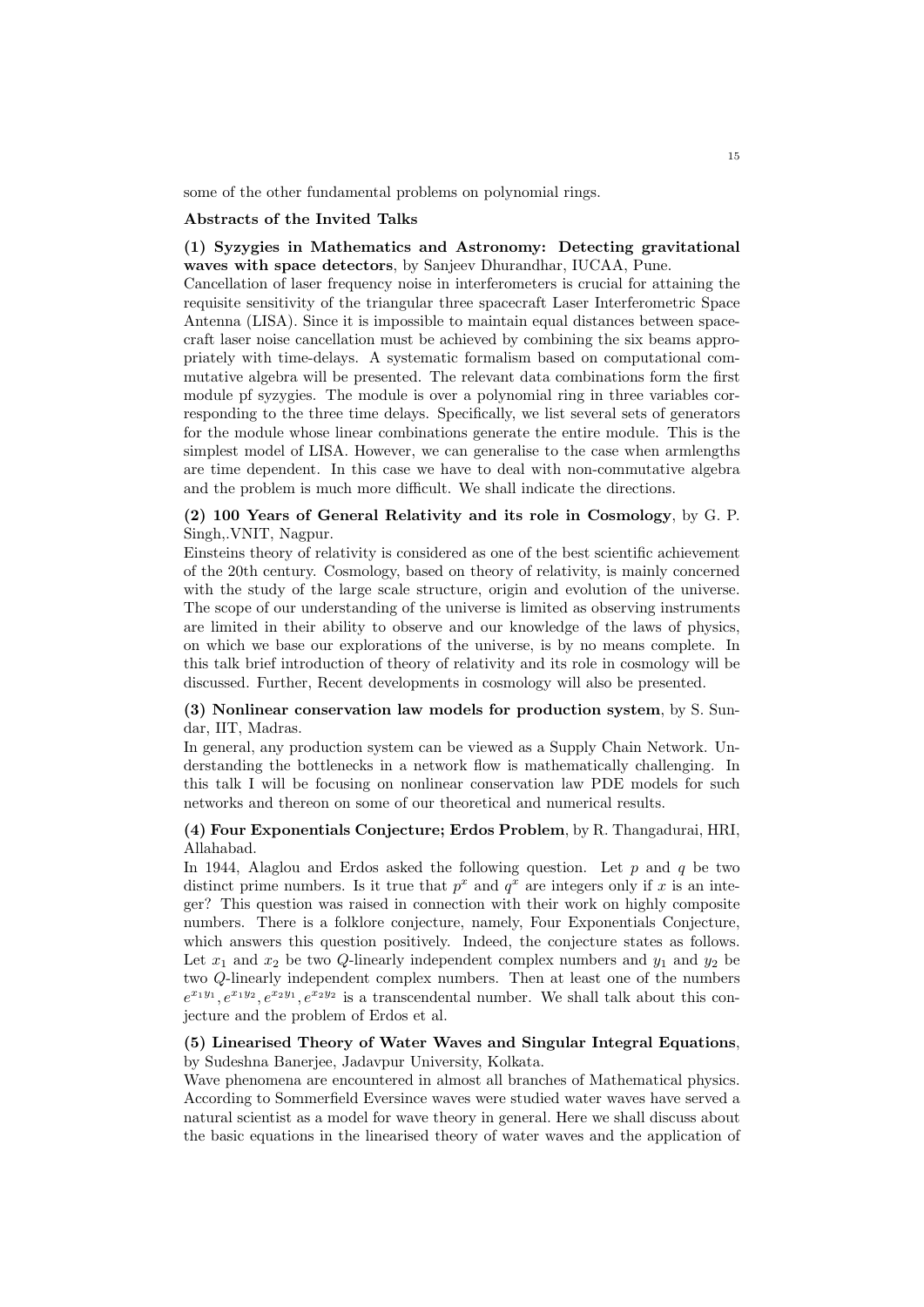some of the other fundamental problems on polynomial rings.

**Abstracts of the Invited Talks**

**(1) Syzygies in Mathematics and Astronomy: Detecting gravitational waves with space detectors**, by Sanjeev Dhurandhar, IUCAA, Pune.

Cancellation of laser frequency noise in interferometers is crucial for attaining the requisite sensitivity of the triangular three spacecraft Laser Interferometric Space Antenna (LISA). Since it is impossible to maintain equal distances between spacecraft laser noise cancellation must be achieved by combining the six beams appropriately with time-delays. A systematic formalism based on computational commutative algebra will be presented. The relevant data combinations form the first module pf syzygies. The module is over a polynomial ring in three variables corresponding to the three time delays. Specifically, we list several sets of generators for the module whose linear combinations generate the entire module. This is the simplest model of LISA. However, we can generalise to the case when armlengths are time dependent. In this case we have to deal with non-commutative algebra and the problem is much more difficult. We shall indicate the directions.

**(2) 100 Years of General Relativity and its role in Cosmology**, by G. P. Singh,.VNIT, Nagpur.

Einsteins theory of relativity is considered as one of the best scientific achievement of the 20th century. Cosmology, based on theory of relativity, is mainly concerned with the study of the large scale structure, origin and evolution of the universe. The scope of our understanding of the universe is limited as observing instruments are limited in their ability to observe and our knowledge of the laws of physics, on which we base our explorations of the universe, is by no means complete. In this talk brief introduction of theory of relativity and its role in cosmology will be discussed. Further, Recent developments in cosmology will also be presented.

**(3) Nonlinear conservation law models for production system**, by S. Sundar, IIT, Madras.

In general, any production system can be viewed as a Supply Chain Network. Understanding the bottlenecks in a network flow is mathematically challenging. In this talk I will be focusing on nonlinear conservation law PDE models for such networks and thereon on some of our theoretical and numerical results.

**(4) Four Exponentials Conjecture; Erdos Problem**, by R. Thangadurai, HRI, Allahabad.

In 1944, Alaglou and Erdos asked the following question. Let $p$ and $q$ be two distinct prime numbers. Is it true that $p^x$ and $q^x$ are integers only if $x$ is an integer? This question was raised in connection with their work on highly composite numbers. There is a folklore conjecture, namely, Four Exponentials Conjecture, which answers this question positively. Indeed, the conjecture states as follows. Let $x_1$ and $x_2$ be two $Q$-linearly independent complex numbers and $y_1$ and $y_2$ be two $Q$-linearly independent complex numbers. Then at least one of the numbers $e^{x_1y_1}, e^{x_1y_2}, e^{x_2y_1}, e^{x_2y_2}$ is a transcendental number. We shall talk about this conjecture and the problem of Erdos et al.

**(5) Linearised Theory of Water Waves and Singular Integral Equations**, by Sudeshna Banerjee, Jadavpur University, Kolkata.

Wave phenomena are encountered in almost all branches of Mathematical physics. According to Sommerfield Eversince waves were studied water waves have served a natural scientist as a model for wave theory in general. Here we shall discuss about the basic equations in the linearised theory of water waves and the application of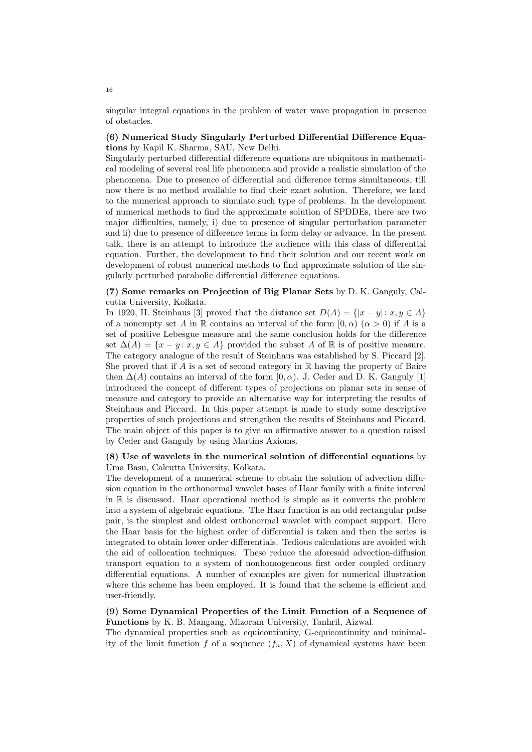singular integral equations in the problem of water wave propagation in presence of obstacles.

**(6) Numerical Study Singularly Perturbed Differential Difference Equations** by Kapil K. Sharma, SAU, New Delhi.

Singularly perturbed differential difference equations are ubiquitous in mathematical modeling of several real life phenomena and provide a realistic simulation of the phenomena. Due to presence of differential and difference terms simultaneous, till now there is no method available to find their exact solution. Therefore, we land to the numerical approach to simulate such type of problems. In the development of numerical methods to find the approximate solution of SPDDEs, there are two major difficulties, namely, i) due to presence of singular perturbation parameter and ii) due to presence of difference terms in form delay or advance. In the present talk, there is an attempt to introduce the audience with this class of differential equation. Further, the development to find their solution and our recent work on development of robust numerical methods to find approximate solution of the singularly perturbed parabolic differential difference equations.

**(7) Some remarks on Projection of Big Planar Sets** by D. K. Ganguly, Calcutta University, Kolkata.

In 1920, H. Steinhaus [3] proved that the distance set $D(A) = \{|x - y| : x, y \in A\}$ of a nonempty set $A$ in $\mathbb{R}$ contains an interval of the form $[0, \alpha)$ $(\alpha > 0)$ if $A$ is a set of positive Lebesgue measure and the same conclusion holds for the difference set $\Delta(A) = \{x - y : x, y \in A\}$ provided the subset $A$ of $\mathbb{R}$ is of positive measure. The category analogue of the result of Steinhaus was established by S. Piccard [2]. She proved that if $A$ is a set of second category in $\mathbb{R}$ having the property of Baire then $\Delta(A)$ contains an interval of the form $[0, \alpha)$. J. Ceder and D. K. Ganguly [1] introduced the concept of different types of projections on planar sets in sense of measure and category to provide an alternative way for interpreting the results of Steinhaus and Piccard. In this paper attempt is made to study some descriptive properties of such projections and strengthen the results of Steinhaus and Piccard. The main object of this paper is to give an affirmative answer to a question raised by Ceder and Ganguly by using Martins Axioms.

**(8) Use of wavelets in the numerical solution of differential equations** by Uma Basu, Calcutta University, Kolkata.

The development of a numerical scheme to obtain the solution of advection diffusion equation in the orthonormal wavelet bases of Haar family with a finite interval in $\mathbb{R}$ is discussed. Haar operational method is simple as it converts the problem into a system of algebraic equations. The Haar function is an odd rectangular pulse pair, is the simplest and oldest orthonormal wavelet with compact support. Here the Haar basis for the highest order of differential is taken and then the series is integrated to obtain lower order differentials. Tedious calculations are avoided with the aid of collocation techniques. These reduce the aforesaid advection-diffusion transport equation to a system of nonhomogeneous first order coupled ordinary differential equations. A number of examples are given for numerical illustration where this scheme has been employed. It is found that the scheme is efficient and user-friendly.

**(9) Some Dynamical Properties of the Limit Function of a Sequence of Functions** by K. B. Mangang, Mizoram University, Tanhril, Aizwal.

The dynamical properties such as equicontinuity, G-equicontinuity and minimality of the limit function $f$ of a sequence $(f_n, X)$ of dynamical systems have been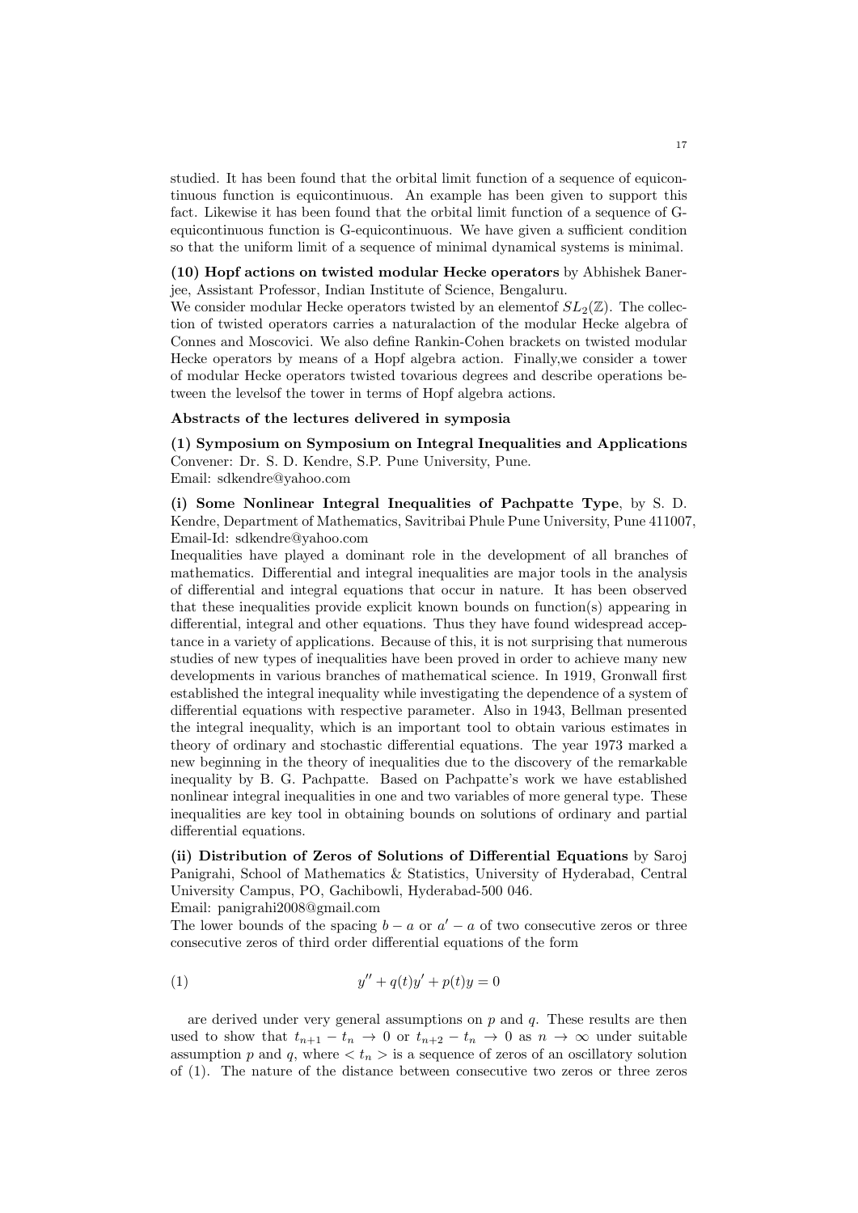studied. It has been found that the orbital limit function of a sequence of equicontinuous function is equicontinuous. An example has been given to support this fact. Likewise it has been found that the orbital limit function of a sequence of G-equicontinuous function is G-equicontinuous. We have given a sufficient condition so that the uniform limit of a sequence of minimal dynamical systems is minimal.

**(10) Hopf actions on twisted modular Hecke operators** by Abhishek Banerjee, Assistant Professor, Indian Institute of Science, Bengaluru.
We consider modular Hecke operators twisted by an elementof $SL_2(\mathbb{Z})$. The collection of twisted operators carries a naturalaction of the modular Hecke algebra of Connes and Moscovici. We also define Rankin-Cohen brackets on twisted modular Hecke operators by means of a Hopf algebra action. Finally,we consider a tower of modular Hecke operators twisted tovarious degrees and describe operations between the levelsof the tower in terms of Hopf algebra actions.

**Abstracts of the lectures delivered in symposia**

**(1) Symposium on Symposium on Integral Inequalities and Applications**
Convener: Dr. S. D. Kendre, S.P. Pune University, Pune.
Email: sdkendre@yahoo.com

**(i) Some Nonlinear Integral Inequalities of Pachpatte Type**, by S. D. Kendre, Department of Mathematics, Savitribai Phule Pune University, Pune 411007, Email-Id: sdkendre@yahoo.com
Inequalities have played a dominant role in the development of all branches of mathematics. Differential and integral inequalities are major tools in the analysis of differential and integral equations that occur in nature. It has been observed that these inequalities provide explicit known bounds on function(s) appearing in differential, integral and other equations. Thus they have found widespread acceptance in a variety of applications. Because of this, it is not surprising that numerous studies of new types of inequalities have been proved in order to achieve many new developments in various branches of mathematical science. In 1919, Gronwall first established the integral inequality while investigating the dependence of a system of differential equations with respective parameter. Also in 1943, Bellman presented the integral inequality, which is an important tool to obtain various estimates in theory of ordinary and stochastic differential equations. The year 1973 marked a new beginning in the theory of inequalities due to the discovery of the remarkable inequality by B. G. Pachpatte. Based on Pachpatte's work we have established nonlinear integral inequalities in one and two variables of more general type. These inequalities are key tool in obtaining bounds on solutions of ordinary and partial differential equations.

**(ii) Distribution of Zeros of Solutions of Differential Equations** by Saroj Panigrahi, School of Mathematics & Statistics, University of Hyderabad, Central University Campus, PO, Gachibowli, Hyderabad-500 046.
Email: panigrahi2008@gmail.com
The lower bounds of the spacing $b - a$ or $a' - a$ of two consecutive zeros or three consecutive zeros of third order differential equations of the form

$$y'' + q(t)y' + p(t)y = 0 \tag{1}$$

are derived under very general assumptions on $p$ and $q$. These results are then used to show that $t_{n+1} - t_n \to 0$ or $t_{n+2} - t_n \to 0$ as $n \to \infty$ under suitable assumption $p$ and $q$, where $< t_n >$ is a sequence of zeros of an oscillatory solution of (1). The nature of the distance between consecutive two zeros or three zeros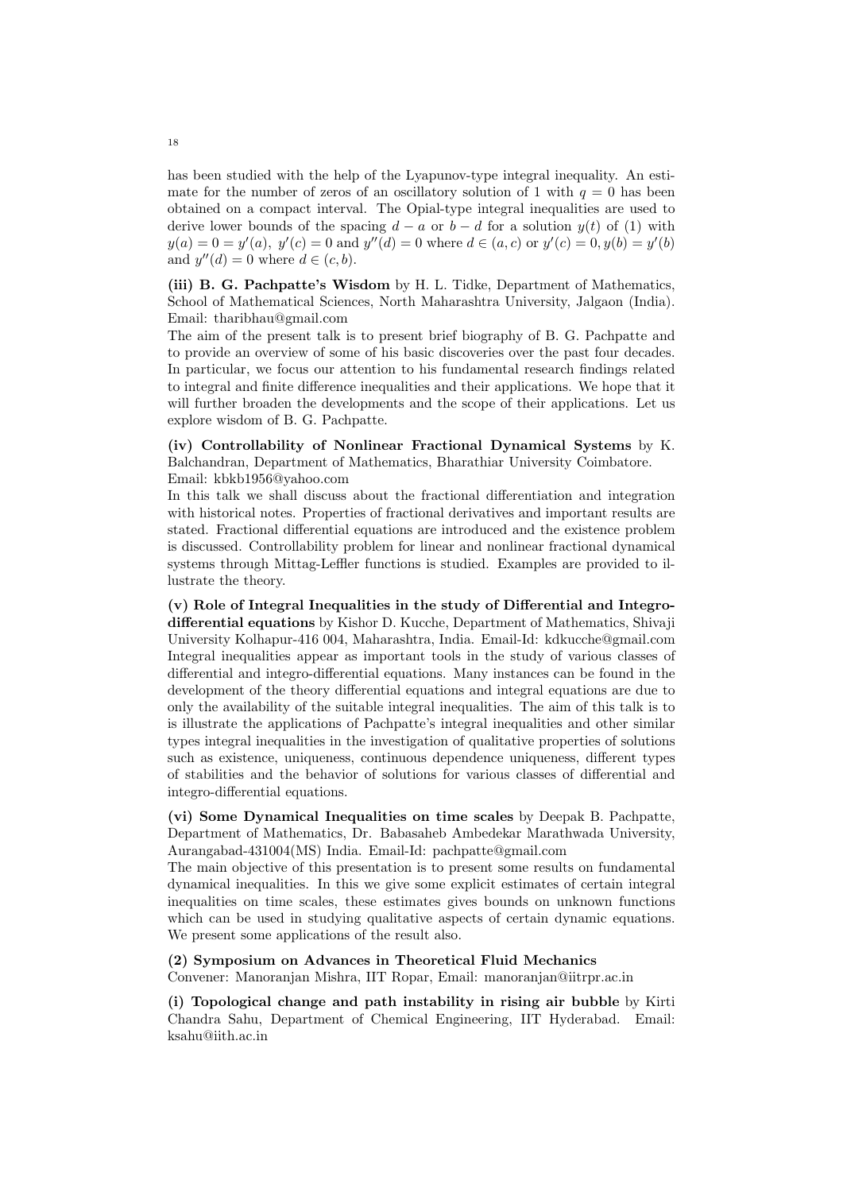has been studied with the help of the Lyapunov-type integral inequality. An estimate for the number of zeros of an oscillatory solution of 1 with $q = 0$ has been obtained on a compact interval. The Opial-type integral inequalities are used to derive lower bounds of the spacing $d - a$ or $b - d$ for a solution $y(t)$ of (1) with $y(a) = 0 = y'(a)$, $y'(c) = 0$ and $y''(d) = 0$ where $d \in (a, c)$ or $y'(c) = 0, y(b) = y'(b)$ and $y''(d) = 0$ where $d \in (c, b)$.

**(iii) B. G. Pachpatte's Wisdom** by H. L. Tidke, Department of Mathematics, School of Mathematical Sciences, North Maharashtra University, Jalgaon (India). Email: tharibhau@gmail.com

The aim of the present talk is to present brief biography of B. G. Pachpatte and to provide an overview of some of his basic discoveries over the past four decades. In particular, we focus our attention to his fundamental research findings related to integral and finite difference inequalities and their applications. We hope that it will further broaden the developments and the scope of their applications. Let us explore wisdom of B. G. Pachpatte.

**(iv) Controllability of Nonlinear Fractional Dynamical Systems** by K. Balchandran, Department of Mathematics, Bharathiar University Coimbatore. Email: kbkb1956@yahoo.com

In this talk we shall discuss about the fractional differentiation and integration with historical notes. Properties of fractional derivatives and important results are stated. Fractional differential equations are introduced and the existence problem is discussed. Controllability problem for linear and nonlinear fractional dynamical systems through Mittag-Leffler functions is studied. Examples are provided to illustrate the theory.

**(v) Role of Integral Inequalities in the study of Differential and Integro-differential equations** by Kishor D. Kucche, Department of Mathematics, Shivaji University Kolhapur-416 004, Maharashtra, India. Email-Id: kdkucche@gmail.com

Integral inequalities appear as important tools in the study of various classes of differential and integro-differential equations. Many instances can be found in the development of the theory differential equations and integral equations are due to only the availability of the suitable integral inequalities. The aim of this talk is to is illustrate the applications of Pachpatte's integral inequalities and other similar types integral inequalities in the investigation of qualitative properties of solutions such as existence, uniqueness, continuous dependence uniqueness, different types of stabilities and the behavior of solutions for various classes of differential and integro-differential equations.

**(vi) Some Dynamical Inequalities on time scales** by Deepak B. Pachpatte, Department of Mathematics, Dr. Babasaheb Ambedekar Marathwada University, Aurangabad-431004(MS) India. Email-Id: pachpatte@gmail.com

The main objective of this presentation is to present some results on fundamental dynamical inequalities. In this we give some explicit estimates of certain integral inequalities on time scales, these estimates gives bounds on unknown functions which can be used in studying qualitative aspects of certain dynamic equations. We present some applications of the result also.

**(2) Symposium on Advances in Theoretical Fluid Mechanics**

Convener: Manoranjan Mishra, IIT Ropar, Email: manoranjan@iitrpr.ac.in

**(i) Topological change and path instability in rising air bubble** by Kirti Chandra Sahu, Department of Chemical Engineering, IIT Hyderabad. Email: ksahu@iith.ac.in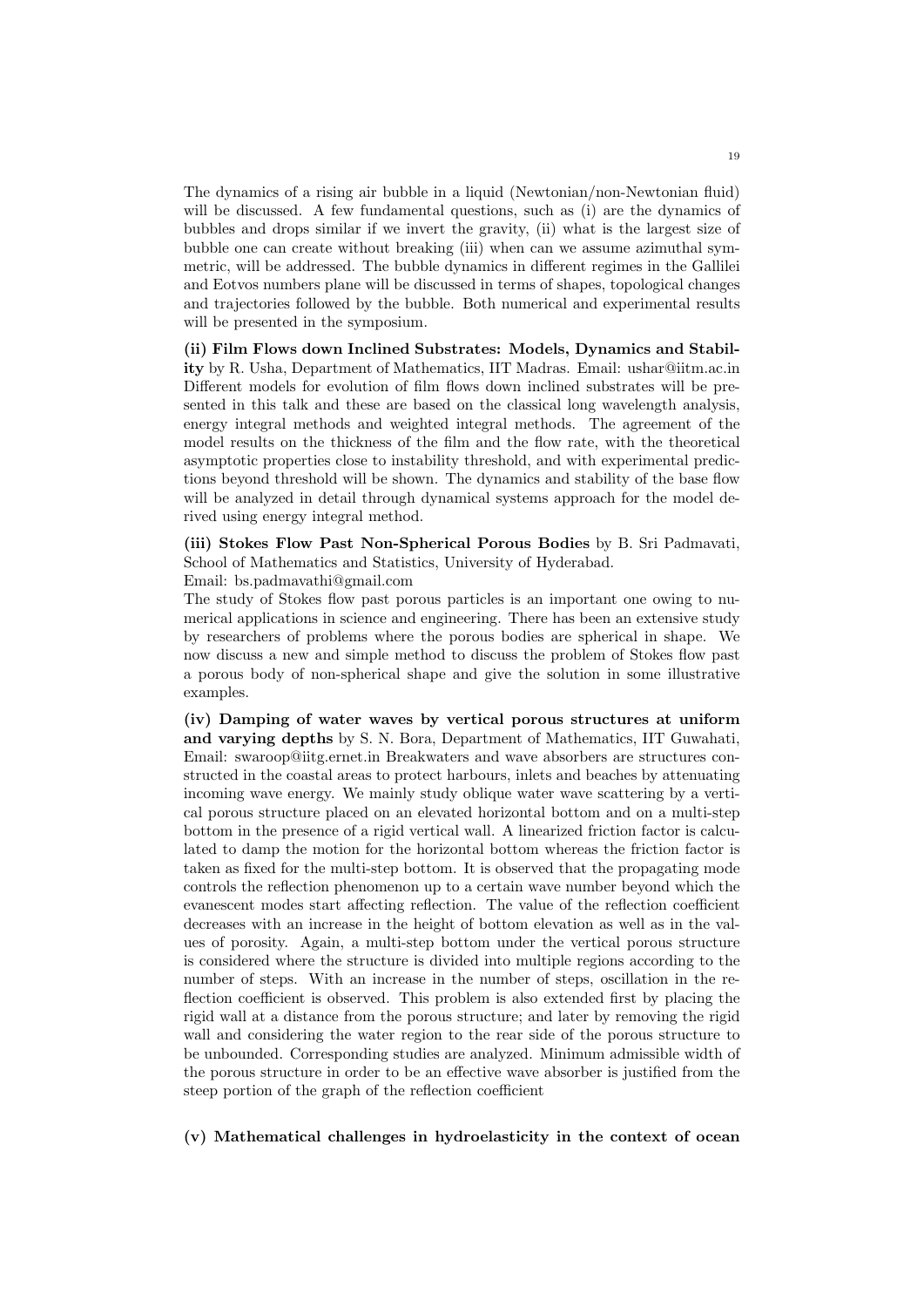The dynamics of a rising air bubble in a liquid (Newtonian/non-Newtonian fluid) will be discussed. A few fundamental questions, such as (i) are the dynamics of bubbles and drops similar if we invert the gravity, (ii) what is the largest size of bubble one can create without breaking (iii) when can we assume azimuthal symmetric, will be addressed. The bubble dynamics in different regimes in the Gallilei and Eotvos numbers plane will be discussed in terms of shapes, topological changes and trajectories followed by the bubble. Both numerical and experimental results will be presented in the symposium.

**(ii) Film Flows down Inclined Substrates: Models, Dynamics and Stability** by R. Usha, Department of Mathematics, IIT Madras. Email: ushar@iitm.ac.in
Different models for evolution of film flows down inclined substrates will be presented in this talk and these are based on the classical long wavelength analysis, energy integral methods and weighted integral methods. The agreement of the model results on the thickness of the film and the flow rate, with the theoretical asymptotic properties close to instability threshold, and with experimental predictions beyond threshold will be shown. The dynamics and stability of the base flow will be analyzed in detail through dynamical systems approach for the model derived using energy integral method.

**(iii) Stokes Flow Past Non-Spherical Porous Bodies** by B. Sri Padmavati, School of Mathematics and Statistics, University of Hyderabad.
Email: bs.padmavathi@gmail.com
The study of Stokes flow past porous particles is an important one owing to numerical applications in science and engineering. There has been an extensive study by researchers of problems where the porous bodies are spherical in shape. We now discuss a new and simple method to discuss the problem of Stokes flow past a porous body of non-spherical shape and give the solution in some illustrative examples.

**(iv) Damping of water waves by vertical porous structures at uniform and varying depths** by S. N. Bora, Department of Mathematics, IIT Guwahati, Email: swaroop@iitg.ernet.in Breakwaters and wave absorbers are structures constructed in the coastal areas to protect harbours, inlets and beaches by attenuating incoming wave energy. We mainly study oblique water wave scattering by a vertical porous structure placed on an elevated horizontal bottom and on a multi-step bottom in the presence of a rigid vertical wall. A linearized friction factor is calculated to damp the motion for the horizontal bottom whereas the friction factor is taken as fixed for the multi-step bottom. It is observed that the propagating mode controls the reflection phenomenon up to a certain wave number beyond which the evanescent modes start affecting reflection. The value of the reflection coefficient decreases with an increase in the height of bottom elevation as well as in the values of porosity. Again, a multi-step bottom under the vertical porous structure is considered where the structure is divided into multiple regions according to the number of steps. With an increase in the number of steps, oscillation in the reflection coefficient is observed. This problem is also extended first by placing the rigid wall at a distance from the porous structure; and later by removing the rigid wall and considering the water region to the rear side of the porous structure to be unbounded. Corresponding studies are analyzed. Minimum admissible width of the porous structure in order to be an effective wave absorber is justified from the steep portion of the graph of the reflection coefficient

**(v) Mathematical challenges in hydroelasticity in the context of ocean**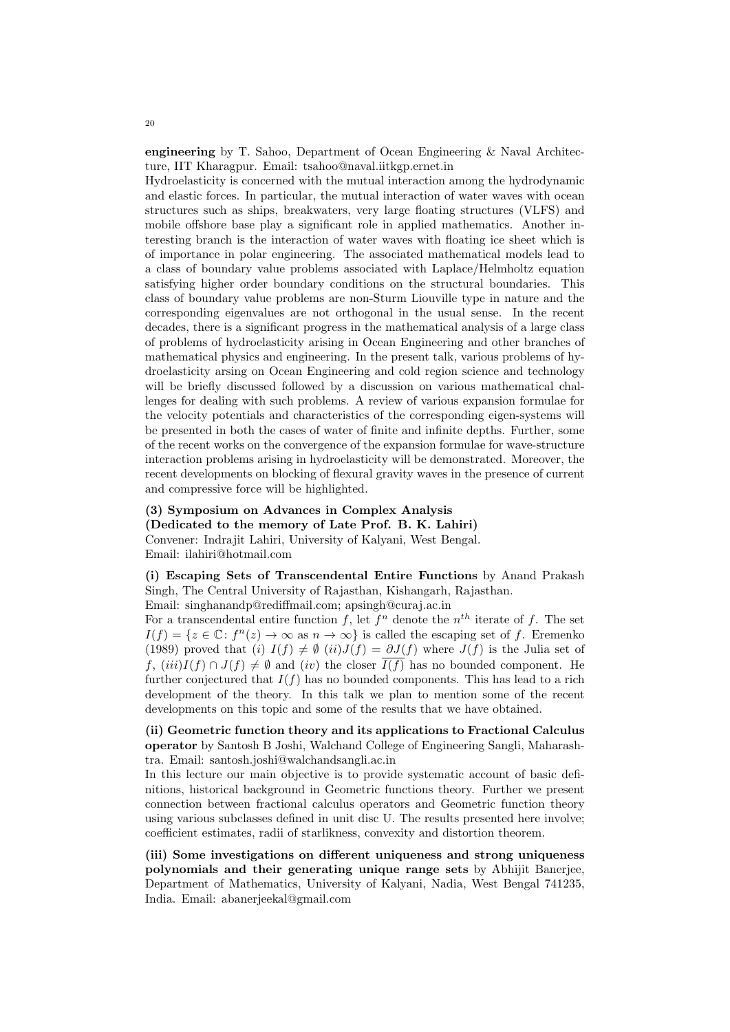**engineering** by T. Sahoo, Department of Ocean Engineering & Naval Architecture, IIT Kharagpur. Email: tsahoo@naval.iitkgp.ernet.in

Hydroelasticity is concerned with the mutual interaction among the hydrodynamic and elastic forces. In particular, the mutual interaction of water waves with ocean structures such as ships, breakwaters, very large floating structures (VLFS) and mobile offshore base play a significant role in applied mathematics. Another interesting branch is the interaction of water waves with floating ice sheet which is of importance in polar engineering. The associated mathematical models lead to a class of boundary value problems associated with Laplace/Helmholtz equation satisfying higher order boundary conditions on the structural boundaries. This class of boundary value problems are non-Sturm Liouville type in nature and the corresponding eigenvalues are not orthogonal in the usual sense. In the recent decades, there is a significant progress in the mathematical analysis of a large class of problems of hydroelasticity arising in Ocean Engineering and other branches of mathematical physics and engineering. In the present talk, various problems of hydroelasticity arsing on Ocean Engineering and cold region science and technology will be briefly discussed followed by a discussion on various mathematical challenges for dealing with such problems. A review of various expansion formulae for the velocity potentials and characteristics of the corresponding eigen-systems will be presented in both the cases of water of finite and infinite depths. Further, some of the recent works on the convergence of the expansion formulae for wave-structure interaction problems arising in hydroelasticity will be demonstrated. Moreover, the recent developments on blocking of flexural gravity waves in the presence of current and compressive force will be highlighted.

**(3) Symposium on Advances in Complex Analysis**
**(Dedicated to the memory of Late Prof. B. K. Lahiri)**
Convener: Indrajit Lahiri, University of Kalyani, West Bengal.
Email: ilahiri@hotmail.com

**(i) Escaping Sets of Transcendental Entire Functions** by Anand Prakash Singh, The Central University of Rajasthan, Kishangarh, Rajasthan.
Email: singhanandp@rediffmail.com; apsingh@curaj.ac.in

For a transcendental entire function $f$, let $f^n$ denote the $n^{th}$ iterate of $f$. The set $I(f) = \{z \in \mathbb{C}\colon f^n(z) \to \infty \text{ as } n \to \infty\}$ is called the escaping set of $f$. Eremenko (1989) proved that $(i)$ $I(f) \neq \emptyset$ $(ii) J(f) = \partial J(f)$ where $J(f)$ is the Julia set of $f$, $(iii) I(f) \cap J(f) \neq \emptyset$ and $(iv)$ the closer $\overline{I(f)}$ has no bounded component. He further conjectured that $I(f)$ has no bounded components. This has lead to a rich development of the theory. In this talk we plan to mention some of the recent developments on this topic and some of the results that we have obtained.

**(ii) Geometric function theory and its applications to Fractional Calculus operator** by Santosh B Joshi, Walchand College of Engineering Sangli, Maharashtra. Email: santosh.joshi@walchandsangli.ac.in

In this lecture our main objective is to provide systematic account of basic definitions, historical background in Geometric functions theory. Further we present connection between fractional calculus operators and Geometric function theory using various subclasses defined in unit disc U. The results presented here involve; coefficient estimates, radii of starlikness, convexity and distortion theorem.

**(iii) Some investigations on different uniqueness and strong uniqueness polynomials and their generating unique range sets** by Abhijit Banerjee, Department of Mathematics, University of Kalyani, Nadia, West Bengal 741235, India. Email: abanerjeekal@gmail.com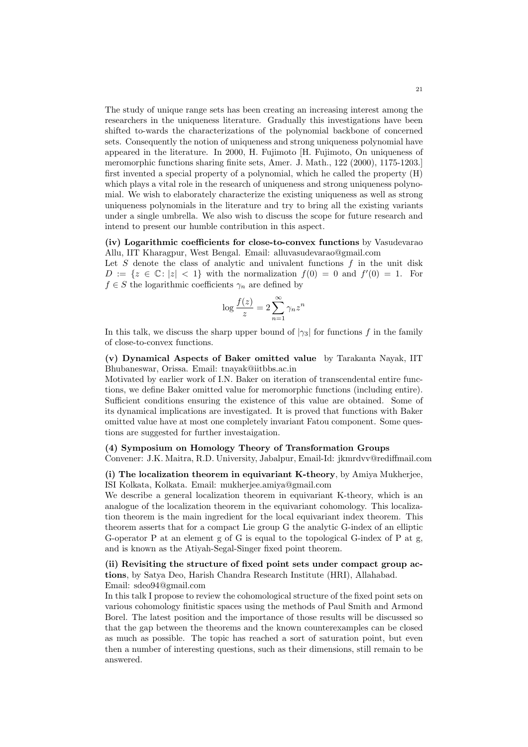The study of unique range sets has been creating an increasing interest among the researchers in the uniqueness literature. Gradually this investigations have been shifted to-wards the characterizations of the polynomial backbone of concerned sets. Consequently the notion of uniqueness and strong uniqueness polynomial have appeared in the literature. In 2000, H. Fujimoto [H. Fujimoto, On uniqueness of meromorphic functions sharing finite sets, Amer. J. Math., 122 (2000), 1175-1203.] first invented a special property of a polynomial, which he called the property (H) which plays a vital role in the research of uniqueness and strong uniqueness polynomial. We wish to elaborately characterize the existing uniqueness as well as strong uniqueness polynomials in the literature and try to bring all the existing variants under a single umbrella. We also wish to discuss the scope for future research and intend to present our humble contribution in this aspect.

**(iv) Logarithmic coefficients for close-to-convex functions** by Vasudevarao Allu, IIT Kharagpur, West Bengal. Email: alluvasudevarao@gmail.com

Let $S$ denote the class of analytic and univalent functions $f$ in the unit disk $D := \{z \in \mathbb{C} \colon |z| < 1\}$ with the normalization $f(0) = 0$ and $f'(0) = 1$. For $f \in S$ the logarithmic coefficients $\gamma_n$ are defined by

$$\log \frac{f(z)}{z} = 2 \sum_{n=1}^{\infty} \gamma_n z^n$$

In this talk, we discuss the sharp upper bound of $|\gamma_3|$ for functions $f$ in the family of close-to-convex functions.

**(v) Dynamical Aspects of Baker omitted value** by Tarakanta Nayak, IIT Bhubaneswar, Orissa. Email: tnayak@iitbbs.ac.in

Motivated by earlier work of I.N. Baker on iteration of transcendental entire functions, we define Baker omitted value for meromorphic functions (including entire). Sufficient conditions ensuring the existence of this value are obtained. Some of its dynamical implications are investigated. It is proved that functions with Baker omitted value have at most one completely invariant Fatou component. Some questions are suggested for further investaigation.

**(4) Symposium on Homology Theory of Transformation Groups**

Convener: J.K. Maitra, R.D. University, Jabalpur, Email-Id: jkmrdvv@rediffmail.com

**(i) The localization theorem in equivariant K-theory**, by Amiya Mukherjee, ISI Kolkata, Kolkata. Email: mukherjee.amiya@gmail.com

We describe a general localization theorem in equivariant K-theory, which is an analogue of the localization theorem in the equivariant cohomology. This localization theorem is the main ingredient for the local equivariant index theorem. This theorem asserts that for a compact Lie group G the analytic G-index of an elliptic G-operator P at an element g of G is equal to the topological G-index of P at g, and is known as the Atiyah-Segal-Singer fixed point theorem.

**(ii) Revisiting the structure of fixed point sets under compact group actions**, by Satya Deo, Harish Chandra Research Institute (HRI), Allahabad. Email: sdeo94@gmail.com

In this talk I propose to review the cohomological structure of the fixed point sets on various cohomology finitistic spaces using the methods of Paul Smith and Armond Borel. The latest position and the importance of those results will be discussed so that the gap between the theorems and the known counterexamples can be closed as much as possible. The topic has reached a sort of saturation point, but even then a number of interesting questions, such as their dimensions, still remain to be answered.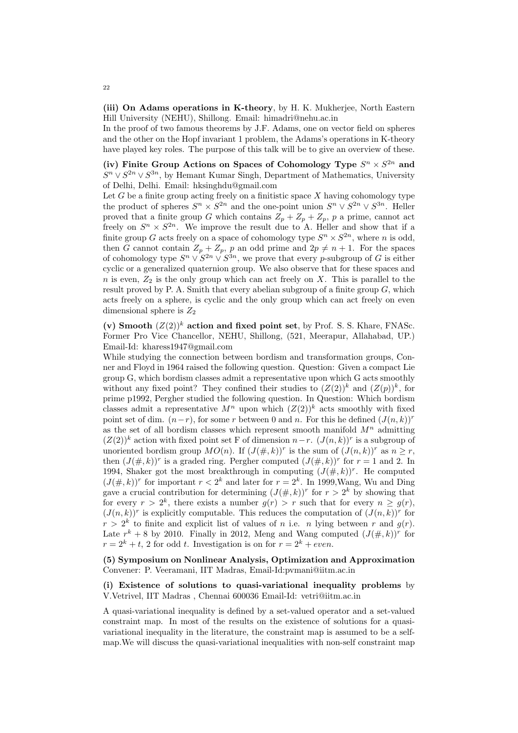**(iii) On Adams operations in K-theory**, by H. K. Mukherjee, North Eastern Hill University (NEHU), Shillong. Email: himadri@nehu.ac.in

In the proof of two famous theorems by J.F. Adams, one on vector field on spheres and the other on the Hopf invariant 1 problem, the Adams's operations in K-theory have played key roles. The purpose of this talk will be to give an overview of these.

**(iv) Finite Group Actions on Spaces of Cohomology Type $S^n \times S^{2n}$ and $S^n \vee S^{2n} \vee S^{3n}$**, by Hemant Kumar Singh, Department of Mathematics, University of Delhi, Delhi. Email: hksinghdu@gmail.com

Let $G$ be a finite group acting freely on a finitistic space $X$ having cohomology type the product of spheres $S^n \times S^{2n}$ and the one-point union $S^n \vee S^{2n} \vee S^{3n}$. Heller proved that a finite group $G$ which contains $Z_p + Z_p + Z_p$, $p$ a prime, cannot act freely on $S^n \times S^{2n}$. We improve the result due to A. Heller and show that if a finite group $G$ acts freely on a space of cohomology type $S^n \times S^{2n}$, where $n$ is odd, then $G$ cannot contain $Z_p + Z_p$, $p$ an odd prime and $2p \neq n + 1$. For the spaces of cohomology type $S^n \vee S^{2n} \vee S^{3n}$, we prove that every $p$-subgroup of $G$ is either cyclic or a generalized quaternion group. We also observe that for these spaces and $n$ is even, $Z_2$ is the only group which can act freely on $X$. This is parallel to the result proved by P. A. Smith that every abelian subgroup of a finite group $G$, which acts freely on a sphere, is cyclic and the only group which can act freely on even dimensional sphere is $Z_2$

**(v) Smooth $(Z(2))^k$ action and fixed point set**, by Prof. S. S. Khare, FNASc. Former Pro Vice Chancellor, NEHU, Shillong, (521, Meerapur, Allahabad, UP.) Email-Id: kharess1947@gmail.com

While studying the connection between bordism and transformation groups, Conner and Floyd in 1964 raised the following question. Question: Given a compact Lie group G, which bordism classes admit a representative upon which G acts smoothly without any fixed point? They confined their studies to $(Z(2))^k$ and $(Z(p))^k$, for prime p1992, Pergher studied the following question. In Question: Which bordism classes admit a representative $M^n$ upon which $(Z(2))^k$ acts smoothly with fixed point set of dim. $(n-r)$, for some $r$ between 0 and $n$. For this he defined $(J(n,k))^r$ as the set of all bordism classes which represent smooth manifold $M^n$ admitting $(Z(2))^k$ action with fixed point set F of dimension $n-r$. $(J(n,k))^r$ is a subgroup of unoriented bordism group $MO(n)$. If $(J(\#,k))^r$ is the sum of $(J(n,k))^r$ as $n \geq r$, then $(J(\#,k))^r$ is a graded ring. Pergher computed $(J(\#,k))^r$ for $r = 1$ and 2. In 1994, Shaker got the most breakthrough in computing $(J(\#,k))^r$. He computed $(J(\#,k))^r$ for important $r < 2^k$ and later for $r = 2^k$. In 1999,Wang, Wu and Ding gave a crucial contribution for determining $(J(\#,k))^r$ for $r > 2^k$ by showing that for every $r > 2^k$, there exists a number $g(r) > r$ such that for every $n \geq g(r)$, $(J(n,k))^r$ is explicitly computable. This reduces the computation of $(J(n,k))^r$ for $r > 2^k$ to finite and explicit list of values of $n$ i.e. $n$ lying between $r$ and $g(r)$. Late $r^k + 8$ by 2010. Finally in 2012, Meng and Wang computed $(J(\#,k))^r$ for $r = 2^k + t$, 2 for odd $t$. Investigation is on for $r = 2^k + even$.

**(5) Symposium on Nonlinear Analysis, Optimization and Approximation**
Convener: P. Veeramani, IIT Madras, Email-Id:pvmani@iitm.ac.in

**(i) Existence of solutions to quasi-variational inequality problems** by V.Vetrivel, IIT Madras , Chennai 600036 Email-Id: vetri@iitm.ac.in

A quasi-variational inequality is defined by a set-valued operator and a set-valued constraint map. In most of the results on the existence of solutions for a quasi-variational inequality in the literature, the constraint map is assumed to be a self-map.We will discuss the quasi-variational inequalities with non-self constraint map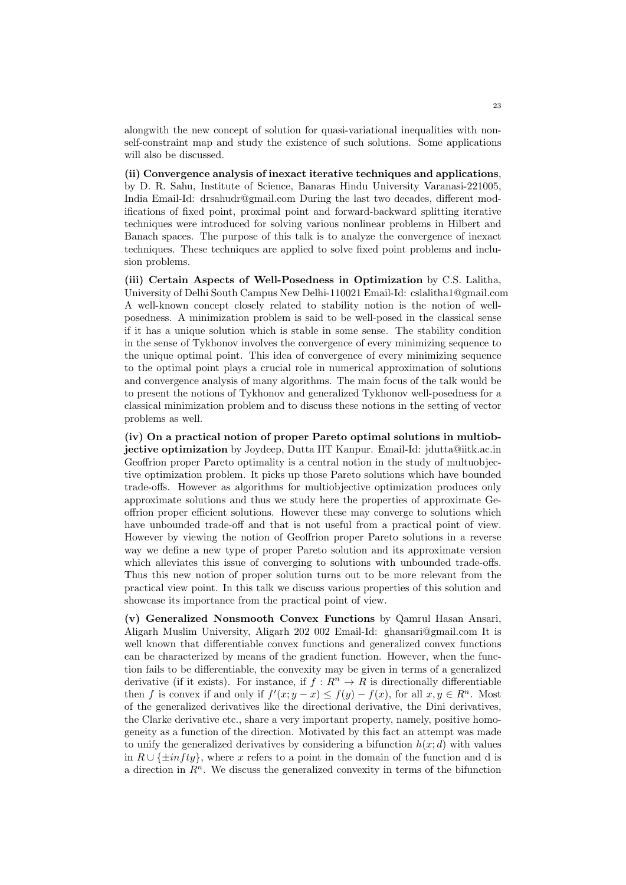alongwith the new concept of solution for quasi-variational inequalities with non-self-constraint map and study the existence of such solutions. Some applications will also be discussed.

**(ii) Convergence analysis of inexact iterative techniques and applications**, by D. R. Sahu, Institute of Science, Banaras Hindu University Varanasi-221005, India Email-Id: drsahudr@gmail.com During the last two decades, different modifications of fixed point, proximal point and forward-backward splitting iterative techniques were introduced for solving various nonlinear problems in Hilbert and Banach spaces. The purpose of this talk is to analyze the convergence of inexact techniques. These techniques are applied to solve fixed point problems and inclusion problems.

**(iii) Certain Aspects of Well-Posedness in Optimization** by C.S. Lalitha, University of Delhi South Campus New Delhi-110021 Email-Id: cslalitha1@gmail.com A well-known concept closely related to stability notion is the notion of well-posedness. A minimization problem is said to be well-posed in the classical sense if it has a unique solution which is stable in some sense. The stability condition in the sense of Tykhonov involves the convergence of every minimizing sequence to the unique optimal point. This idea of convergence of every minimizing sequence to the optimal point plays a crucial role in numerical approximation of solutions and convergence analysis of many algorithms. The main focus of the talk would be to present the notions of Tykhonov and generalized Tykhonov well-posedness for a classical minimization problem and to discuss these notions in the setting of vector problems as well.

**(iv) On a practical notion of proper Pareto optimal solutions in multiobjective optimization** by Joydeep, Dutta IIT Kanpur. Email-Id: jdutta@iitk.ac.in Geoffrion proper Pareto optimality is a central notion in the study of multuobjective optimization problem. It picks up those Pareto solutions which have bounded trade-offs. However as algorithms for multiobjective optimization produces only approximate solutions and thus we study here the properties of approximate Geoffrion proper efficient solutions. However these may converge to solutions which have unbounded trade-off and that is not useful from a practical point of view. However by viewing the notion of Geoffrion proper Pareto solutions in a reverse way we define a new type of proper Pareto solution and its approximate version which alleviates this issue of converging to solutions with unbounded trade-offs. Thus this new notion of proper solution turns out to be more relevant from the practical view point. In this talk we discuss various properties of this solution and showcase its importance from the practical point of view.

**(v) Generalized Nonsmooth Convex Functions** by Qamrul Hasan Ansari, Aligarh Muslim University, Aligarh 202 002 Email-Id: qhansari@gmail.com It is well known that differentiable convex functions and generalized convex functions can be characterized by means of the gradient function. However, when the function fails to be differentiable, the convexity may be given in terms of a generalized derivative (if it exists). For instance, if $f : R^n \to R$ is directionally differentiable then $f$ is convex if and only if $f'(x; y - x) \leq f(y) - f(x)$, for all $x, y \in R^n$. Most of the generalized derivatives like the directional derivative, the Dini derivatives, the Clarke derivative etc., share a very important property, namely, positive homogeneity as a function of the direction. Motivated by this fact an attempt was made to unify the generalized derivatives by considering a bifunction $h(x; d)$ with values in $R \cup \{\pm infty\}$, where $x$ refers to a point in the domain of the function and d is a direction in $R^n$. We discuss the generalized convexity in terms of the bifunction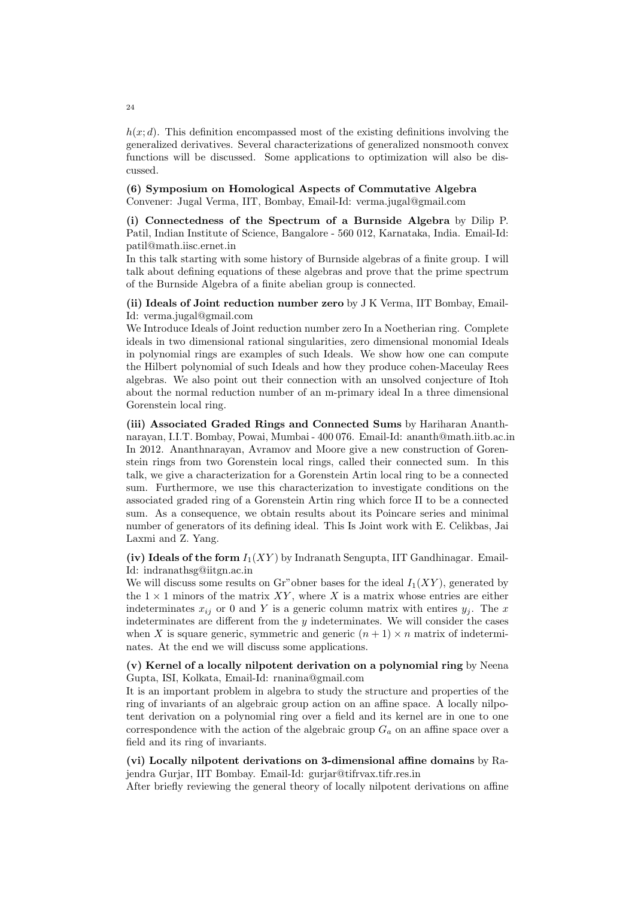$h(x; d)$. This definition encompassed most of the existing definitions involving the generalized derivatives. Several characterizations of generalized nonsmooth convex functions will be discussed. Some applications to optimization will also be discussed.

**(6) Symposium on Homological Aspects of Commutative Algebra**
Convener: Jugal Verma, IIT, Bombay, Email-Id: verma.jugal@gmail.com

**(i) Connectedness of the Spectrum of a Burnside Algebra** by Dilip P. Patil, Indian Institute of Science, Bangalore - 560 012, Karnataka, India. Email-Id: patil@math.iisc.ernet.in
In this talk starting with some history of Burnside algebras of a finite group. I will talk about defining equations of these algebras and prove that the prime spectrum of the Burnside Algebra of a finite abelian group is connected.

**(ii) Ideals of Joint reduction number zero** by J K Verma, IIT Bombay, Email-Id: verma.jugal@gmail.com
We Introduce Ideals of Joint reduction number zero In a Noetherian ring. Complete ideals in two dimensional rational singularities, zero dimensional monomial Ideals in polynomial rings are examples of such Ideals. We show how one can compute the Hilbert polynomial of such Ideals and how they produce cohen-Maceulay Rees algebras. We also point out their connection with an unsolved conjecture of Itoh about the normal reduction number of an m-primary ideal In a three dimensional Gorenstein local ring.

**(iii) Associated Graded Rings and Connected Sums** by Hariharan Ananthnarayan, I.I.T. Bombay, Powai, Mumbai - 400 076. Email-Id: ananth@math.iitb.ac.in
In 2012. Ananthnarayan, Avramov and Moore give a new construction of Gorenstein rings from two Gorenstein local rings, called their connected sum. In this talk, we give a characterization for a Gorenstein Artin local ring to be a connected sum. Furthermore, we use this characterization to investigate conditions on the associated graded ring of a Gorenstein Artin ring which force II to be a connected sum. As a consequence, we obtain results about its Poincare series and minimal number of generators of its defining ideal. This Is Joint work with E. Celikbas, Jai Laxmi and Z. Yang.

**(iv) Ideals of the form $I_1(XY)$** by Indranath Sengupta, IIT Gandhinagar. Email-Id: indranathsg@iitgn.ac.in
We will discuss some results on Gr"obner bases for the ideal $I_1(XY)$, generated by the $1 \times 1$ minors of the matrix $XY$, where $X$ is a matrix whose entries are either indeterminates $x_{ij}$ or 0 and $Y$ is a generic column matrix with entires $y_j$. The $x$ indeterminates are different from the $y$ indeterminates. We will consider the cases when $X$ is square generic, symmetric and generic $(n+1) \times n$ matrix of indeterminates. At the end we will discuss some applications.

**(v) Kernel of a locally nilpotent derivation on a polynomial ring** by Neena Gupta, ISI, Kolkata, Email-Id: rnanina@gmail.com
It is an important problem in algebra to study the structure and properties of the ring of invariants of an algebraic group action on an affine space. A locally nilpotent derivation on a polynomial ring over a field and its kernel are in one to one correspondence with the action of the algebraic group $G_a$ on an affine space over a field and its ring of invariants.

**(vi) Locally nilpotent derivations on 3-dimensional affine domains** by Rajendra Gurjar, IIT Bombay. Email-Id: gurjar@tifrvax.tifr.res.in
After briefly reviewing the general theory of locally nilpotent derivations on affine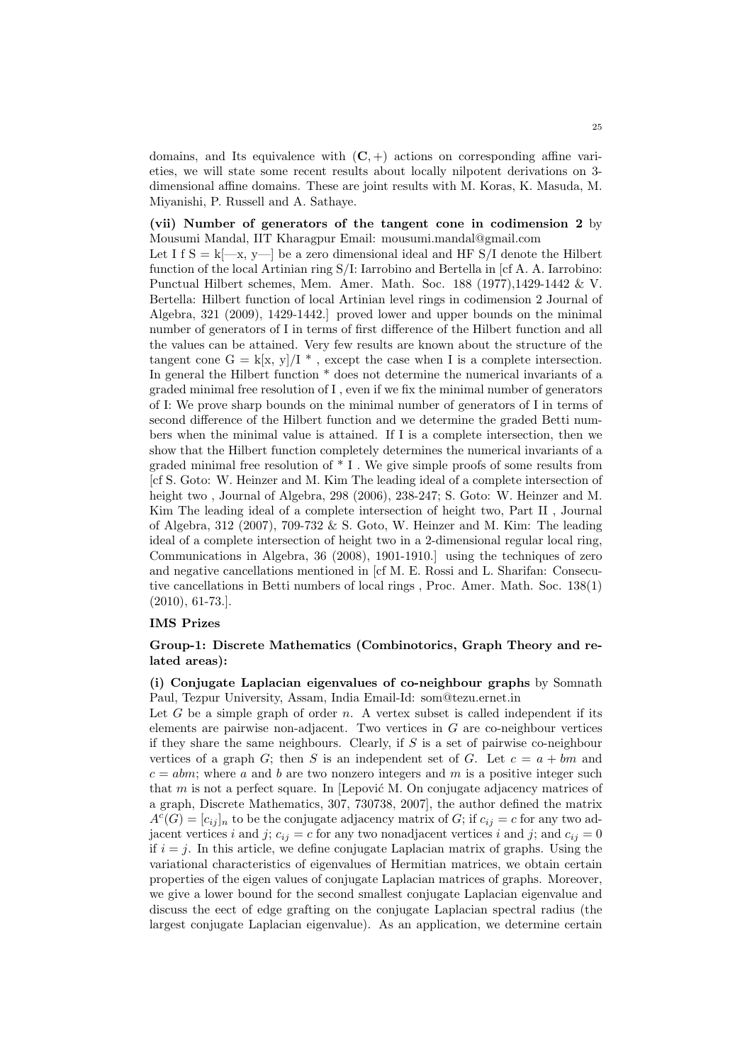domains, and Its equivalence with $(\mathbf{C}, +)$ actions on corresponding affine varieties, we will state some recent results about locally nilpotent derivations on 3-dimensional affine domains. These are joint results with M. Koras, K. Masuda, M. Miyanishi, P. Russell and A. Sathaye.

**(vii) Number of generators of the tangent cone in codimension 2** by Mousumi Mandal, IIT Kharagpur Email: mousumi.mandal@gmail.com

Let I f S = k[—x, y—] be a zero dimensional ideal and HF S/I denote the Hilbert function of the local Artinian ring S/I: Iarrobino and Bertella in [cf A. A. Iarrobino: Punctual Hilbert schemes, Mem. Amer. Math. Soc. 188 (1977),1429-1442 & V. Bertella: Hilbert function of local Artinian level rings in codimension 2 Journal of Algebra, 321 (2009), 1429-1442.] proved lower and upper bounds on the minimal number of generators of I in terms of first difference of the Hilbert function and all the values can be attained. Very few results are known about the structure of the tangent cone G = k[x, y]/I * , except the case when I is a complete intersection. In general the Hilbert function * does not determine the numerical invariants of a graded minimal free resolution of I , even if we fix the minimal number of generators of I: We prove sharp bounds on the minimal number of generators of I in terms of second difference of the Hilbert function and we determine the graded Betti numbers when the minimal value is attained. If I is a complete intersection, then we show that the Hilbert function completely determines the numerical invariants of a graded minimal free resolution of * I . We give simple proofs of some results from [cf S. Goto: W. Heinzer and M. Kim The leading ideal of a complete intersection of height two , Journal of Algebra, 298 (2006), 238-247; S. Goto: W. Heinzer and M. Kim The leading ideal of a complete intersection of height two, Part II , Journal of Algebra, 312 (2007), 709-732 & S. Goto, W. Heinzer and M. Kim: The leading ideal of a complete intersection of height two in a 2-dimensional regular local ring, Communications in Algebra, 36 (2008), 1901-1910.] using the techniques of zero and negative cancellations mentioned in [cf M. E. Rossi and L. Sharifan: Consecutive cancellations in Betti numbers of local rings , Proc. Amer. Math. Soc. 138(1) (2010), 61-73.].

**IMS Prizes**

**Group-1: Discrete Mathematics (Combinotorics, Graph Theory and related areas):**

**(i) Conjugate Laplacian eigenvalues of co-neighbour graphs** by Somnath Paul, Tezpur University, Assam, India Email-Id: som@tezu.ernet.in

Let $G$ be a simple graph of order $n$. A vertex subset is called independent if its elements are pairwise non-adjacent. Two vertices in $G$ are co-neighbour vertices if they share the same neighbours. Clearly, if $S$ is a set of pairwise co-neighbour vertices of a graph $G$; then $S$ is an independent set of $G$. Let $c = a + bm$ and $c = abm$; where $a$ and $b$ are two nonzero integers and $m$ is a positive integer such that $m$ is not a perfect square. In [Lepović M. On conjugate adjacency matrices of a graph, Discrete Mathematics, 307, 730738, 2007], the author defined the matrix $A^c(G) = [c_{ij}]_n$ to be the conjugate adjacency matrix of $G$; if $c_{ij} = c$ for any two adjacent vertices $i$ and $j$; $c_{ij} = c$ for any two nonadjacent vertices $i$ and $j$; and $c_{ij} = 0$ if $i = j$. In this article, we define conjugate Laplacian matrix of graphs. Using the variational characteristics of eigenvalues of Hermitian matrices, we obtain certain properties of the eigen values of conjugate Laplacian matrices of graphs. Moreover, we give a lower bound for the second smallest conjugate Laplacian eigenvalue and discuss the eect of edge grafting on the conjugate Laplacian spectral radius (the largest conjugate Laplacian eigenvalue). As an application, we determine certain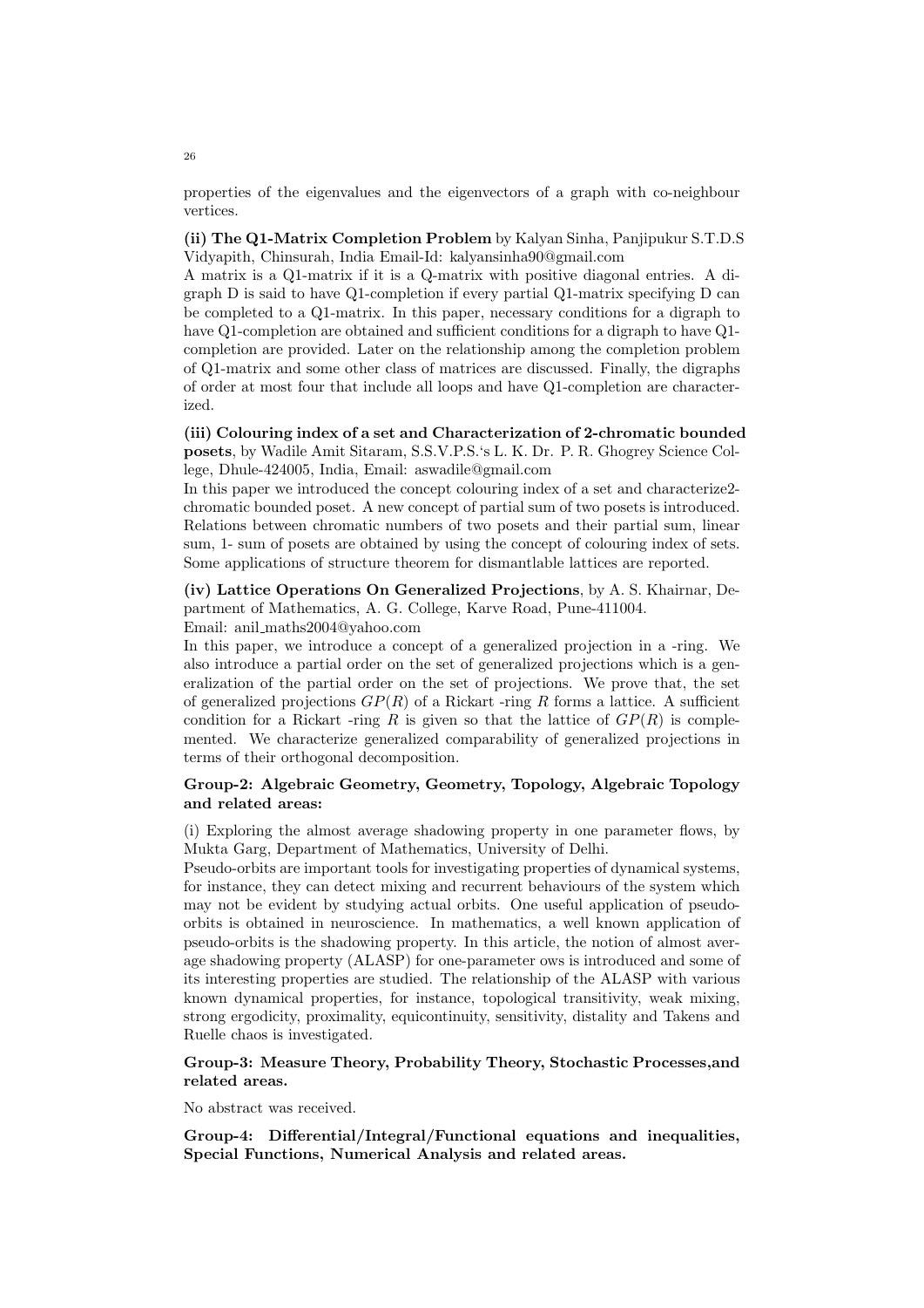properties of the eigenvalues and the eigenvectors of a graph with co-neighbour vertices.

**(ii) The Q1-Matrix Completion Problem** by Kalyan Sinha, Panjipukur S.T.D.S Vidyapith, Chinsurah, India Email-Id: kalyansinha90@gmail.com

A matrix is a Q1-matrix if it is a Q-matrix with positive diagonal entries. A digraph D is said to have Q1-completion if every partial Q1-matrix specifying D can be completed to a Q1-matrix. In this paper, necessary conditions for a digraph to have Q1-completion are obtained and sufficient conditions for a digraph to have Q1-completion are provided. Later on the relationship among the completion problem of Q1-matrix and some other class of matrices are discussed. Finally, the digraphs of order at most four that include all loops and have Q1-completion are characterized.

**(iii) Colouring index of a set and Characterization of 2-chromatic bounded posets**, by Wadile Amit Sitaram, S.S.V.P.S.'s L. K. Dr. P. R. Ghogrey Science College, Dhule-424005, India, Email: aswadile@gmail.com

In this paper we introduced the concept colouring index of a set and characterize2-chromatic bounded poset. A new concept of partial sum of two posets is introduced. Relations between chromatic numbers of two posets and their partial sum, linear sum, 1- sum of posets are obtained by using the concept of colouring index of sets. Some applications of structure theorem for dismantlable lattices are reported.

**(iv) Lattice Operations On Generalized Projections**, by A. S. Khairnar, Department of Mathematics, A. G. College, Karve Road, Pune-411004.
Email: anil_maths2004@yahoo.com

In this paper, we introduce a concept of a generalized projection in a -ring. We also introduce a partial order on the set of generalized projections which is a generalization of the partial order on the set of projections. We prove that, the set of generalized projections $GP(R)$ of a Rickart -ring $R$ forms a lattice. A sufficient condition for a Rickart -ring $R$ is given so that the lattice of $GP(R)$ is complemented. We characterize generalized comparability of generalized projections in terms of their orthogonal decomposition.

### Group-2: Algebraic Geometry, Geometry, Topology, Algebraic Topology and related areas:

(i) Exploring the almost average shadowing property in one parameter flows, by Mukta Garg, Department of Mathematics, University of Delhi.

Pseudo-orbits are important tools for investigating properties of dynamical systems, for instance, they can detect mixing and recurrent behaviours of the system which may not be evident by studying actual orbits. One useful application of pseudo-orbits is obtained in neuroscience. In mathematics, a well known application of pseudo-orbits is the shadowing property. In this article, the notion of almost average shadowing property (ALASP) for one-parameter ows is introduced and some of its interesting properties are studied. The relationship of the ALASP with various known dynamical properties, for instance, topological transitivity, weak mixing, strong ergodicity, proximality, equicontinuity, sensitivity, distality and Takens and Ruelle chaos is investigated.

### Group-3: Measure Theory, Probability Theory, Stochastic Processes,and related areas.

No abstract was received.

### Group-4: Differential/Integral/Functional equations and inequalities, Special Functions, Numerical Analysis and related areas.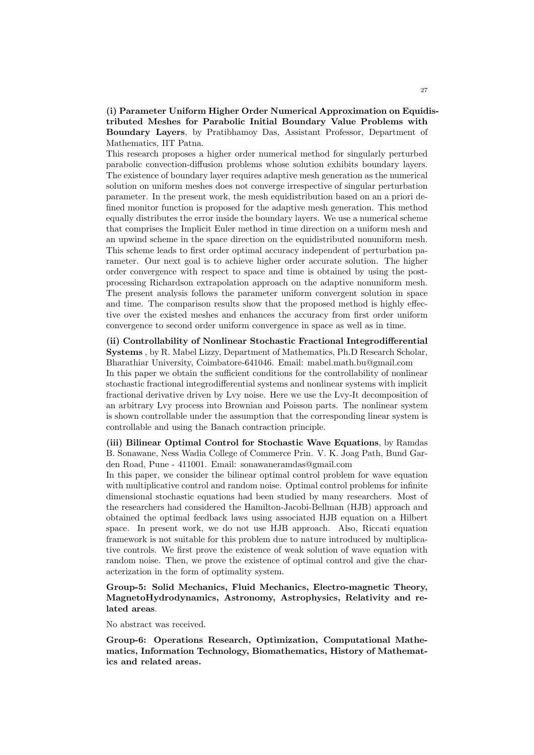**(i) Parameter Uniform Higher Order Numerical Approximation on Equidistributed Meshes for Parabolic Initial Boundary Value Problems with Boundary Layers**, by Pratibhamoy Das, Assistant Professor, Department of Mathematics, IIT Patna.

This research proposes a higher order numerical method for singularly perturbed parabolic convection-diffusion problems whose solution exhibits boundary layers. The existence of boundary layer requires adaptive mesh generation as the numerical solution on uniform meshes does not converge irrespective of singular perturbation parameter. In the present work, the mesh equidistribution based on an a priori defined monitor function is proposed for the adaptive mesh generation. This method equally distributes the error inside the boundary layers. We use a numerical scheme that comprises the Implicit Euler method in time direction on a uniform mesh and an upwind scheme in the space direction on the equidistributed nonuniform mesh. This scheme leads to first order optimal accuracy independent of perturbation parameter. Our next goal is to achieve higher order accurate solution. The higher order convergence with respect to space and time is obtained by using the postprocessing Richardson extrapolation approach on the adaptive nonuniform mesh. The present analysis follows the parameter uniform convergent solution in space and time. The comparison results show that the proposed method is highly effective over the existed meshes and enhances the accuracy from first order uniform convergence to second order uniform convergence in space as well as in time.

**(ii) Controllability of Nonlinear Stochastic Fractional Integrodifferential Systems** , by R. Mabel Lizzy, Department of Mathematics, Ph.D Research Scholar, Bharathiar University, Coimbatore-641046. Email: mabel.math.bu@gmail.com

In this paper we obtain the sufficient conditions for the controllability of nonlinear stochastic fractional integrodifferential systems and nonlinear systems with implicit fractional derivative driven by Lvy noise. Here we use the Lvy-It decomposition of an arbitrary Lvy process into Brownian and Poisson parts. The nonlinear system is shown controllable under the assumption that the corresponding linear system is controllable and using the Banach contraction principle.

**(iii) Bilinear Optimal Control for Stochastic Wave Equations**, by Ramdas B. Sonawane, Ness Wadia College of Commerce Prin. V. K. Joag Path, Bund Garden Road, Pune - 411001. Email: sonawaneramdas@gmail.com

In this paper, we consider the bilinear optimal control problem for wave equation with multiplicative control and random noise. Optimal control problems for infinite dimensional stochastic equations had been studied by many researchers. Most of the researchers had considered the Hamilton-Jacobi-Bellman (HJB) approach and obtained the optimal feedback laws using associated HJB equation on a Hilbert space. In present work, we do not use HJB approach. Also, Riccati equation framework is not suitable for this problem due to nature introduced by multiplicative controls. We first prove the existence of weak solution of wave equation with random noise. Then, we prove the existence of optimal control and give the characterization in the form of optimality system.

**Group-5: Solid Mechanics, Fluid Mechanics, Electro-magnetic Theory, MagnetoHydrodynamics, Astronomy, Astrophysics, Relativity and related areas**.

No abstract was received.

**Group-6: Operations Research, Optimization, Computational Mathematics, Information Technology, Biomathematics, History of Mathematics and related areas.**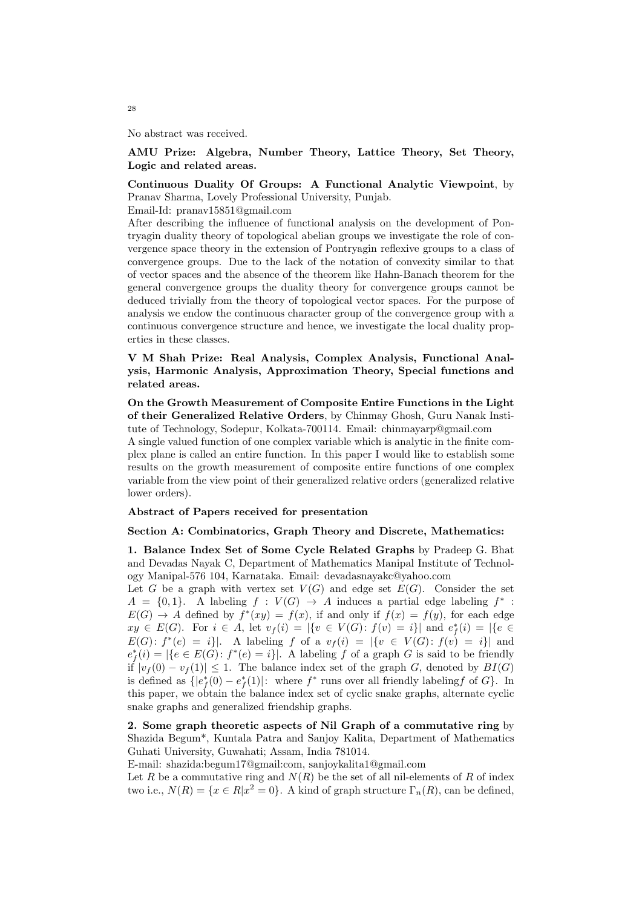No abstract was received.

**AMU Prize: Algebra, Number Theory, Lattice Theory, Set Theory, Logic and related areas.**

**Continuous Duality Of Groups: A Functional Analytic Viewpoint**, by Pranav Sharma, Lovely Professional University, Punjab.
Email-Id: pranav15851@gmail.com

After describing the influence of functional analysis on the development of Pontryagin duality theory of topological abelian groups we investigate the role of convergence space theory in the extension of Pontryagin reflexive groups to a class of convergence groups. Due to the lack of the notation of convexity similar to that of vector spaces and the absence of the theorem like Hahn-Banach theorem for the general convergence groups the duality theory for convergence groups cannot be deduced trivially from the theory of topological vector spaces. For the purpose of analysis we endow the continuous character group of the convergence group with a continuous convergence structure and hence, we investigate the local duality properties in these classes.

**V M Shah Prize: Real Analysis, Complex Analysis, Functional Analysis, Harmonic Analysis, Approximation Theory, Special functions and related areas.**

**On the Growth Measurement of Composite Entire Functions in the Light of their Generalized Relative Orders**, by Chinmay Ghosh, Guru Nanak Institute of Technology, Sodepur, Kolkata-700114. Email: chinmayarp@gmail.com

A single valued function of one complex variable which is analytic in the finite complex plane is called an entire function. In this paper I would like to establish some results on the growth measurement of composite entire functions of one complex variable from the view point of their generalized relative orders (generalized relative lower orders).

**Abstract of Papers received for presentation**

**Section A: Combinatorics, Graph Theory and Discrete, Mathematics:**

**1. Balance Index Set of Some Cycle Related Graphs** by Pradeep G. Bhat and Devadas Nayak C, Department of Mathematics Manipal Institute of Technology Manipal-576 104, Karnataka. Email: devadasnayakc@yahoo.com

Let $G$ be a graph with vertex set $V(G)$ and edge set $E(G)$. Consider the set $A = \{0, 1\}$. A labeling $f : V(G) \to A$ induces a partial edge labeling $f^* : E(G) \to A$ defined by $f^*(xy) = f(x)$, if and only if $f(x) = f(y)$, for each edge $xy \in E(G)$. For $i \in A$, let $v_f(i) = |\{v \in V(G)\colon f(v) = i\}|$ and $e_f^*(i) = |\{e \in E(G)\colon f^*(e) = i\}|$. A labeling $f$ of a $v_f(i) = |\{v \in V(G)\colon f(v) = i\}|$ and $e_f^*(i) = |\{e \in E(G)\colon f^*(e) = i\}|$. A labeling $f$ of a graph $G$ is said to be friendly if $|v_f(0) - v_f(1)| \leq 1$. The balance index set of the graph $G$, denoted by $BI(G)$ is defined as $\{|e_f^*(0) - e_f^*(1)|\colon$ where $f^*$ runs over all friendly labeling$f$ of $G\}$. In this paper, we obtain the balance index set of cyclic snake graphs, alternate cyclic snake graphs and generalized friendship graphs.

**2. Some graph theoretic aspects of Nil Graph of a commutative ring** by Shazida Begum*, Kuntala Patra and Sanjoy Kalita, Department of Mathematics Guhati University, Guwahati; Assam, India 781014.
E-mail: shazida:begum17@gmail:com, sanjoykalita1@gmail.com

Let $R$ be a commutative ring and $N(R)$ be the set of all nil-elements of $R$ of index two i.e., $N(R) = \{x \in R | x^2 = 0\}$. A kind of graph structure $\Gamma_n(R)$, can be defined,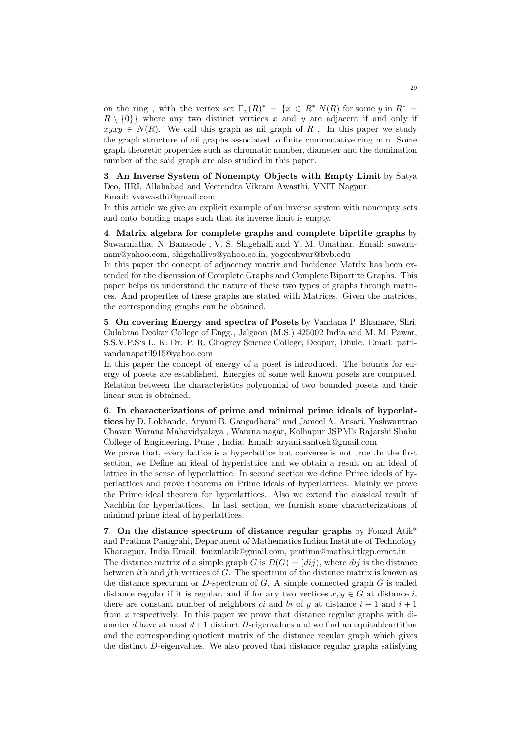on the ring , with the vertex set $\Gamma_n(R)^* = \{x \in R^*|N(R)$ for some $y$ in $R^* = R \setminus \{0\}\}$ where any two distinct vertices $x$ and $y$ are adjacent if and only if $xyxy \in N(R)$. We call this graph as nil graph of $R$ . In this paper we study the graph structure of nil graphs associated to finite commutative ring m n. Some graph theoretic properties such as chromatic number, diameter and the domination number of the said graph are also studied in this paper.

**3. An Inverse System of Nonempty Objects with Empty Limit** by Satya Deo, HRI, Allahabad and Veerendra Vikram Awasthi, VNIT Nagpur.
Email: vvawasthi@gmail.com

In this article we give an explicit example of an inverse system with nonempty sets and onto bonding maps such that its inverse limit is empty.

**4. Matrix algebra for complete graphs and complete biprtite graphs** by Suwarnlatha. N. Banasode , V. S. Shigehalli and Y. M. Umathar. Email: suwarnnam@yahoo.com, shigehallivs@yahoo.co.in, yogeeshwar@bvb.edu

In this paper the concept of adjacency matrix and Incidence Matrix has been extended for the discussion of Complete Graphs and Complete Bipartite Graphs. This paper helps us understand the nature of these two types of graphs through matrices. And properties of these graphs are stated with Matrices. Given the matrices, the corresponding graphs can be obtained.

**5. On covering Energy and spectra of Posets** by Vandana P. Bhamare, Shri. Gulabrao Deokar College of Engg., Jalgaon (M.S.) 425002 India and M. M. Pawar, S.S.V.P.S's L. K. Dr. P. R. Ghogrey Science College, Deopur, Dhule. Email: patilvandanapatil915@yahoo.com

In this paper the concept of energy of a poset is introduced. The bounds for energy of posets are established. Energies of some well known posets are computed. Relation between the characteristics polynomial of two bounded posets and their linear sum is obtained.

**6. In characterizations of prime and minimal prime ideals of hyperlattices** by D. Lokhande, Aryani B. Gangadhara* and Jameel A. Ansari, Yashwantrao Chavan Warana Mahavidyalaya , Warana nagar, Kolhapur JSPM's Rajarshi Shahu College of Engineering, Pune , India. Email: aryani.santosh@gmail.com

We prove that, every lattice is a hyperlattice but converse is not true .In the first section, we Define an ideal of hyperlattice and we obtain a result on an ideal of lattice in the sense of hyperlattice. In second section we define Prime ideals of hyperlattices and prove theorems on Prime ideals of hyperlattices. Mainly we prove the Prime ideal theorem for hyperlattices. Also we extend the classical result of Nachbin for hyperlattices. In last section, we furnish some characterizations of minimal prime ideal of hyperlattices.

**7. On the distance spectrum of distance regular graphs** by Fouzul Atik* and Pratima Panigrahi, Department of Mathematics Indian Institute of Technology Kharagpur, India Email: fouzulatik@gmail.com, pratima@maths.iitkgp.ernet.in

The distance matrix of a simple graph $G$ is $D(G) = (dij)$, where $dij$ is the distance between $i$th and $j$th vertices of $G$. The spectrum of the distance matrix is known as the distance spectrum or $D$-spectrum of $G$. A simple connected graph $G$ is called distance regular if it is regular, and if for any two vertices $x, y \in G$ at distance $i$, there are constant number of neighbors $ci$ and $bi$ of $y$ at distance $i-1$ and $i+1$ from $x$ respectively. In this paper we prove that distance regular graphs with diameter $d$ have at most $d+1$ distinct $D$-eigenvalues and we find an equitableartition and the corresponding quotient matrix of the distance regular graph which gives the distinct $D$-eigenvalues. We also proved that distance regular graphs satisfying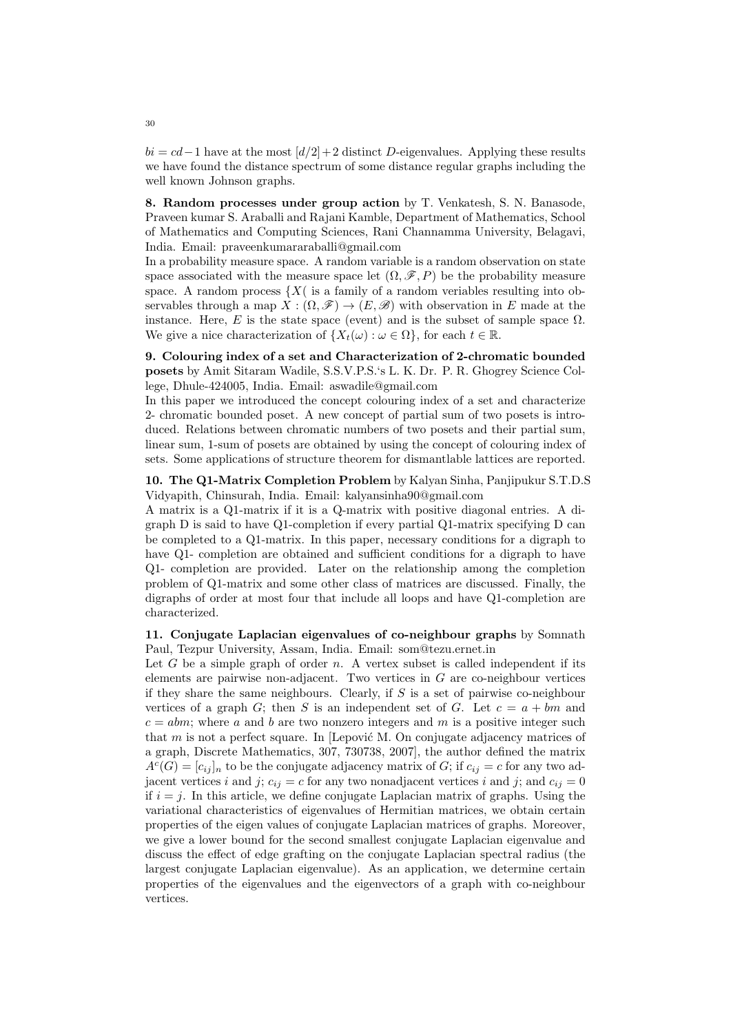$bi = cd - 1$ have at the most $[d/2] + 2$ distinct $D$-eigenvalues. Applying these results we have found the distance spectrum of some distance regular graphs including the well known Johnson graphs.

**8. Random processes under group action** by T. Venkatesh, S. N. Banasode, Praveen kumar S. Araballi and Rajani Kamble, Department of Mathematics, School of Mathematics and Computing Sciences, Rani Channamma University, Belagavi, India. Email: praveenkumararaballi@gmail.com

In a probability measure space. A random variable is a random observation on state space associated with the measure space let $(\Omega, \mathscr{F}, P)$ be the probability measure space. A random process $\{X($ is a family of a random veriables resulting into observables through a map $X : (\Omega, \mathscr{F}) \rightarrow (E, \mathscr{B})$ with observation in $E$ made at the instance. Here, $E$ is the state space (event) and is the subset of sample space $\Omega$. We give a nice characterization of $\{X_t(\omega) : \omega \in \Omega\}$, for each $t \in \mathbb{R}$.

**9. Colouring index of a set and Characterization of 2-chromatic bounded posets** by Amit Sitaram Wadile, S.S.V.P.S.'s L. K. Dr. P. R. Ghogrey Science College, Dhule-424005, India. Email: aswadile@gmail.com

In this paper we introduced the concept colouring index of a set and characterize 2- chromatic bounded poset. A new concept of partial sum of two posets is introduced. Relations between chromatic numbers of two posets and their partial sum, linear sum, 1-sum of posets are obtained by using the concept of colouring index of sets. Some applications of structure theorem for dismantlable lattices are reported.

**10. The Q1-Matrix Completion Problem** by Kalyan Sinha, Panjipukur S.T.D.S Vidyapith, Chinsurah, India. Email: kalyansinha90@gmail.com

A matrix is a Q1-matrix if it is a Q-matrix with positive diagonal entries. A digraph D is said to have Q1-completion if every partial Q1-matrix specifying D can be completed to a Q1-matrix. In this paper, necessary conditions for a digraph to have Q1- completion are obtained and sufficient conditions for a digraph to have Q1- completion are provided. Later on the relationship among the completion problem of Q1-matrix and some other class of matrices are discussed. Finally, the digraphs of order at most four that include all loops and have Q1-completion are characterized.

**11. Conjugate Laplacian eigenvalues of co-neighbour graphs** by Somnath Paul, Tezpur University, Assam, India. Email: som@tezu.ernet.in

Let $G$ be a simple graph of order $n$. A vertex subset is called independent if its elements are pairwise non-adjacent. Two vertices in $G$ are co-neighbour vertices if they share the same neighbours. Clearly, if $S$ is a set of pairwise co-neighbour vertices of a graph $G$; then $S$ is an independent set of $G$. Let $c = a + bm$ and $c = abm$; where $a$ and $b$ are two nonzero integers and $m$ is a positive integer such that $m$ is not a perfect square. In [Lepović M. On conjugate adjacency matrices of a graph, Discrete Mathematics, 307, 730738, 2007], the author defined the matrix $A^c(G) = [c_{ij}]_n$ to be the conjugate adjacency matrix of $G$; if $c_{ij} = c$ for any two adjacent vertices $i$ and $j$; $c_{ij} = c$ for any two nonadjacent vertices $i$ and $j$; and $c_{ij} = 0$ if $i = j$. In this article, we define conjugate Laplacian matrix of graphs. Using the variational characteristics of eigenvalues of Hermitian matrices, we obtain certain properties of the eigen values of conjugate Laplacian matrices of graphs. Moreover, we give a lower bound for the second smallest conjugate Laplacian eigenvalue and discuss the effect of edge grafting on the conjugate Laplacian spectral radius (the largest conjugate Laplacian eigenvalue). As an application, we determine certain properties of the eigenvalues and the eigenvectors of a graph with co-neighbour vertices.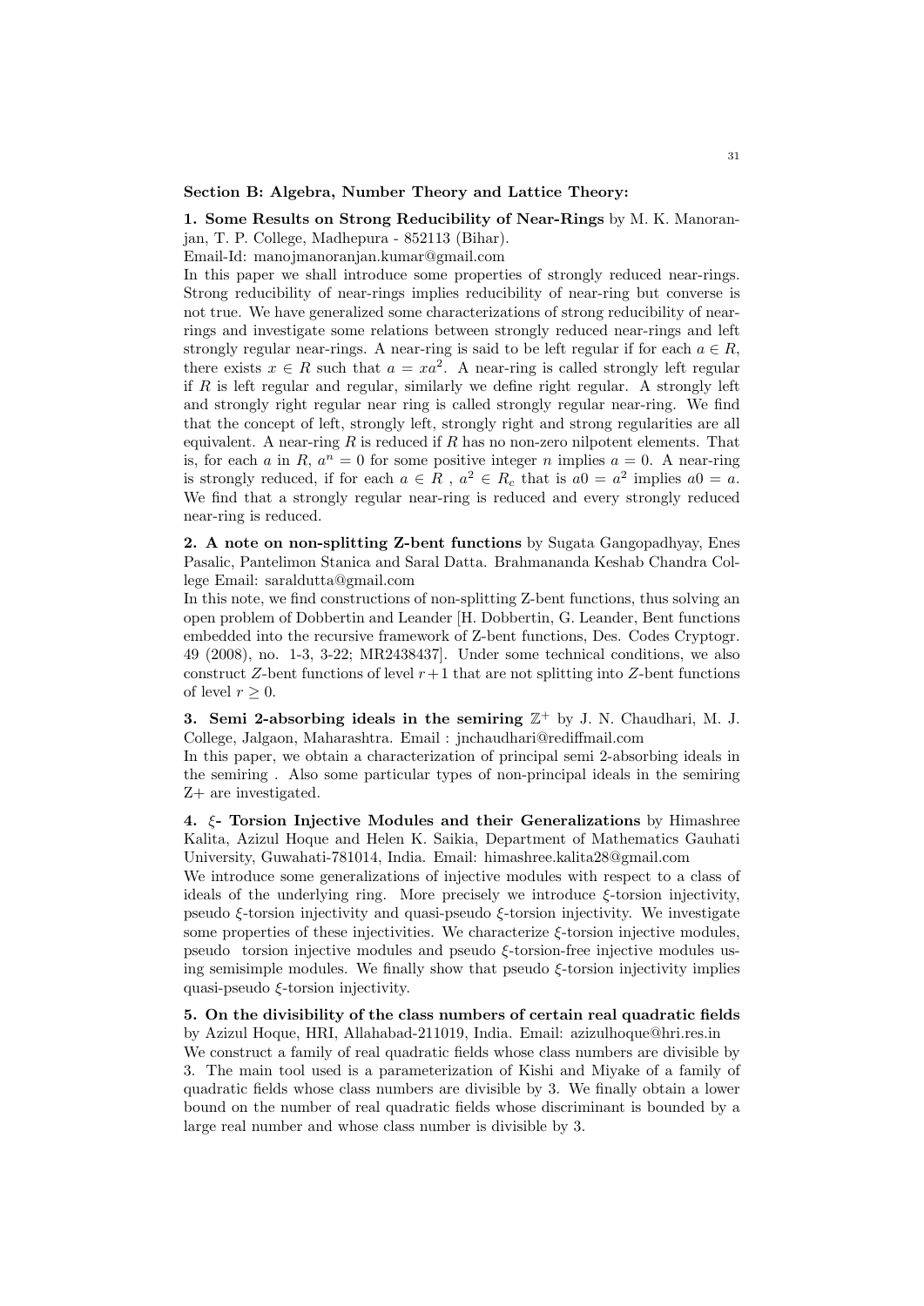### Section B: Algebra, Number Theory and Lattice Theory:

**1. Some Results on Strong Reducibility of Near-Rings** by M. K. Manoranjan, T. P. College, Madhepura - 852113 (Bihar).
Email-Id: manojmanoranjan.kumar@gmail.com

In this paper we shall introduce some properties of strongly reduced near-rings. Strong reducibility of near-rings implies reducibility of near-ring but converse is not true. We have generalized some characterizations of strong reducibility of near-rings and investigate some relations between strongly reduced near-rings and left strongly regular near-rings. A near-ring is said to be left regular if for each $a \in R$, there exists $x \in R$ such that $a = xa^2$. A near-ring is called strongly left regular if $R$ is left regular and regular, similarly we define right regular. A strongly left and strongly right regular near ring is called strongly regular near-ring. We find that the concept of left, strongly left, strongly right and strong regularities are all equivalent. A near-ring $R$ is reduced if $R$ has no non-zero nilpotent elements. That is, for each $a$ in $R$, $a^n = 0$ for some positive integer $n$ implies $a = 0$. A near-ring is strongly reduced, if for each $a \in R$ , $a^2 \in R_c$ that is $a0 = a^2$ implies $a0 = a$. We find that a strongly regular near-ring is reduced and every strongly reduced near-ring is reduced.

**2. A note on non-splitting Z-bent functions** by Sugata Gangopadhyay, Enes Pasalic, Pantelimon Stanica and Saral Datta. Brahmananda Keshab Chandra College Email: saraldutta@gmail.com

In this note, we find constructions of non-splitting Z-bent functions, thus solving an open problem of Dobbertin and Leander [H. Dobbertin, G. Leander, Bent functions embedded into the recursive framework of Z-bent functions, Des. Codes Cryptogr. 49 (2008), no. 1-3, 3-22; MR2438437]. Under some technical conditions, we also construct $Z$-bent functions of level $r+1$ that are not splitting into $Z$-bent functions of level $r \geq 0$.

**3. Semi 2-absorbing ideals in the semiring $\mathbb{Z}^+$** by J. N. Chaudhari, M. J. College, Jalgaon, Maharashtra. Email : jnchaudhari@rediffmail.com

In this paper, we obtain a characterization of principal semi 2-absorbing ideals in the semiring . Also some particular types of non-principal ideals in the semiring Z+ are investigated.

**4. $\xi$- Torsion Injective Modules and their Generalizations** by Himashree Kalita, Azizul Hoque and Helen K. Saikia, Department of Mathematics Gauhati University, Guwahati-781014, India. Email: himashree.kalita28@gmail.com

We introduce some generalizations of injective modules with respect to a class of ideals of the underlying ring. More precisely we introduce $\xi$-torsion injectivity, pseudo $\xi$-torsion injectivity and quasi-pseudo $\xi$-torsion injectivity. We investigate some properties of these injectivities. We characterize $\xi$-torsion injective modules, pseudo torsion injective modules and pseudo $\xi$-torsion-free injective modules using semisimple modules. We finally show that pseudo $\xi$-torsion injectivity implies quasi-pseudo $\xi$-torsion injectivity.

**5. On the divisibility of the class numbers of certain real quadratic fields** by Azizul Hoque, HRI, Allahabad-211019, India. Email: azizulhoque@hri.res.in

We construct a family of real quadratic fields whose class numbers are divisible by 3. The main tool used is a parameterization of Kishi and Miyake of a family of quadratic fields whose class numbers are divisible by 3. We finally obtain a lower bound on the number of real quadratic fields whose discriminant is bounded by a large real number and whose class number is divisible by 3.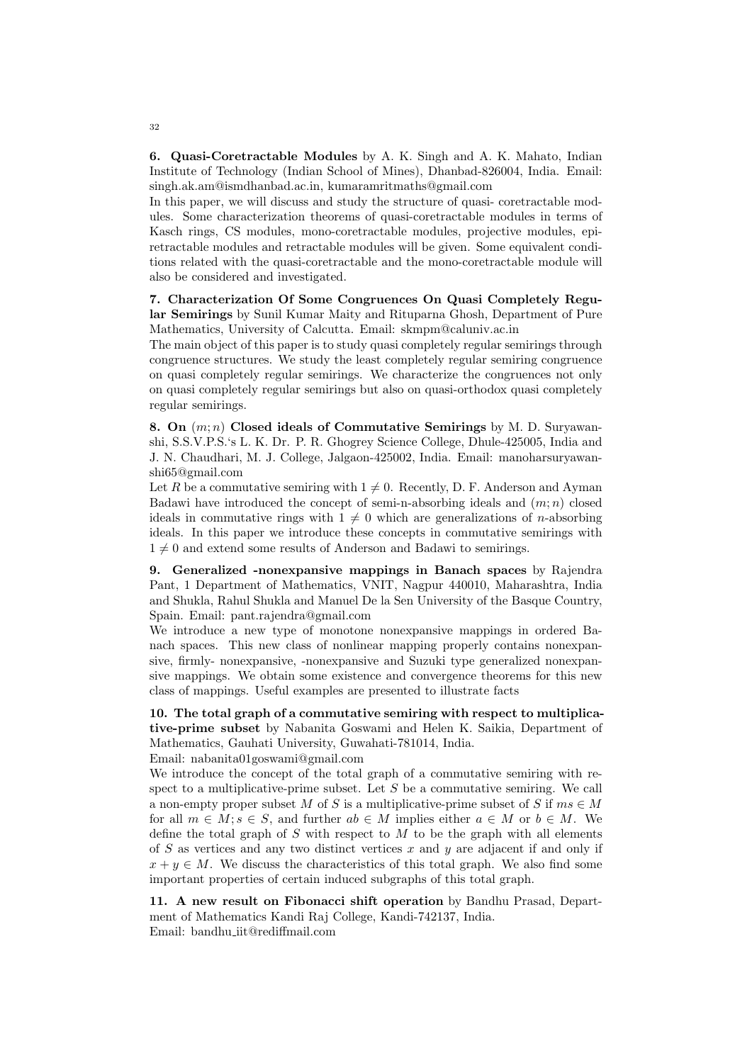**6. Quasi-Coretractable Modules** by A. K. Singh and A. K. Mahato, Indian Institute of Technology (Indian School of Mines), Dhanbad-826004, India. Email: singh.ak.am@ismdhanbad.ac.in, kumaramritmaths@gmail.com

In this paper, we will discuss and study the structure of quasi- coretractable modules. Some characterization theorems of quasi-coretractable modules in terms of Kasch rings, CS modules, mono-coretractable modules, projective modules, epi-retractable modules and retractable modules will be given. Some equivalent conditions related with the quasi-coretractable and the mono-coretractable module will also be considered and investigated.

**7. Characterization Of Some Congruences On Quasi Completely Regular Semirings** by Sunil Kumar Maity and Rituparna Ghosh, Department of Pure Mathematics, University of Calcutta. Email: skmpm@caluniv.ac.in

The main object of this paper is to study quasi completely regular semirings through congruence structures. We study the least completely regular semiring congruence on quasi completely regular semirings. We characterize the congruences not only on quasi completely regular semirings but also on quasi-orthodox quasi completely regular semirings.

**8. On $(m;n)$ Closed ideals of Commutative Semirings** by M. D. Suryawanshi, S.S.V.P.S.'s L. K. Dr. P. R. Ghogrey Science College, Dhule-425005, India and J. N. Chaudhari, M. J. College, Jalgaon-425002, India. Email: manoharsuryawanshi65@gmail.com

Let $R$ be a commutative semiring with $1 \neq 0$. Recently, D. F. Anderson and Ayman Badawi have introduced the concept of semi-n-absorbing ideals and $(m;n)$ closed ideals in commutative rings with $1 \neq 0$ which are generalizations of $n$-absorbing ideals. In this paper we introduce these concepts in commutative semirings with $1 \neq 0$ and extend some results of Anderson and Badawi to semirings.

**9. Generalized -nonexpansive mappings in Banach spaces** by Rajendra Pant, 1 Department of Mathematics, VNIT, Nagpur 440010, Maharashtra, India and Shukla, Rahul Shukla and Manuel De la Sen University of the Basque Country, Spain. Email: pant.rajendra@gmail.com

We introduce a new type of monotone nonexpansive mappings in ordered Banach spaces. This new class of nonlinear mapping properly contains nonexpansive, firmly- nonexpansive, -nonexpansive and Suzuki type generalized nonexpansive mappings. We obtain some existence and convergence theorems for this new class of mappings. Useful examples are presented to illustrate facts

**10. The total graph of a commutative semiring with respect to multiplicative-prime subset** by Nabanita Goswami and Helen K. Saikia, Department of Mathematics, Gauhati University, Guwahati-781014, India.
Email: nabanita01goswami@gmail.com

We introduce the concept of the total graph of a commutative semiring with respect to a multiplicative-prime subset. Let $S$ be a commutative semiring. We call a non-empty proper subset $M$ of $S$ is a multiplicative-prime subset of $S$ if $ms \in M$ for all $m \in M; s \in S$, and further $ab \in M$ implies either $a \in M$ or $b \in M$. We define the total graph of $S$ with respect to $M$ to be the graph with all elements of $S$ as vertices and any two distinct vertices $x$ and $y$ are adjacent if and only if $x + y \in M$. We discuss the characteristics of this total graph. We also find some important properties of certain induced subgraphs of this total graph.

**11. A new result on Fibonacci shift operation** by Bandhu Prasad, Department of Mathematics Kandi Raj College, Kandi-742137, India.
Email: bandhu_iit@rediffmail.com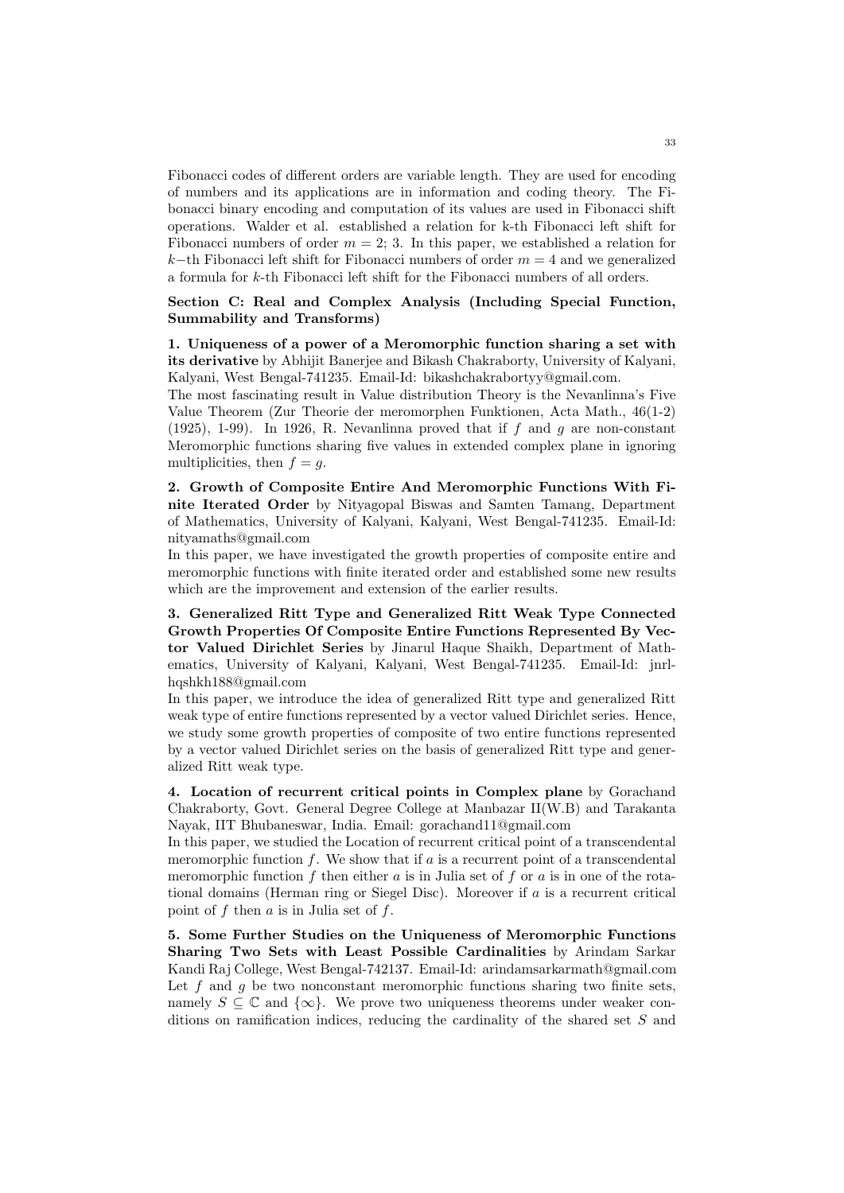Fibonacci codes of different orders are variable length. They are used for encoding of numbers and its applications are in information and coding theory. The Fibonacci binary encoding and computation of its values are used in Fibonacci shift operations. Walder et al. established a relation for k-th Fibonacci left shift for Fibonacci numbers of order $m = 2; 3$. In this paper, we established a relation for $k-$th Fibonacci left shift for Fibonacci numbers of order $m = 4$ and we generalized a formula for $k$-th Fibonacci left shift for the Fibonacci numbers of all orders.

**Section C: Real and Complex Analysis (Including Special Function, Summability and Transforms)**

**1. Uniqueness of a power of a Meromorphic function sharing a set with its derivative** by Abhijit Banerjee and Bikash Chakraborty, University of Kalyani, Kalyani, West Bengal-741235. Email-Id: bikashchakrabortyy@gmail.com.
The most fascinating result in Value distribution Theory is the Nevanlinna's Five Value Theorem (Zur Theorie der meromorphen Funktionen, Acta Math., 46(1-2) (1925), 1-99). In 1926, R. Nevanlinna proved that if $f$ and $g$ are non-constant Meromorphic functions sharing five values in extended complex plane in ignoring multiplicities, then $f = g$.

**2. Growth of Composite Entire And Meromorphic Functions With Finite Iterated Order** by Nityagopal Biswas and Samten Tamang, Department of Mathematics, University of Kalyani, Kalyani, West Bengal-741235. Email-Id: nityamaths@gmail.com
In this paper, we have investigated the growth properties of composite entire and meromorphic functions with finite iterated order and established some new results which are the improvement and extension of the earlier results.

**3. Generalized Ritt Type and Generalized Ritt Weak Type Connected Growth Properties Of Composite Entire Functions Represented By Vector Valued Dirichlet Series** by Jinarul Haque Shaikh, Department of Mathematics, University of Kalyani, Kalyani, West Bengal-741235. Email-Id: jnrlhqshkh188@gmail.com
In this paper, we introduce the idea of generalized Ritt type and generalized Ritt weak type of entire functions represented by a vector valued Dirichlet series. Hence, we study some growth properties of composite of two entire functions represented by a vector valued Dirichlet series on the basis of generalized Ritt type and generalized Ritt weak type.

**4. Location of recurrent critical points in Complex plane** by Gorachand Chakraborty, Govt. General Degree College at Manbazar II(W.B) and Tarakanta Nayak, IIT Bhubaneswar, India. Email: gorachand11@gmail.com
In this paper, we studied the Location of recurrent critical point of a transcendental meromorphic function $f$. We show that if $a$ is a recurrent point of a transcendental meromorphic function $f$ then either $a$ is in Julia set of $f$ or $a$ is in one of the rotational domains (Herman ring or Siegel Disc). Moreover if $a$ is a recurrent critical point of $f$ then $a$ is in Julia set of $f$.

**5. Some Further Studies on the Uniqueness of Meromorphic Functions Sharing Two Sets with Least Possible Cardinalities** by Arindam Sarkar Kandi Raj College, West Bengal-742137. Email-Id: arindamsarkarmath@gmail.com
Let $f$ and $g$ be two nonconstant meromorphic functions sharing two finite sets, namely $S \subseteq \mathbb{C}$ and $\{\infty\}$. We prove two uniqueness theorems under weaker conditions on ramification indices, reducing the cardinality of the shared set $S$ and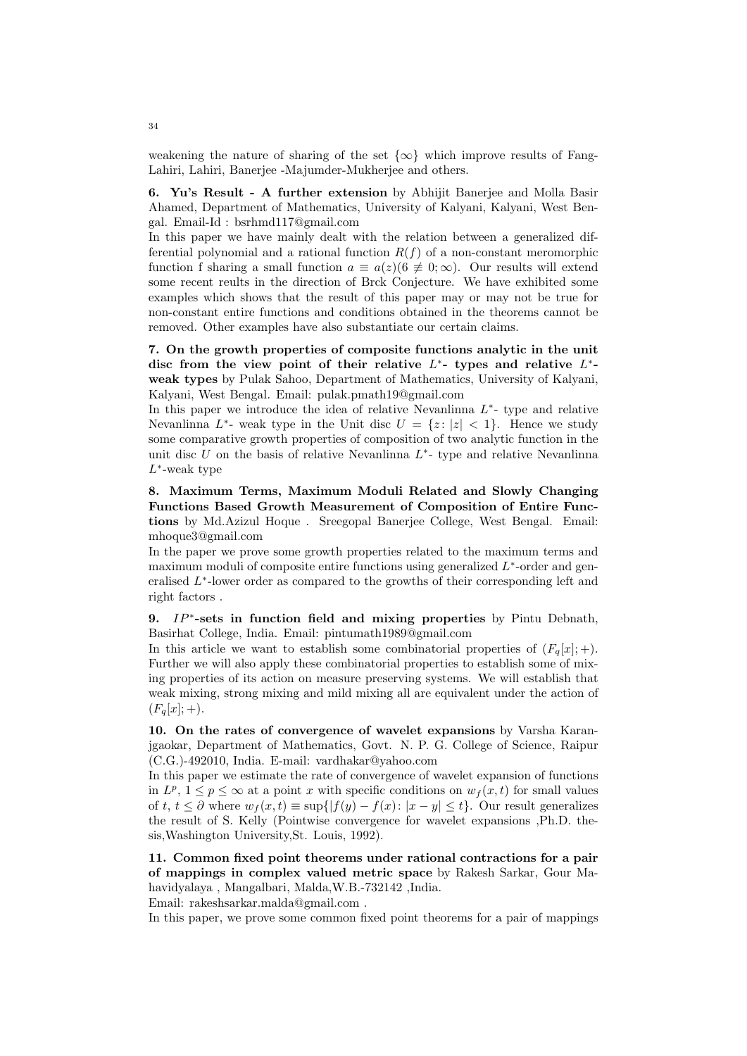weakening the nature of sharing of the set $\{\infty\}$ which improve results of Fang-Lahiri, Lahiri, Banerjee -Majumder-Mukherjee and others.

**6. Yu's Result - A further extension** by Abhijit Banerjee and Molla Basir Ahamed, Department of Mathematics, University of Kalyani, Kalyani, West Bengal. Email-Id : bsrhmd117@gmail.com

In this paper we have mainly dealt with the relation between a generalized differential polynomial and a rational function $R(f)$ of a non-constant meromorphic function f sharing a small function $a \equiv a(z)(6 \not\equiv 0; \infty)$. Our results will extend some recent reults in the direction of Brck Conjecture. We have exhibited some examples which shows that the result of this paper may or may not be true for non-constant entire functions and conditions obtained in the theorems cannot be removed. Other examples have also substantiate our certain claims.

**7. On the growth properties of composite functions analytic in the unit disc from the view point of their relative $L^*$- types and relative $L^*$-weak types** by Pulak Sahoo, Department of Mathematics, University of Kalyani, Kalyani, West Bengal. Email: pulak.pmath19@gmail.com

In this paper we introduce the idea of relative Nevanlinna $L^*$- type and relative Nevanlinna $L^*$- weak type in the Unit disc $U = \{z\colon |z| < 1\}$. Hence we study some comparative growth properties of composition of two analytic function in the unit disc $U$ on the basis of relative Nevanlinna $L^*$- type and relative Nevanlinna $L^*$-weak type

**8. Maximum Terms, Maximum Moduli Related and Slowly Changing Functions Based Growth Measurement of Composition of Entire Functions** by Md.Azizul Hoque . Sreegopal Banerjee College, West Bengal. Email: mhoque3@gmail.com

In the paper we prove some growth properties related to the maximum terms and maximum moduli of composite entire functions using generalized $L^*$-order and generalised $L^*$-lower order as compared to the growths of their corresponding left and right factors .

**9. $IP^*$-sets in function field and mixing properties** by Pintu Debnath, Basirhat College, India. Email: pintumath1989@gmail.com

In this article we want to establish some combinatorial properties of $(F_q[x]; +)$. Further we will also apply these combinatorial properties to establish some of mixing properties of its action on measure preserving systems. We will establish that weak mixing, strong mixing and mild mixing all are equivalent under the action of $(F_q[x]; +)$.

**10. On the rates of convergence of wavelet expansions** by Varsha Karanjgaokar, Department of Mathematics, Govt. N. P. G. College of Science, Raipur (C.G.)-492010, India. E-mail: vardhakar@yahoo.com

In this paper we estimate the rate of convergence of wavelet expansion of functions in $L^p$, $1 \leq p \leq \infty$ at a point $x$ with specific conditions on $w_f(x,t)$ for small values of $t$, $t \leq \partial$ where $w_f(x,t) \equiv \sup\{|f(y) - f(x)\colon |x - y| \leq t\}$. Our result generalizes the result of S. Kelly (Pointwise convergence for wavelet expansions ,Ph.D. thesis,Washington University,St. Louis, 1992).

**11. Common fixed point theorems under rational contractions for a pair of mappings in complex valued metric space** by Rakesh Sarkar, Gour Mahavidyalaya , Mangalbari, Malda,W.B.-732142 ,India.

Email: rakeshsarkar.malda@gmail.com .

In this paper, we prove some common fixed point theorems for a pair of mappings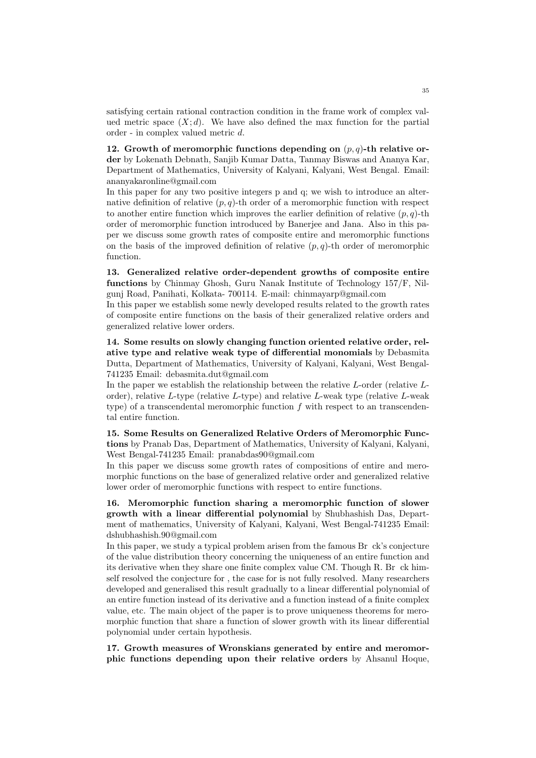satisfying certain rational contraction condition in the frame work of complex valued metric space $(X; d)$. We have also defined the max function for the partial order - in complex valued metric $d$.

**12. Growth of meromorphic functions depending on $(p, q)$-th relative order** by Lokenath Debnath, Sanjib Kumar Datta, Tanmay Biswas and Ananya Kar, Department of Mathematics, University of Kalyani, Kalyani, West Bengal. Email: ananyakaronline@gmail.com

In this paper for any two positive integers p and q; we wish to introduce an alternative definition of relative $(p, q)$-th order of a meromorphic function with respect to another entire function which improves the earlier definition of relative $(p, q)$-th order of meromorphic function introduced by Banerjee and Jana. Also in this paper we discuss some growth rates of composite entire and meromorphic functions on the basis of the improved definition of relative $(p, q)$-th order of meromorphic function.

**13. Generalized relative order-dependent growths of composite entire functions** by Chinmay Ghosh, Guru Nanak Institute of Technology 157/F, Nilgunj Road, Panihati, Kolkata- 700114. E-mail: chinmayarp@gmail.com

In this paper we establish some newly developed results related to the growth rates of composite entire functions on the basis of their generalized relative orders and generalized relative lower orders.

**14. Some results on slowly changing function oriented relative order, relative type and relative weak type of differential monomials** by Debasmita Dutta, Department of Mathematics, University of Kalyani, Kalyani, West Bengal-741235 Email: debasmita.dut@gmail.com

In the paper we establish the relationship between the relative $L$-order (relative $L$-order), relative $L$-type (relative $L$-type) and relative $L$-weak type (relative $L$-weak type) of a transcendental meromorphic function $f$ with respect to an transcendental entire function.

**15. Some Results on Generalized Relative Orders of Meromorphic Functions** by Pranab Das, Department of Mathematics, University of Kalyani, Kalyani, West Bengal-741235 Email: pranabdas90@gmail.com

In this paper we discuss some growth rates of compositions of entire and meromorphic functions on the base of generalized relative order and generalized relative lower order of meromorphic functions with respect to entire functions.

**16. Meromorphic function sharing a meromorphic function of slower growth with a linear differential polynomial** by Shubhashish Das, Department of mathematics, University of Kalyani, Kalyani, West Bengal-741235 Email: dshubhashish.90@gmail.com

In this paper, we study a typical problem arisen from the famous Br ck's conjecture of the value distribution theory concerning the uniqueness of an entire function and its derivative when they share one finite complex value CM. Though R. Br ck himself resolved the conjecture for , the case for is not fully resolved. Many researchers developed and generalised this result gradually to a linear differential polynomial of an entire function instead of its derivative and a function instead of a finite complex value, etc. The main object of the paper is to prove uniqueness theorems for meromorphic function that share a function of slower growth with its linear differential polynomial under certain hypothesis.

**17. Growth measures of Wronskians generated by entire and meromorphic functions depending upon their relative orders** by Ahsanul Hoque,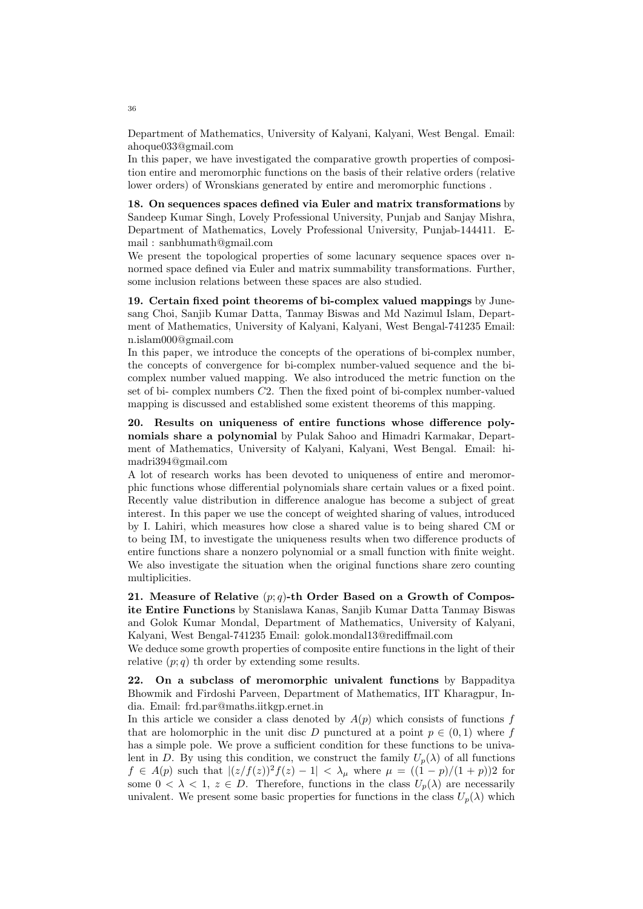Department of Mathematics, University of Kalyani, Kalyani, West Bengal. Email: ahoque033@gmail.com

In this paper, we have investigated the comparative growth properties of composition entire and meromorphic functions on the basis of their relative orders (relative lower orders) of Wronskians generated by entire and meromorphic functions .

**18. On sequences spaces defined via Euler and matrix transformations** by Sandeep Kumar Singh, Lovely Professional University, Punjab and Sanjay Mishra, Department of Mathematics, Lovely Professional University, Punjab-144411. E-mail : sanbhumath@gmail.com

We present the topological properties of some lacunary sequence spaces over n-normed space defined via Euler and matrix summability transformations. Further, some inclusion relations between these spaces are also studied.

**19. Certain fixed point theorems of bi-complex valued mappings** by Junesang Choi, Sanjib Kumar Datta, Tanmay Biswas and Md Nazimul Islam, Department of Mathematics, University of Kalyani, Kalyani, West Bengal-741235 Email: n.islam000@gmail.com

In this paper, we introduce the concepts of the operations of bi-complex number, the concepts of convergence for bi-complex number-valued sequence and the bi-complex number valued mapping. We also introduced the metric function on the set of bi- complex numbers $C2$. Then the fixed point of bi-complex number-valued mapping is discussed and established some existent theorems of this mapping.

**20. Results on uniqueness of entire functions whose difference polynomials share a polynomial** by Pulak Sahoo and Himadri Karmakar, Department of Mathematics, University of Kalyani, Kalyani, West Bengal. Email: himadri394@gmail.com

A lot of research works has been devoted to uniqueness of entire and meromorphic functions whose differential polynomials share certain values or a fixed point. Recently value distribution in difference analogue has become a subject of great interest. In this paper we use the concept of weighted sharing of values, introduced by I. Lahiri, which measures how close a shared value is to being shared CM or to being IM, to investigate the uniqueness results when two difference products of entire functions share a nonzero polynomial or a small function with finite weight. We also investigate the situation when the original functions share zero counting multiplicities.

**21. Measure of Relative $(p;q)$-th Order Based on a Growth of Composite Entire Functions** by Stanislawa Kanas, Sanjib Kumar Datta Tanmay Biswas and Golok Kumar Mondal, Department of Mathematics, University of Kalyani, Kalyani, West Bengal-741235 Email: golok.mondal13@rediffmail.com

We deduce some growth properties of composite entire functions in the light of their relative $(p;q)$ th order by extending some results.

**22. On a subclass of meromorphic univalent functions** by Bappaditya Bhowmik and Firdoshi Parveen, Department of Mathematics, IIT Kharagpur, India. Email: frd.par@maths.iitkgp.ernet.in

In this article we consider a class denoted by $A(p)$ which consists of functions $f$ that are holomorphic in the unit disc $D$ punctured at a point $p \in (0,1)$ where $f$ has a simple pole. We prove a sufficient condition for these functions to be univalent in $D$. By using this condition, we construct the family $U_p(\lambda)$ of all functions $f \in A(p)$ such that $|(z/f(z))^2 f(z) - 1| < \lambda_\mu$ where $\mu = ((1-p)/(1+p))2$ for some $0 < \lambda < 1$, $z \in D$. Therefore, functions in the class $U_p(\lambda)$ are necessarily univalent. We present some basic properties for functions in the class $U_p(\lambda)$ which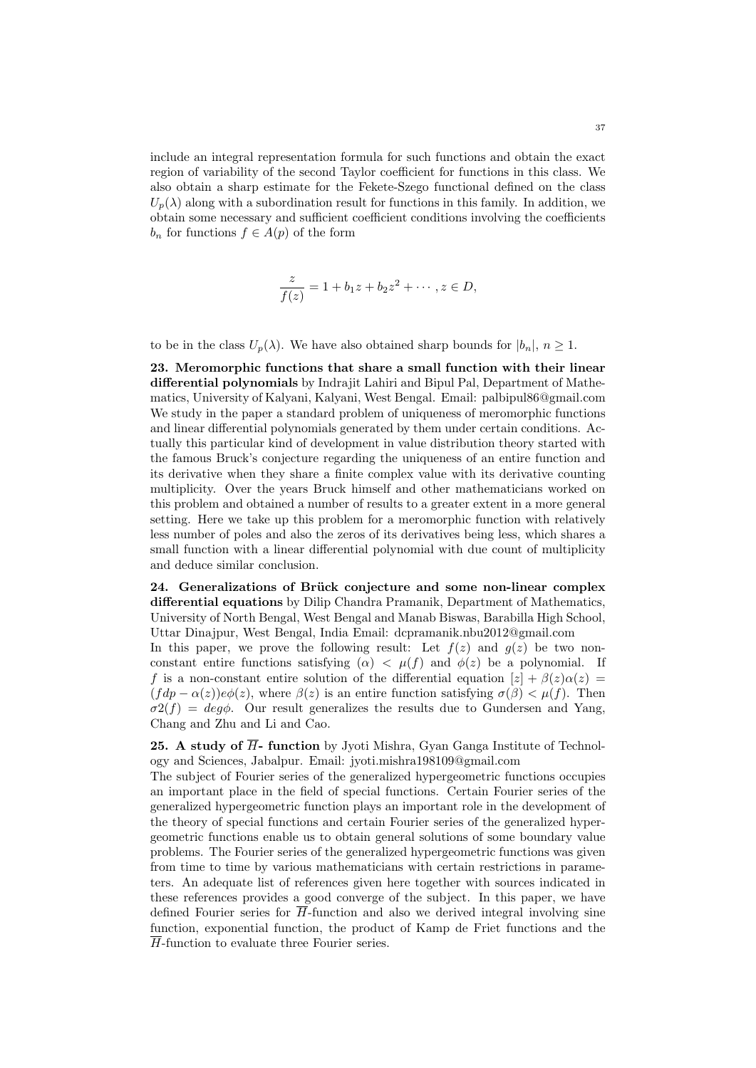include an integral representation formula for such functions and obtain the exact region of variability of the second Taylor coefficient for functions in this class. We also obtain a sharp estimate for the Fekete-Szego functional defined on the class $U_p(\lambda)$ along with a subordination result for functions in this family. In addition, we obtain some necessary and sufficient coefficient conditions involving the coefficients $b_n$ for functions $f \in A(p)$ of the form

$$\frac{z}{f(z)} = 1 + b_1 z + b_2 z^2 + \cdots, z \in D,$$

to be in the class $U_p(\lambda)$. We have also obtained sharp bounds for $|b_n|$, $n \geq 1$.

**23. Meromorphic functions that share a small function with their linear differential polynomials** by Indrajit Lahiri and Bipul Pal, Department of Mathematics, University of Kalyani, Kalyani, West Bengal. Email: palbipul86@gmail.com
We study in the paper a standard problem of uniqueness of meromorphic functions and linear differential polynomials generated by them under certain conditions. Actually this particular kind of development in value distribution theory started with the famous Bruck's conjecture regarding the uniqueness of an entire function and its derivative when they share a finite complex value with its derivative counting multiplicity. Over the years Bruck himself and other mathematicians worked on this problem and obtained a number of results to a greater extent in a more general setting. Here we take up this problem for a meromorphic function with relatively less number of poles and also the zeros of its derivatives being less, which shares a small function with a linear differential polynomial with due count of multiplicity and deduce similar conclusion.

**24. Generalizations of Brück conjecture and some non-linear complex differential equations** by Dilip Chandra Pramanik, Department of Mathematics, University of North Bengal, West Bengal and Manab Biswas, Barabilla High School, Uttar Dinajpur, West Bengal, India Email: dcpramanik.nbu2012@gmail.com
In this paper, we prove the following result: Let $f(z)$ and $g(z)$ be two non-constant entire functions satisfying $(\alpha) < \mu(f)$ and $\phi(z)$ be a polynomial. If $f$ is a non-constant entire solution of the differential equation $[z] + \beta(z)\alpha(z) = (fdp - \alpha(z))e\phi(z)$, where $\beta(z)$ is an entire function satisfying $\sigma(\beta) < \mu(f)$. Then $\sigma 2(f) = deg\phi$. Our result generalizes the results due to Gundersen and Yang, Chang and Zhu and Li and Cao.

**25. A study of $\overline{H}$- function** by Jyoti Mishra, Gyan Ganga Institute of Technology and Sciences, Jabalpur. Email: jyoti.mishra198109@gmail.com
The subject of Fourier series of the generalized hypergeometric functions occupies an important place in the field of special functions. Certain Fourier series of the generalized hypergeometric function plays an important role in the development of the theory of special functions and certain Fourier series of the generalized hypergeometric functions enable us to obtain general solutions of some boundary value problems. The Fourier series of the generalized hypergeometric functions was given from time to time by various mathematicians with certain restrictions in parameters. An adequate list of references given here together with sources indicated in these references provides a good converge of the subject. In this paper, we have defined Fourier series for $\overline{H}$-function and also we derived integral involving sine function, exponential function, the product of Kamp de Friet functions and the $\overline{H}$-function to evaluate three Fourier series.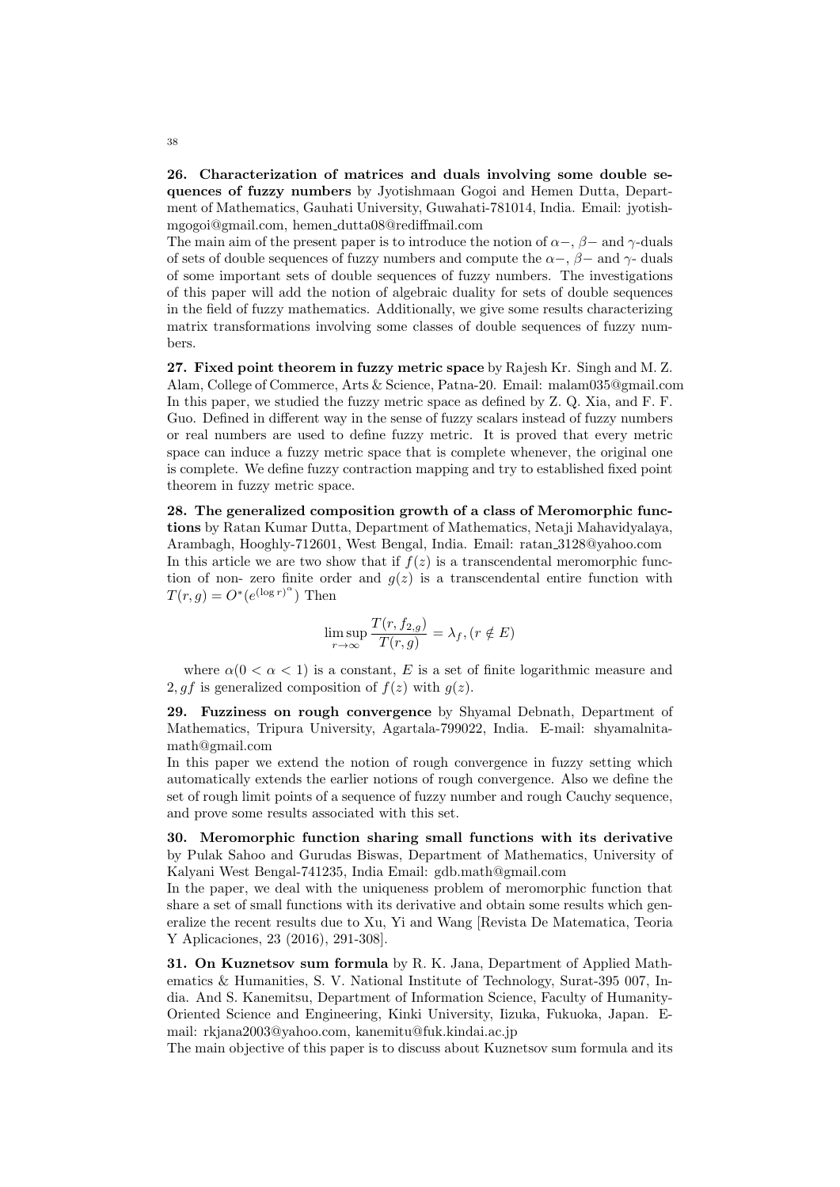**26. Characterization of matrices and duals involving some double sequences of fuzzy numbers** by Jyotishmaan Gogoi and Hemen Dutta, Department of Mathematics, Gauhati University, Guwahati-781014, India. Email: jyotishmgogoi@gmail.com, hemen_dutta08@rediffmail.com

The main aim of the present paper is to introduce the notion of $\alpha-$, $\beta-$ and $\gamma$-duals of sets of double sequences of fuzzy numbers and compute the $\alpha-$, $\beta-$ and $\gamma$- duals of some important sets of double sequences of fuzzy numbers. The investigations of this paper will add the notion of algebraic duality for sets of double sequences in the field of fuzzy mathematics. Additionally, we give some results characterizing matrix transformations involving some classes of double sequences of fuzzy numbers.

**27. Fixed point theorem in fuzzy metric space** by Rajesh Kr. Singh and M. Z. Alam, College of Commerce, Arts & Science, Patna-20. Email: malam035@gmail.com

In this paper, we studied the fuzzy metric space as defined by Z. Q. Xia, and F. F. Guo. Defined in different way in the sense of fuzzy scalars instead of fuzzy numbers or real numbers are used to define fuzzy metric. It is proved that every metric space can induce a fuzzy metric space that is complete whenever, the original one is complete. We define fuzzy contraction mapping and try to established fixed point theorem in fuzzy metric space.

**28. The generalized composition growth of a class of Meromorphic functions** by Ratan Kumar Dutta, Department of Mathematics, Netaji Mahavidyalaya, Arambagh, Hooghly-712601, West Bengal, India. Email: ratan_3128@yahoo.com

In this article we are two show that if $f(z)$ is a transcendental meromorphic function of non- zero finite order and $g(z)$ is a transcendental entire function with $T(r,g) = O^*(e^{(\log r)^{\alpha}})$ Then

$$\limsup_{r\to\infty} \frac{T(r, f_{2,g})}{T(r,g)} = \lambda_f, (r \notin E)$$

where $\alpha (0 < \alpha < 1)$ is a constant, $E$ is a set of finite logarithmic measure and $2, gf$ is generalized composition of $f(z)$ with $g(z)$.

**29. Fuzziness on rough convergence** by Shyamal Debnath, Department of Mathematics, Tripura University, Agartala-799022, India. E-mail: shyamalnitamath@gmail.com

In this paper we extend the notion of rough convergence in fuzzy setting which automatically extends the earlier notions of rough convergence. Also we define the set of rough limit points of a sequence of fuzzy number and rough Cauchy sequence, and prove some results associated with this set.

**30. Meromorphic function sharing small functions with its derivative** by Pulak Sahoo and Gurudas Biswas, Department of Mathematics, University of Kalyani West Bengal-741235, India Email: gdb.math@gmail.com

In the paper, we deal with the uniqueness problem of meromorphic function that share a set of small functions with its derivative and obtain some results which generalize the recent results due to Xu, Yi and Wang [Revista De Matematica, Teoria Y Aplicaciones, 23 (2016), 291-308].

**31. On Kuznetsov sum formula** by R. K. Jana, Department of Applied Mathematics & Humanities, S. V. National Institute of Technology, Surat-395 007, India. And S. Kanemitsu, Department of Information Science, Faculty of Humanity-Oriented Science and Engineering, Kinki University, Iizuka, Fukuoka, Japan. E-mail: rkjana2003@yahoo.com, kanemitu@fuk.kindai.ac.jp

The main objective of this paper is to discuss about Kuznetsov sum formula and its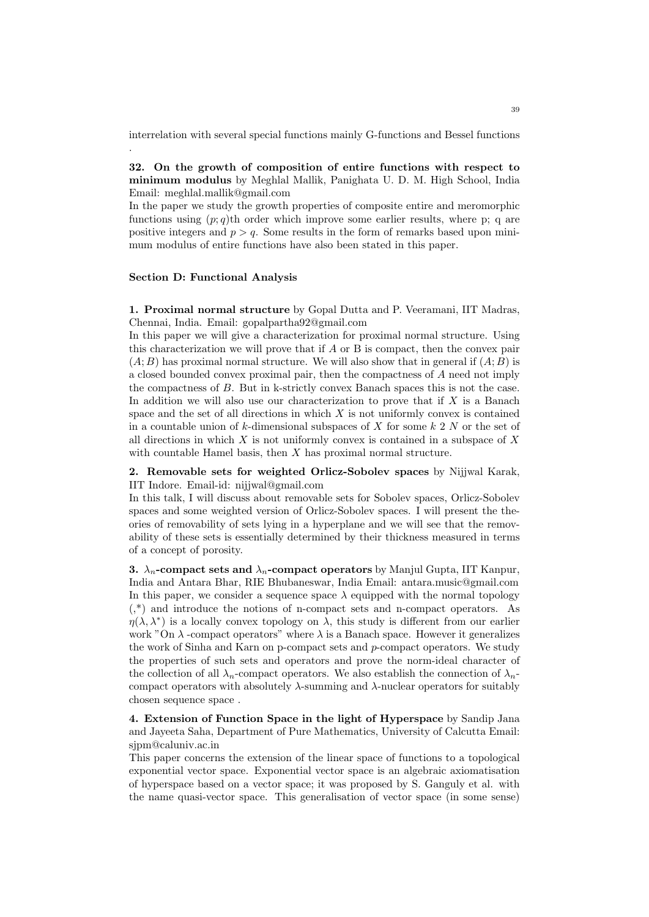interrelation with several special functions mainly G-functions and Bessel functions .

**32. On the growth of composition of entire functions with respect to minimum modulus** by Meghlal Mallik, Panighata U. D. M. High School, India Email: meghlal.mallik@gmail.com

In the paper we study the growth properties of composite entire and meromorphic functions using $(p;q)$th order which improve some earlier results, where p; q are positive integers and $p > q$. Some results in the form of remarks based upon minimum modulus of entire functions have also been stated in this paper.

### Section D: Functional Analysis

**1. Proximal normal structure** by Gopal Dutta and P. Veeramani, IIT Madras, Chennai, India. Email: gopalpartha92@gmail.com

In this paper we will give a characterization for proximal normal structure. Using this characterization we will prove that if $A$ or B is compact, then the convex pair $(A;B)$ has proximal normal structure. We will also show that in general if $(A;B)$ is a closed bounded convex proximal pair, then the compactness of $A$ need not imply the compactness of $B$. But in k-strictly convex Banach spaces this is not the case. In addition we will also use our characterization to prove that if $X$ is a Banach space and the set of all directions in which $X$ is not uniformly convex is contained in a countable union of $k$-dimensional subspaces of $X$ for some $k$ 2 $N$ or the set of all directions in which $X$ is not uniformly convex is contained in a subspace of $X$ with countable Hamel basis, then $X$ has proximal normal structure.

**2. Removable sets for weighted Orlicz-Sobolev spaces** by Nijjwal Karak, IIT Indore. Email-id: nijjwal@gmail.com

In this talk, I will discuss about removable sets for Sobolev spaces, Orlicz-Sobolev spaces and some weighted version of Orlicz-Sobolev spaces. I will present the theories of removability of sets lying in a hyperplane and we will see that the removability of these sets is essentially determined by their thickness measured in terms of a concept of porosity.

**3. $\lambda_n$-compact sets and $\lambda_n$-compact operators** by Manjul Gupta, IIT Kanpur, India and Antara Bhar, RIE Bhubaneswar, India Email: antara.music@gmail.com

In this paper, we consider a sequence space $\lambda$ equipped with the normal topology (,*) and introduce the notions of n-compact sets and n-compact operators. As $\eta(\lambda, \lambda^*)$ is a locally convex topology on $\lambda$, this study is different from our earlier work "On $\lambda$ -compact operators" where $\lambda$ is a Banach space. However it generalizes the work of Sinha and Karn on p-compact sets and $p$-compact operators. We study the properties of such sets and operators and prove the norm-ideal character of the collection of all $\lambda_n$-compact operators. We also establish the connection of $\lambda_n$-compact operators with absolutely $\lambda$-summing and $\lambda$-nuclear operators for suitably chosen sequence space .

**4. Extension of Function Space in the light of Hyperspace** by Sandip Jana and Jayeeta Saha, Department of Pure Mathematics, University of Calcutta Email: sjpm@caluniv.ac.in

This paper concerns the extension of the linear space of functions to a topological exponential vector space. Exponential vector space is an algebraic axiomatisation of hyperspace based on a vector space; it was proposed by S. Ganguly et al. with the name quasi-vector space. This generalisation of vector space (in some sense)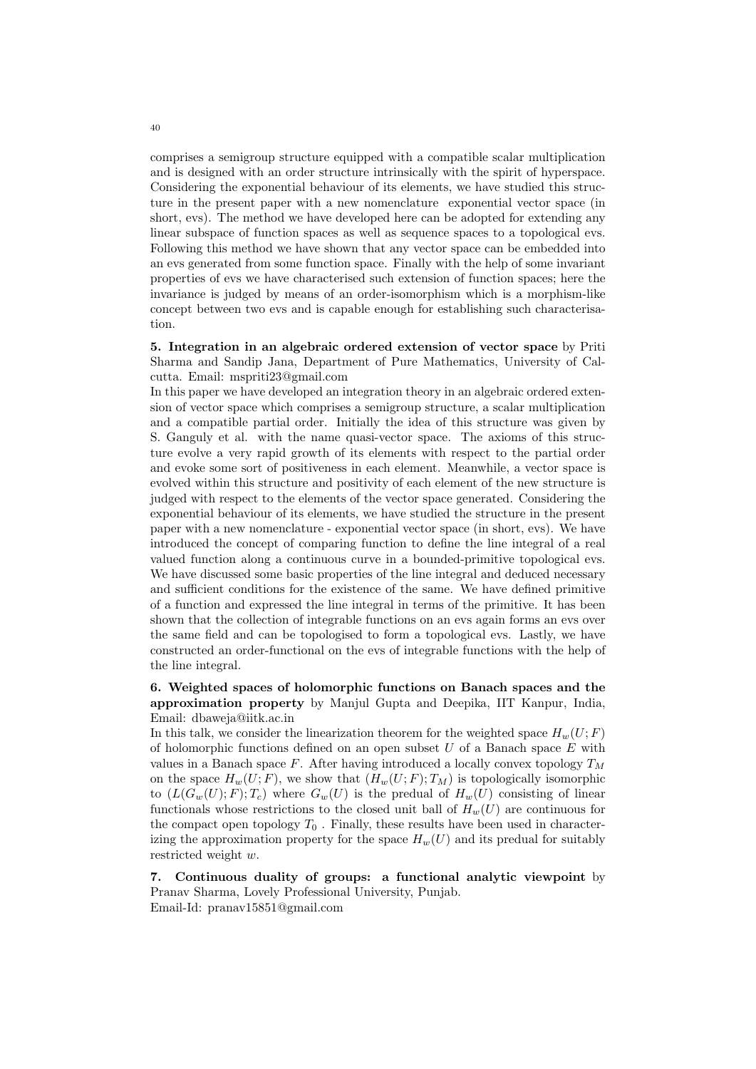comprises a semigroup structure equipped with a compatible scalar multiplication and is designed with an order structure intrinsically with the spirit of hyperspace. Considering the exponential behaviour of its elements, we have studied this structure in the present paper with a new nomenclature exponential vector space (in short, evs). The method we have developed here can be adopted for extending any linear subspace of function spaces as well as sequence spaces to a topological evs. Following this method we have shown that any vector space can be embedded into an evs generated from some function space. Finally with the help of some invariant properties of evs we have characterised such extension of function spaces; here the invariance is judged by means of an order-isomorphism which is a morphism-like concept between two evs and is capable enough for establishing such characterisation.

**5. Integration in an algebraic ordered extension of vector space** by Priti Sharma and Sandip Jana, Department of Pure Mathematics, University of Calcutta. Email: mspriti23@gmail.com

In this paper we have developed an integration theory in an algebraic ordered extension of vector space which comprises a semigroup structure, a scalar multiplication and a compatible partial order. Initially the idea of this structure was given by S. Ganguly et al. with the name quasi-vector space. The axioms of this structure evolve a very rapid growth of its elements with respect to the partial order and evoke some sort of positiveness in each element. Meanwhile, a vector space is evolved within this structure and positivity of each element of the new structure is judged with respect to the elements of the vector space generated. Considering the exponential behaviour of its elements, we have studied the structure in the present paper with a new nomenclature - exponential vector space (in short, evs). We have introduced the concept of comparing function to define the line integral of a real valued function along a continuous curve in a bounded-primitive topological evs. We have discussed some basic properties of the line integral and deduced necessary and sufficient conditions for the existence of the same. We have defined primitive of a function and expressed the line integral in terms of the primitive. It has been shown that the collection of integrable functions on an evs again forms an evs over the same field and can be topologised to form a topological evs. Lastly, we have constructed an order-functional on the evs of integrable functions with the help of the line integral.

**6. Weighted spaces of holomorphic functions on Banach spaces and the approximation property** by Manjul Gupta and Deepika, IIT Kanpur, India, Email: dbaweja@iitk.ac.in

In this talk, we consider the linearization theorem for the weighted space $H_w(U;F)$ of holomorphic functions defined on an open subset $U$ of a Banach space $E$ with values in a Banach space $F$. After having introduced a locally convex topology $T_M$ on the space $H_w(U;F)$, we show that $(H_w(U;F);T_M)$ is topologically isomorphic to $(L(G_w(U);F);T_c)$ where $G_w(U)$ is the predual of $H_w(U)$ consisting of linear functionals whose restrictions to the closed unit ball of $H_w(U)$ are continuous for the compact open topology $T_0$ . Finally, these results have been used in characterizing the approximation property for the space $H_w(U)$ and its predual for suitably restricted weight $w$.

**7. Continuous duality of groups: a functional analytic viewpoint** by Pranav Sharma, Lovely Professional University, Punjab.
Email-Id: pranav15851@gmail.com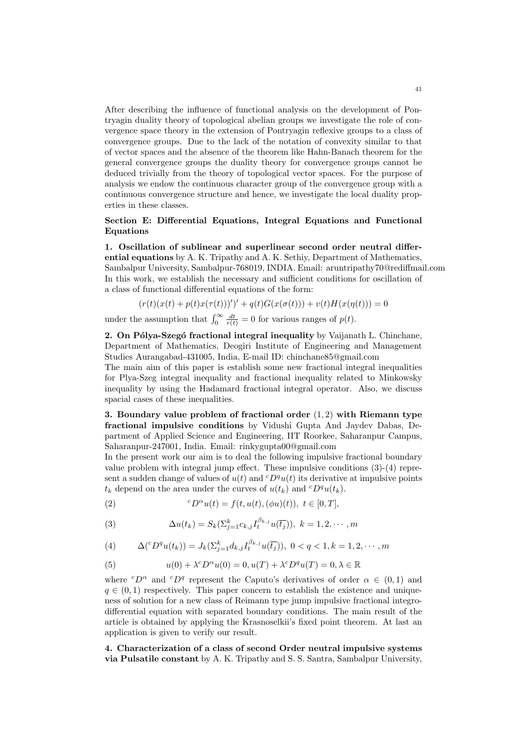After describing the influence of functional analysis on the development of Pontryagin duality theory of topological abelian groups we investigate the role of convergence space theory in the extension of Pontryagin reflexive groups to a class of convergence groups. Due to the lack of the notation of convexity similar to that of vector spaces and the absence of the theorem like Hahn-Banach theorem for the general convergence groups the duality theory for convergence groups cannot be deduced trivially from the theory of topological vector spaces. For the purpose of analysis we endow the continuous character group of the convergence group with a continuous convergence structure and hence, we investigate the local duality properties in these classes.

## Section E: Differential Equations, Integral Equations and Functional Equations

**1. Oscillation of sublinear and superlinear second order neutral differential equations** by A. K. Tripathy and A. K. Sethiy, Department of Mathematics, Sambalpur University, Sambalpur-768019, INDIA. Email: aruntripathy70@rediffmail.com
In this work, we establish the necessary and sufficient conditions for oscillation of a class of functional differential equations of the form:

$$(r(t)(x(t)+p(t)x(\tau(t)))')'+q(t)G(x(\sigma(t)))+v(t)H(x(\eta(t)))=0$$

under the assumption that $\int_0^\infty \frac{dt}{r(t)}=0$ for various ranges of $p(t)$.

**2. On Pólya-Szegó fractional integral inequality** by Vaijanath L. Chinchane, Department of Mathematics, Deogiri Institute of Engineering and Management Studies Aurangabad-431005, India, E-mail ID: chinchane85@gmail.com
The main aim of this paper is establish some new fractional integral inequalities for Plya-Szeg integral inequality and fractional inequality related to Minkowsky inequality by using the Hadamard fractional integral operator. Also, we discuss spacial cases of these inequalities.

**3. Boundary value problem of fractional order $(1,2)$ with Riemann type fractional impulsive conditions** by Vidushi Gupta And Jaydev Dabas, Department of Applied Science and Engineering, IIT Roorkee, Saharanpur Campus, Saharanpur-247001, India. Email: rinkygupta00@gmail.com
In the present work our aim is to deal the following impulsive fractional boundary value problem with integral jump effect. These impulsive conditions (3)-(4) represent a sudden change of values of $u(t)$ and ${}^cD^qu(t)$ its derivative at impulsive points $t_k$ depend on the area under the curves of $u(t_k)$ and ${}^cD^qu(t_k)$.

$$ {}^cD^\alpha u(t)=f(t,u(t),(\phi u)(t)),\ t\in[0,T], \tag{2}$$

$$\Delta u(t_k)=S_k(\Sigma_{j=1}^k c_{k,j}I_t^{\beta_{k,j}}u(\overline{t_j})),\ k=1,2,\cdots,m \tag{3}$$

$$\Delta({}^cD^qu(t_k))=J_k(\Sigma_{j=1}^k d_{k,j}I_t^{\beta_{k,j}}u(\overline{t_j})),\ 0<q<1,k=1,2,\cdots,m \tag{4}$$

$$u(0)+\lambda^cD^\alpha u(0)=0,u(T)+\lambda^cD^qu(T)=0,\lambda\in\mathbb{R} \tag{5}$$

where ${}^cD^\alpha$ and ${}^cD^q$ represent the Caputo's derivatives of order $\alpha\in(0,1)$ and $q\in(0,1)$ respectively. This paper concern to establish the existence and uniqueness of solution for a new class of Reimann type jump impulsive fractional integro-differential equation with separated boundary conditions. The main result of the article is obtained by applying the Krasnoselkii's fixed point theorem. At last an application is given to verify our result.

**4. Characterization of a class of second Order neutral impulsive systems via Pulsatile constant** by A. K. Tripathy and S. S. Santra, Sambalpur University,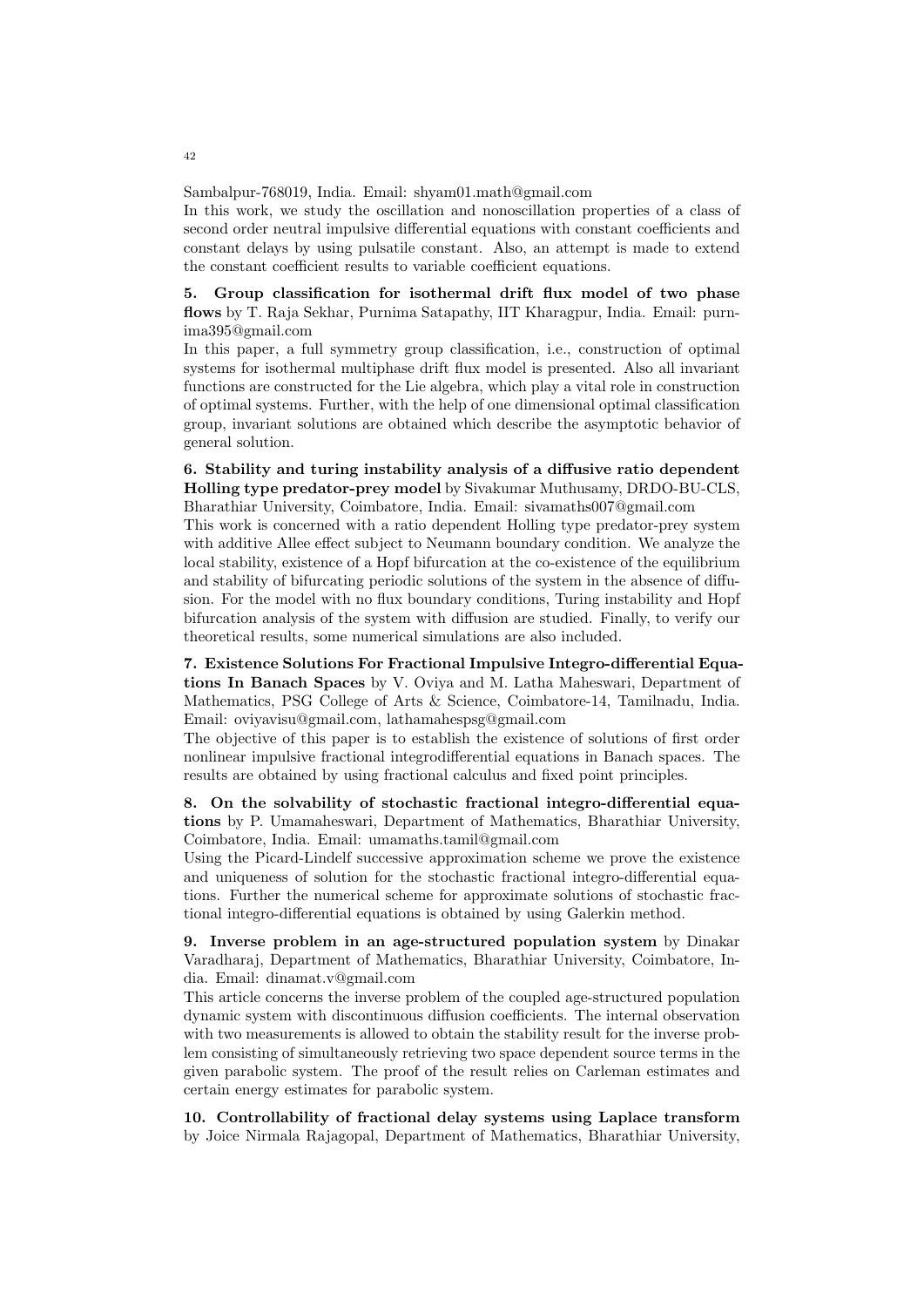Sambalpur-768019, India. Email: shyam01.math@gmail.com

In this work, we study the oscillation and nonoscillation properties of a class of second order neutral impulsive differential equations with constant coefficients and constant delays by using pulsatile constant. Also, an attempt is made to extend the constant coefficient results to variable coefficient equations.

**5. Group classification for isothermal drift flux model of two phase flows** by T. Raja Sekhar, Purnima Satapathy, IIT Kharagpur, India. Email: purnima395@gmail.com

In this paper, a full symmetry group classification, i.e., construction of optimal systems for isothermal multiphase drift flux model is presented. Also all invariant functions are constructed for the Lie algebra, which play a vital role in construction of optimal systems. Further, with the help of one dimensional optimal classification group, invariant solutions are obtained which describe the asymptotic behavior of general solution.

**6. Stability and turing instability analysis of a diffusive ratio dependent Holling type predator-prey model** by Sivakumar Muthusamy, DRDO-BU-CLS, Bharathiar University, Coimbatore, India. Email: sivamaths007@gmail.com

This work is concerned with a ratio dependent Holling type predator-prey system with additive Allee effect subject to Neumann boundary condition. We analyze the local stability, existence of a Hopf bifurcation at the co-existence of the equilibrium and stability of bifurcating periodic solutions of the system in the absence of diffusion. For the model with no flux boundary conditions, Turing instability and Hopf bifurcation analysis of the system with diffusion are studied. Finally, to verify our theoretical results, some numerical simulations are also included.

**7. Existence Solutions For Fractional Impulsive Integro-differential Equations In Banach Spaces** by V. Oviya and M. Latha Maheswari, Department of Mathematics, PSG College of Arts & Science, Coimbatore-14, Tamilnadu, India. Email: oviyavisu@gmail.com, lathamahespsg@gmail.com

The objective of this paper is to establish the existence of solutions of first order nonlinear impulsive fractional integrodifferential equations in Banach spaces. The results are obtained by using fractional calculus and fixed point principles.

**8. On the solvability of stochastic fractional integro-differential equations** by P. Umamaheswari, Department of Mathematics, Bharathiar University, Coimbatore, India. Email: umamaths.tamil@gmail.com

Using the Picard-Lindelf successive approximation scheme we prove the existence and uniqueness of solution for the stochastic fractional integro-differential equations. Further the numerical scheme for approximate solutions of stochastic fractional integro-differential equations is obtained by using Galerkin method.

**9. Inverse problem in an age-structured population system** by Dinakar Varadharaj, Department of Mathematics, Bharathiar University, Coimbatore, India. Email: dinamat.v@gmail.com

This article concerns the inverse problem of the coupled age-structured population dynamic system with discontinuous diffusion coefficients. The internal observation with two measurements is allowed to obtain the stability result for the inverse problem consisting of simultaneously retrieving two space dependent source terms in the given parabolic system. The proof of the result relies on Carleman estimates and certain energy estimates for parabolic system.

**10. Controllability of fractional delay systems using Laplace transform** by Joice Nirmala Rajagopal, Department of Mathematics, Bharathiar University,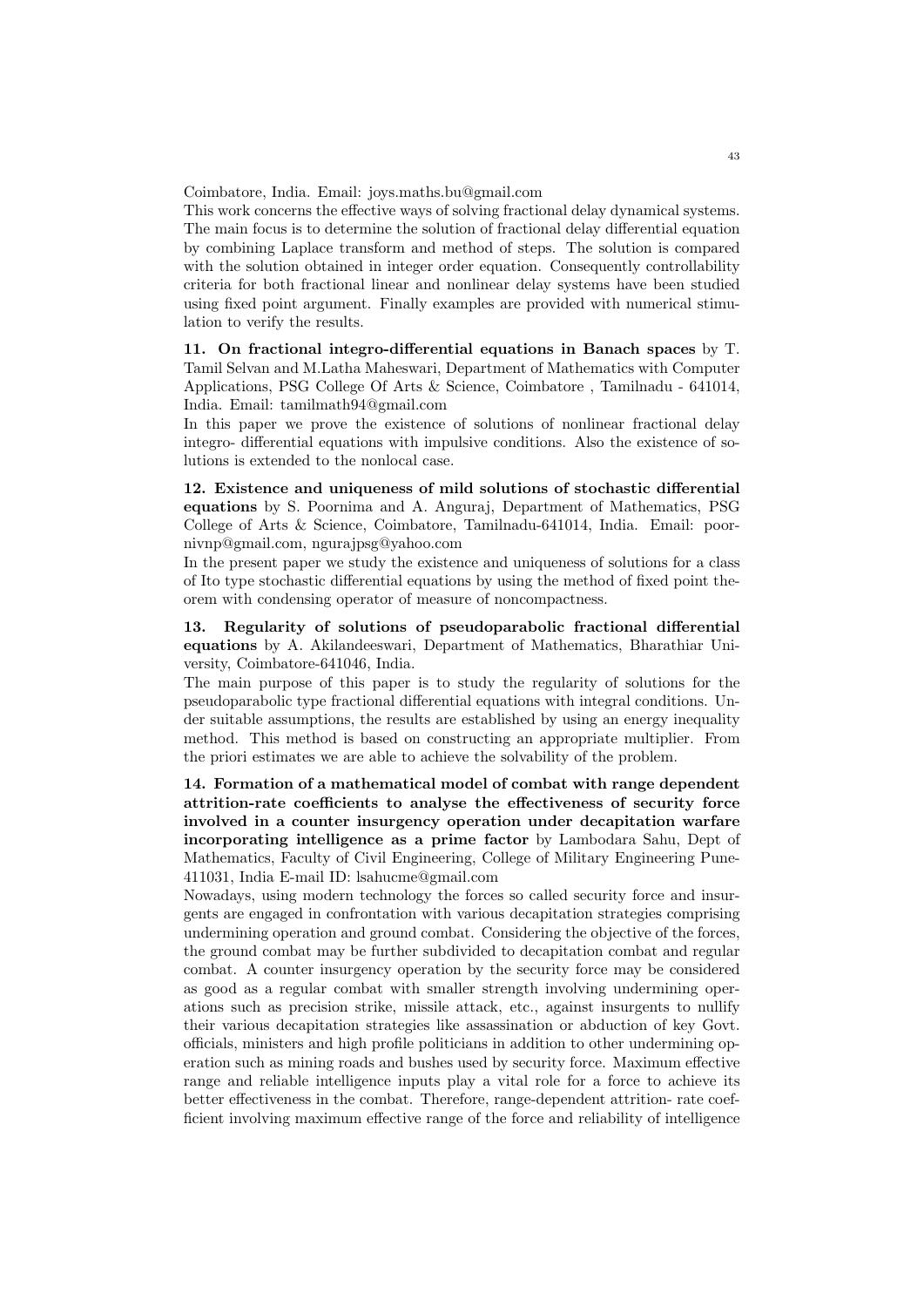Coimbatore, India. Email: joys.maths.bu@gmail.com

This work concerns the effective ways of solving fractional delay dynamical systems. The main focus is to determine the solution of fractional delay differential equation by combining Laplace transform and method of steps. The solution is compared with the solution obtained in integer order equation. Consequently controllability criteria for both fractional linear and nonlinear delay systems have been studied using fixed point argument. Finally examples are provided with numerical stimulation to verify the results.

**11. On fractional integro-differential equations in Banach spaces** by T. Tamil Selvan and M.Latha Maheswari, Department of Mathematics with Computer Applications, PSG College Of Arts & Science, Coimbatore , Tamilnadu - 641014, India. Email: tamilmath94@gmail.com

In this paper we prove the existence of solutions of nonlinear fractional delay integro- differential equations with impulsive conditions. Also the existence of solutions is extended to the nonlocal case.

**12. Existence and uniqueness of mild solutions of stochastic differential equations** by S. Poornima and A. Anguraj, Department of Mathematics, PSG College of Arts & Science, Coimbatore, Tamilnadu-641014, India. Email: poornivnp@gmail.com, ngurajpsg@yahoo.com

In the present paper we study the existence and uniqueness of solutions for a class of Ito type stochastic differential equations by using the method of fixed point theorem with condensing operator of measure of noncompactness.

**13. Regularity of solutions of pseudoparabolic fractional differential equations** by A. Akilandeeswari, Department of Mathematics, Bharathiar University, Coimbatore-641046, India.

The main purpose of this paper is to study the regularity of solutions for the pseudoparabolic type fractional differential equations with integral conditions. Under suitable assumptions, the results are established by using an energy inequality method. This method is based on constructing an appropriate multiplier. From the priori estimates we are able to achieve the solvability of the problem.

**14. Formation of a mathematical model of combat with range dependent attrition-rate coefficients to analyse the effectiveness of security force involved in a counter insurgency operation under decapitation warfare incorporating intelligence as a prime factor** by Lambodara Sahu, Dept of Mathematics, Faculty of Civil Engineering, College of Military Engineering Pune-411031, India E-mail ID: lsahucme@gmail.com

Nowadays, using modern technology the forces so called security force and insurgents are engaged in confrontation with various decapitation strategies comprising undermining operation and ground combat. Considering the objective of the forces, the ground combat may be further subdivided to decapitation combat and regular combat. A counter insurgency operation by the security force may be considered as good as a regular combat with smaller strength involving undermining operations such as precision strike, missile attack, etc., against insurgents to nullify their various decapitation strategies like assassination or abduction of key Govt. officials, ministers and high profile politicians in addition to other undermining operation such as mining roads and bushes used by security force. Maximum effective range and reliable intelligence inputs play a vital role for a force to achieve its better effectiveness in the combat. Therefore, range-dependent attrition- rate coefficient involving maximum effective range of the force and reliability of intelligence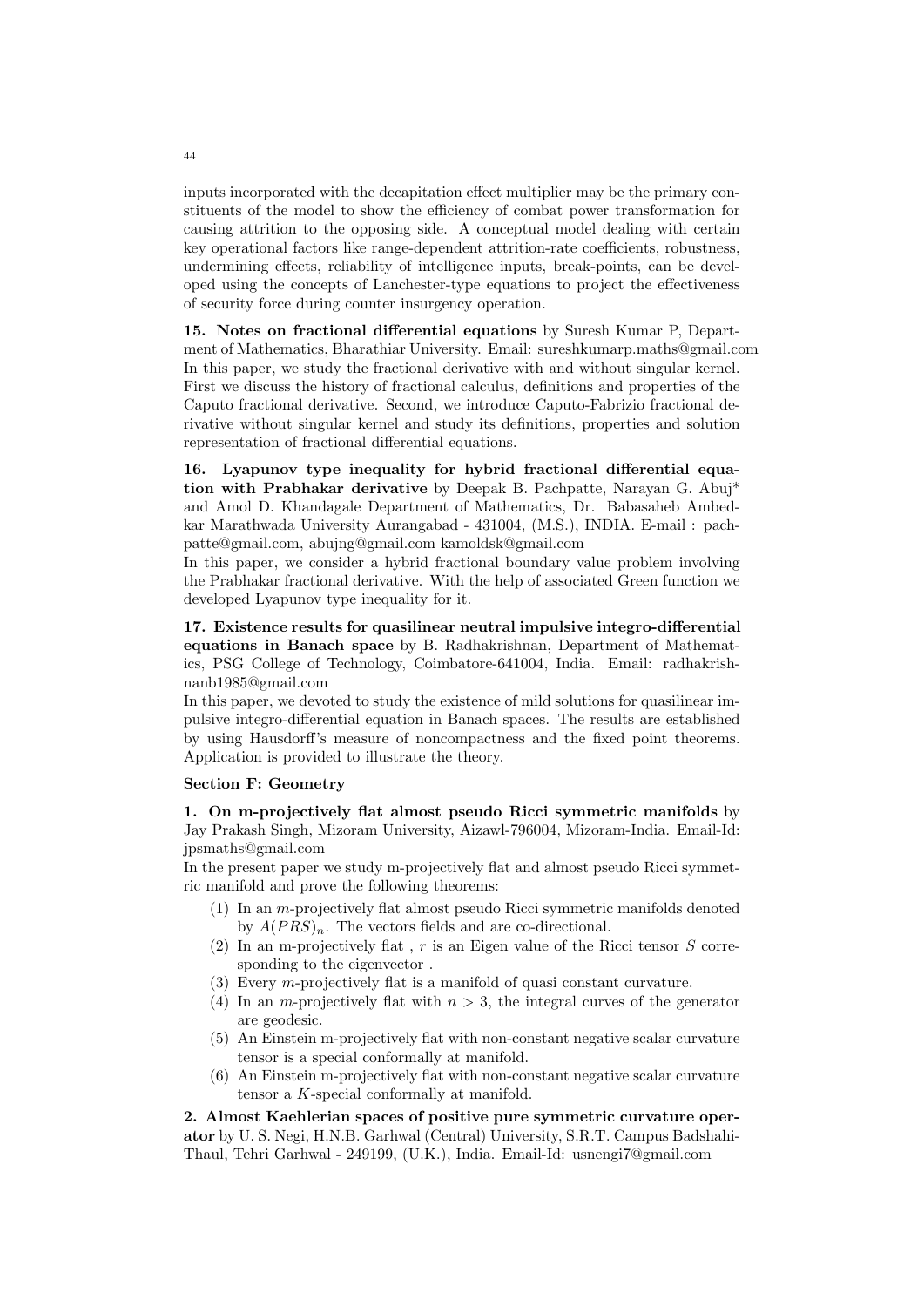inputs incorporated with the decapitation effect multiplier may be the primary constituents of the model to show the efficiency of combat power transformation for causing attrition to the opposing side. A conceptual model dealing with certain key operational factors like range-dependent attrition-rate coefficients, robustness, undermining effects, reliability of intelligence inputs, break-points, can be developed using the concepts of Lanchester-type equations to project the effectiveness of security force during counter insurgency operation.

**15. Notes on fractional differential equations** by Suresh Kumar P, Department of Mathematics, Bharathiar University. Email: sureshkumarp.maths@gmail.com
In this paper, we study the fractional derivative with and without singular kernel. First we discuss the history of fractional calculus, definitions and properties of the Caputo fractional derivative. Second, we introduce Caputo-Fabrizio fractional derivative without singular kernel and study its definitions, properties and solution representation of fractional differential equations.

**16. Lyapunov type inequality for hybrid fractional differential equation with Prabhakar derivative** by Deepak B. Pachpatte, Narayan G. Abuj* and Amol D. Khandagale Department of Mathematics, Dr. Babasaheb Ambedkar Marathwada University Aurangabad - 431004, (M.S.), INDIA. E-mail : pachpatte@gmail.com, abujng@gmail.com kamoldsk@gmail.com
In this paper, we consider a hybrid fractional boundary value problem involving the Prabhakar fractional derivative. With the help of associated Green function we developed Lyapunov type inequality for it.

**17. Existence results for quasilinear neutral impulsive integro-differential equations in Banach space** by B. Radhakrishnan, Department of Mathematics, PSG College of Technology, Coimbatore-641004, India. Email: radhakrishnanb1985@gmail.com
In this paper, we devoted to study the existence of mild solutions for quasilinear impulsive integro-differential equation in Banach spaces. The results are established by using Hausdorff's measure of noncompactness and the fixed point theorems. Application is provided to illustrate the theory.

**Section F: Geometry**

**1. On m-projectively flat almost pseudo Ricci symmetric manifolds** by Jay Prakash Singh, Mizoram University, Aizawl-796004, Mizoram-India. Email-Id: jpsmaths@gmail.com
In the present paper we study m-projectively flat and almost pseudo Ricci symmetric manifold and prove the following theorems:

(1) In an $m$-projectively flat almost pseudo Ricci symmetric manifolds denoted by $A(PRS)_n$. The vectors fields and are co-directional.
(2) In an m-projectively flat , $r$ is an Eigen value of the Ricci tensor $S$ corresponding to the eigenvector .
(3) Every $m$-projectively flat is a manifold of quasi constant curvature.
(4) In an $m$-projectively flat with $n > 3$, the integral curves of the generator are geodesic.
(5) An Einstein m-projectively flat with non-constant negative scalar curvature tensor is a special conformally at manifold.
(6) An Einstein m-projectively flat with non-constant negative scalar curvature tensor a $K$-special conformally at manifold.

**2. Almost Kaehlerian spaces of positive pure symmetric curvature operator** by U. S. Negi, H.N.B. Garhwal (Central) University, S.R.T. Campus Badshahi-Thaul, Tehri Garhwal - 249199, (U.K.), India. Email-Id: usnengi7@gmail.com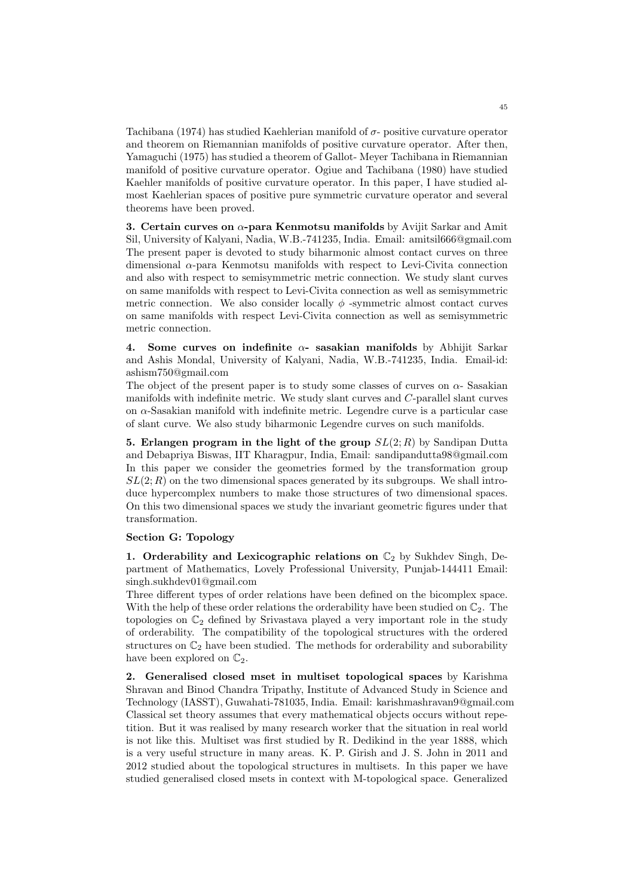Tachibana (1974) has studied Kaehlerian manifold of $\sigma$- positive curvature operator and theorem on Riemannian manifolds of positive curvature operator. After then, Yamaguchi (1975) has studied a theorem of Gallot- Meyer Tachibana in Riemannian manifold of positive curvature operator. Ogiue and Tachibana (1980) have studied Kaehler manifolds of positive curvature operator. In this paper, I have studied almost Kaehlerian spaces of positive pure symmetric curvature operator and several theorems have been proved.

**3. Certain curves on $\alpha$-para Kenmotsu manifolds** by Avijit Sarkar and Amit Sil, University of Kalyani, Nadia, W.B.-741235, India. Email: amitsil666@gmail.com
The present paper is devoted to study biharmonic almost contact curves on three dimensional $\alpha$-para Kenmotsu manifolds with respect to Levi-Civita connection and also with respect to semisymmetric metric connection. We study slant curves on same manifolds with respect to Levi-Civita connection as well as semisymmetric metric connection. We also consider locally $\phi$ -symmetric almost contact curves on same manifolds with respect Levi-Civita connection as well as semisymmetric metric connection.

**4. Some curves on indefinite $\alpha$- sasakian manifolds** by Abhijit Sarkar and Ashis Mondal, University of Kalyani, Nadia, W.B.-741235, India. Email-id: ashism750@gmail.com
The object of the present paper is to study some classes of curves on $\alpha$- Sasakian manifolds with indefinite metric. We study slant curves and $C$-parallel slant curves on $\alpha$-Sasakian manifold with indefinite metric. Legendre curve is a particular case of slant curve. We also study biharmonic Legendre curves on such manifolds.

**5. Erlangen program in the light of the group $SL(2;R)$** by Sandipan Dutta and Debapriya Biswas, IIT Kharagpur, India, Email: sandipandutta98@gmail.com
In this paper we consider the geometries formed by the transformation group $SL(2;R)$ on the two dimensional spaces generated by its subgroups. We shall introduce hypercomplex numbers to make those structures of two dimensional spaces. On this two dimensional spaces we study the invariant geometric figures under that transformation.

**Section G: Topology**

**1. Orderability and Lexicographic relations on $\mathbb{C}_2$** by Sukhdev Singh, Department of Mathematics, Lovely Professional University, Punjab-144411 Email: singh.sukhdev01@gmail.com
Three different types of order relations have been defined on the bicomplex space. With the help of these order relations the orderability have been studied on $\mathbb{C}_2$. The topologies on $\mathbb{C}_2$ defined by Srivastava played a very important role in the study of orderability. The compatibility of the topological structures with the ordered structures on $\mathbb{C}_2$ have been studied. The methods for orderability and suborability have been explored on $\mathbb{C}_2$.

**2. Generalised closed mset in multiset topological spaces** by Karishma Shravan and Binod Chandra Tripathy, Institute of Advanced Study in Science and Technology (IASST), Guwahati-781035, India. Email: karishmashravan9@gmail.com
Classical set theory assumes that every mathematical objects occurs without repetition. But it was realised by many research worker that the situation in real world is not like this. Multiset was first studied by R. Dedikind in the year 1888, which is a very useful structure in many areas. K. P. Girish and J. S. John in 2011 and 2012 studied about the topological structures in multisets. In this paper we have studied generalised closed msets in context with M-topological space. Generalized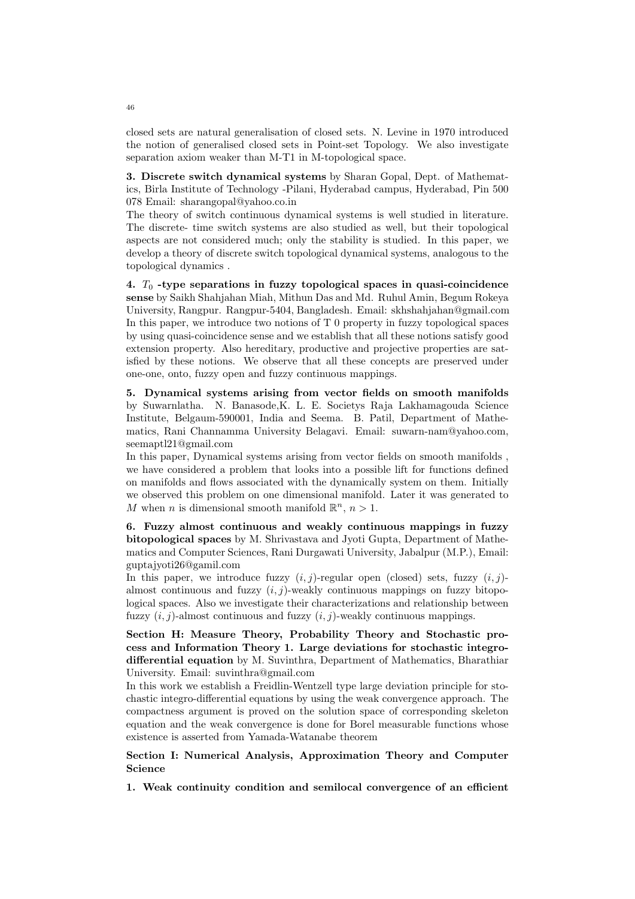closed sets are natural generalisation of closed sets. N. Levine in 1970 introduced the notion of generalised closed sets in Point-set Topology. We also investigate separation axiom weaker than M-T1 in M-topological space.

**3. Discrete switch dynamical systems** by Sharan Gopal, Dept. of Mathematics, Birla Institute of Technology -Pilani, Hyderabad campus, Hyderabad, Pin 500 078 Email: sharangopal@yahoo.co.in

The theory of switch continuous dynamical systems is well studied in literature. The discrete- time switch systems are also studied as well, but their topological aspects are not considered much; only the stability is studied. In this paper, we develop a theory of discrete switch topological dynamical systems, analogous to the topological dynamics .

**4. $T_0$ -type separations in fuzzy topological spaces in quasi-coincidence sense** by Saikh Shahjahan Miah, Mithun Das and Md. Ruhul Amin, Begum Rokeya University, Rangpur. Rangpur-5404, Bangladesh. Email: skhshahjahan@gmail.com

In this paper, we introduce two notions of T 0 property in fuzzy topological spaces by using quasi-coincidence sense and we establish that all these notions satisfy good extension property. Also hereditary, productive and projective properties are satisfied by these notions. We observe that all these concepts are preserved under one-one, onto, fuzzy open and fuzzy continuous mappings.

**5. Dynamical systems arising from vector fields on smooth manifolds** by Suwarnlatha. N. Banasode,K. L. E. Societys Raja Lakhamagouda Science Institute, Belgaum-590001, India and Seema. B. Patil, Department of Mathematics, Rani Channamma University Belagavi. Email: suwarn-nam@yahoo.com, seemaptl21@gmail.com

In this paper, Dynamical systems arising from vector fields on smooth manifolds , we have considered a problem that looks into a possible lift for functions defined on manifolds and flows associated with the dynamically system on them. Initially we observed this problem on one dimensional manifold. Later it was generated to $M$ when $n$ is dimensional smooth manifold $\mathbb{R}^n$, $n > 1$.

**6. Fuzzy almost continuous and weakly continuous mappings in fuzzy bitopological spaces** by M. Shrivastava and Jyoti Gupta, Department of Mathematics and Computer Sciences, Rani Durgawati University, Jabalpur (M.P.), Email: guptajyoti26@gamil.com

In this paper, we introduce fuzzy $(i, j)$-regular open (closed) sets, fuzzy $(i, j)$-almost continuous and fuzzy $(i, j)$-weakly continuous mappings on fuzzy bitopological spaces. Also we investigate their characterizations and relationship between fuzzy $(i, j)$-almost continuous and fuzzy $(i, j)$-weakly continuous mappings.

**Section H: Measure Theory, Probability Theory and Stochastic process and Information Theory 1. Large deviations for stochastic integro-differential equation** by M. Suvinthra, Department of Mathematics, Bharathiar University. Email: suvinthra@gmail.com

In this work we establish a Freidlin-Wentzell type large deviation principle for stochastic integro-differential equations by using the weak convergence approach. The compactness argument is proved on the solution space of corresponding skeleton equation and the weak convergence is done for Borel measurable functions whose existence is asserted from Yamada-Watanabe theorem

**Section I: Numerical Analysis, Approximation Theory and Computer Science**

**1. Weak continuity condition and semilocal convergence of an efficient**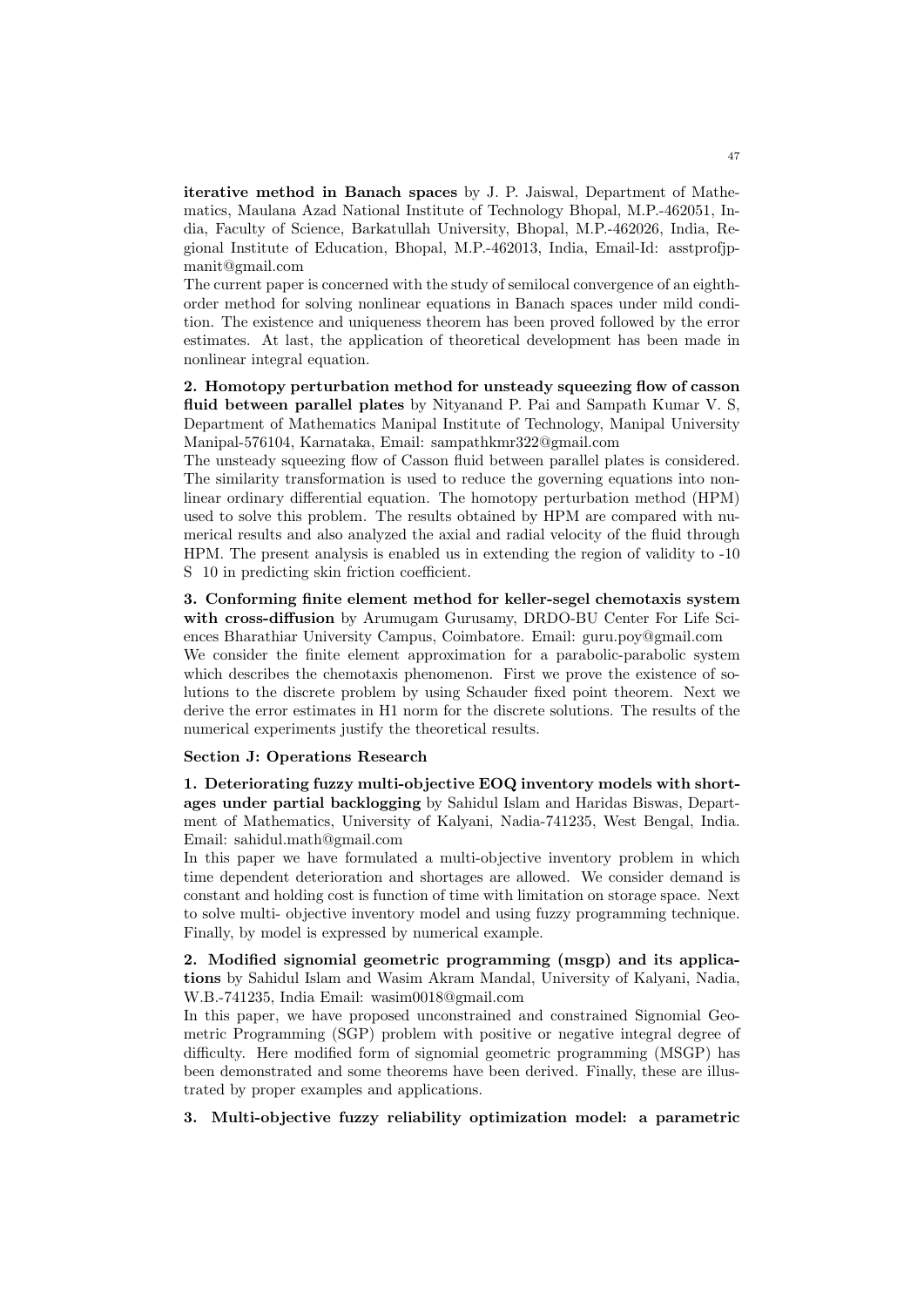**iterative method in Banach spaces** by J. P. Jaiswal, Department of Mathematics, Maulana Azad National Institute of Technology Bhopal, M.P.-462051, India, Faculty of Science, Barkatullah University, Bhopal, M.P.-462026, India, Regional Institute of Education, Bhopal, M.P.-462013, India, Email-Id: asstprofjpmanit@gmail.com

The current paper is concerned with the study of semilocal convergence of an eighth-order method for solving nonlinear equations in Banach spaces under mild condition. The existence and uniqueness theorem has been proved followed by the error estimates. At last, the application of theoretical development has been made in nonlinear integral equation.

**2. Homotopy perturbation method for unsteady squeezing flow of casson fluid between parallel plates** by Nityanand P. Pai and Sampath Kumar V. S, Department of Mathematics Manipal Institute of Technology, Manipal University Manipal-576104, Karnataka, Email: sampathkmr322@gmail.com

The unsteady squeezing flow of Casson fluid between parallel plates is considered. The similarity transformation is used to reduce the governing equations into nonlinear ordinary differential equation. The homotopy perturbation method (HPM) used to solve this problem. The results obtained by HPM are compared with numerical results and also analyzed the axial and radial velocity of the fluid through HPM. The present analysis is enabled us in extending the region of validity to -10 S 10 in predicting skin friction coefficient.

**3. Conforming finite element method for keller-segel chemotaxis system with cross-diffusion** by Arumugam Gurusamy, DRDO-BU Center For Life Sciences Bharathiar University Campus, Coimbatore. Email: guru.poy@gmail.com

We consider the finite element approximation for a parabolic-parabolic system which describes the chemotaxis phenomenon. First we prove the existence of solutions to the discrete problem by using Schauder fixed point theorem. Next we derive the error estimates in H1 norm for the discrete solutions. The results of the numerical experiments justify the theoretical results.

**Section J: Operations Research**

**1. Deteriorating fuzzy multi-objective EOQ inventory models with shortages under partial backlogging** by Sahidul Islam and Haridas Biswas, Department of Mathematics, University of Kalyani, Nadia-741235, West Bengal, India. Email: sahidul.math@gmail.com

In this paper we have formulated a multi-objective inventory problem in which time dependent deterioration and shortages are allowed. We consider demand is constant and holding cost is function of time with limitation on storage space. Next to solve multi- objective inventory model and using fuzzy programming technique. Finally, by model is expressed by numerical example.

**2. Modified signomial geometric programming (msgp) and its applications** by Sahidul Islam and Wasim Akram Mandal, University of Kalyani, Nadia, W.B.-741235, India Email: wasim0018@gmail.com

In this paper, we have proposed unconstrained and constrained Signomial Geometric Programming (SGP) problem with positive or negative integral degree of difficulty. Here modified form of signomial geometric programming (MSGP) has been demonstrated and some theorems have been derived. Finally, these are illustrated by proper examples and applications.

**3. Multi-objective fuzzy reliability optimization model: a parametric**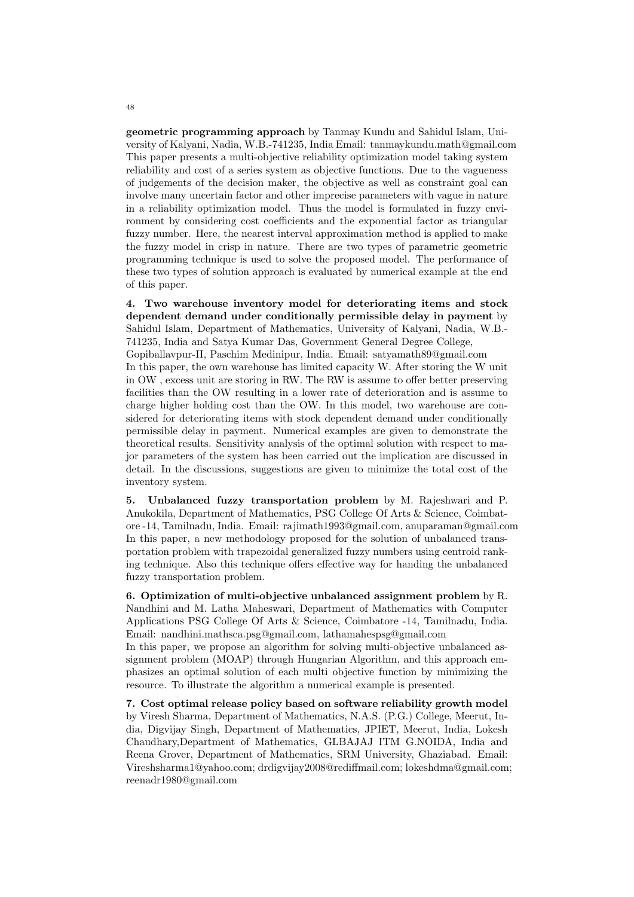**geometric programming approach** by Tanmay Kundu and Sahidul Islam, University of Kalyani, Nadia, W.B.-741235, India Email: tanmaykundu.math@gmail.com
This paper presents a multi-objective reliability optimization model taking system reliability and cost of a series system as objective functions. Due to the vagueness of judgements of the decision maker, the objective as well as constraint goal can involve many uncertain factor and other imprecise parameters with vague in nature in a reliability optimization model. Thus the model is formulated in fuzzy environment by considering cost coefficients and the exponential factor as triangular fuzzy number. Here, the nearest interval approximation method is applied to make the fuzzy model in crisp in nature. There are two types of parametric geometric programming technique is used to solve the proposed model. The performance of these two types of solution approach is evaluated by numerical example at the end of this paper.

**4. Two warehouse inventory model for deteriorating items and stock dependent demand under conditionally permissible delay in payment** by Sahidul Islam, Department of Mathematics, University of Kalyani, Nadia, W.B.-741235, India and Satya Kumar Das, Government General Degree College, Gopiballavpur-II, Paschim Medinipur, India. Email: satyamath89@gmail.com
In this paper, the own warehouse has limited capacity W. After storing the W unit in OW , excess unit are storing in RW. The RW is assume to offer better preserving facilities than the OW resulting in a lower rate of deterioration and is assume to charge higher holding cost than the OW. In this model, two warehouse are considered for deteriorating items with stock dependent demand under conditionally permissible delay in payment. Numerical examples are given to demonstrate the theoretical results. Sensitivity analysis of the optimal solution with respect to major parameters of the system has been carried out the implication are discussed in detail. In the discussions, suggestions are given to minimize the total cost of the inventory system.

**5. Unbalanced fuzzy transportation problem** by M. Rajeshwari and P. Anukokila, Department of Mathematics, PSG College Of Arts & Science, Coimbatore -14, Tamilnadu, India. Email: rajimath1993@gmail.com, anuparaman@gmail.com
In this paper, a new methodology proposed for the solution of unbalanced transportation problem with trapezoidal generalized fuzzy numbers using centroid ranking technique. Also this technique offers effective way for handing the unbalanced fuzzy transportation problem.

**6. Optimization of multi-objective unbalanced assignment problem** by R. Nandhini and M. Latha Maheswari, Department of Mathematics with Computer Applications PSG College Of Arts & Science, Coimbatore -14, Tamilnadu, India. Email: nandhini.mathsca.psg@gmail.com, lathamahespsg@gmail.com
In this paper, we propose an algorithm for solving multi-objective unbalanced assignment problem (MOAP) through Hungarian Algorithm, and this approach emphasizes an optimal solution of each multi objective function by minimizing the resource. To illustrate the algorithm a numerical example is presented.

**7. Cost optimal release policy based on software reliability growth model** by Viresh Sharma, Department of Mathematics, N.A.S. (P.G.) College, Meerut, India, Digvijay Singh, Department of Mathematics, JPIET, Meerut, India, Lokesh Chaudhary,Department of Mathematics, GLBAJAJ ITM G.NOIDA, India and Reena Grover, Department of Mathematics, SRM University, Ghaziabad. Email: Vireshsharma1@yahoo.com; drdigvijay2008@rediffmail.com; lokeshdma@gmail.com; reenadr1980@gmail.com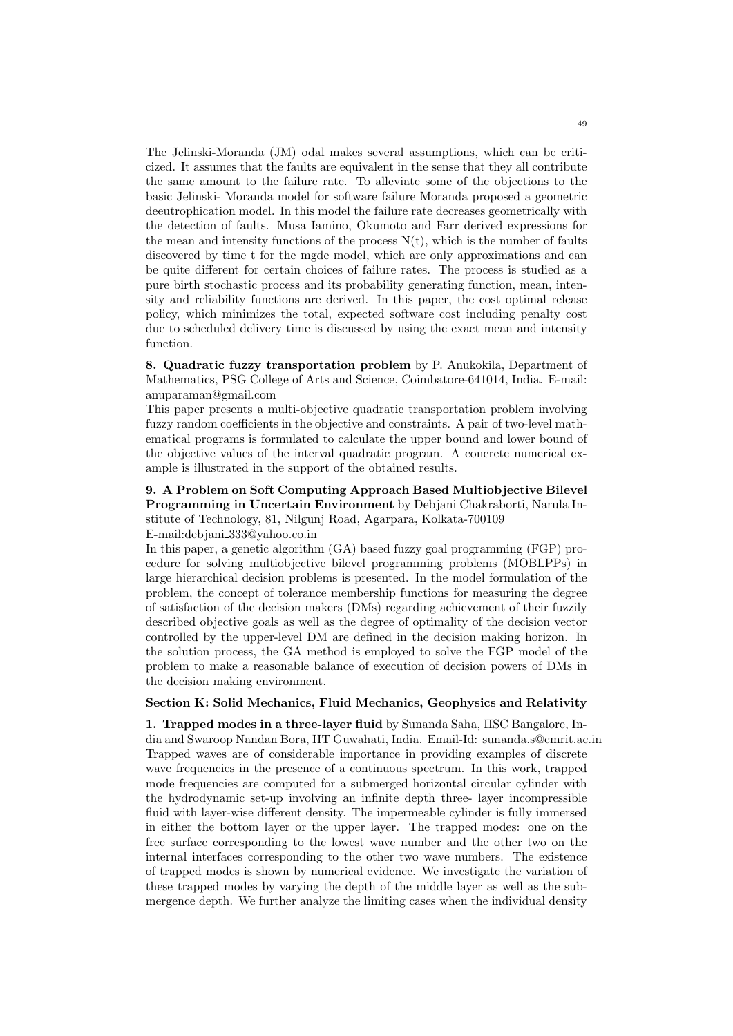The Jelinski-Moranda (JM) odal makes several assumptions, which can be criticized. It assumes that the faults are equivalent in the sense that they all contribute the same amount to the failure rate. To alleviate some of the objections to the basic Jelinski- Moranda model for software failure Moranda proposed a geometric deeutrophication model. In this model the failure rate decreases geometrically with the detection of faults. Musa Iamino, Okumoto and Farr derived expressions for the mean and intensity functions of the process N(t), which is the number of faults discovered by time t for the mgde model, which are only approximations and can be quite different for certain choices of failure rates. The process is studied as a pure birth stochastic process and its probability generating function, mean, intensity and reliability functions are derived. In this paper, the cost optimal release policy, which minimizes the total, expected software cost including penalty cost due to scheduled delivery time is discussed by using the exact mean and intensity function.

**8. Quadratic fuzzy transportation problem** by P. Anukokila, Department of Mathematics, PSG College of Arts and Science, Coimbatore-641014, India. E-mail: anuparaman@gmail.com
This paper presents a multi-objective quadratic transportation problem involving fuzzy random coefficients in the objective and constraints. A pair of two-level mathematical programs is formulated to calculate the upper bound and lower bound of the objective values of the interval quadratic program. A concrete numerical example is illustrated in the support of the obtained results.

**9. A Problem on Soft Computing Approach Based Multiobjective Bilevel Programming in Uncertain Environment** by Debjani Chakraborti, Narula Institute of Technology, 81, Nilgunj Road, Agarpara, Kolkata-700109
E-mail:debjani_333@yahoo.co.in
In this paper, a genetic algorithm (GA) based fuzzy goal programming (FGP) procedure for solving multiobjective bilevel programming problems (MOBLPPs) in large hierarchical decision problems is presented. In the model formulation of the problem, the concept of tolerance membership functions for measuring the degree of satisfaction of the decision makers (DMs) regarding achievement of their fuzzily described objective goals as well as the degree of optimality of the decision vector controlled by the upper-level DM are defined in the decision making horizon. In the solution process, the GA method is employed to solve the FGP model of the problem to make a reasonable balance of execution of decision powers of DMs in the decision making environment.

**Section K: Solid Mechanics, Fluid Mechanics, Geophysics and Relativity**

**1. Trapped modes in a three-layer fluid** by Sunanda Saha, IISC Bangalore, India and Swaroop Nandan Bora, IIT Guwahati, India. Email-Id: sunanda.s@cmrit.ac.in
Trapped waves are of considerable importance in providing examples of discrete wave frequencies in the presence of a continuous spectrum. In this work, trapped mode frequencies are computed for a submerged horizontal circular cylinder with the hydrodynamic set-up involving an infinite depth three- layer incompressible fluid with layer-wise different density. The impermeable cylinder is fully immersed in either the bottom layer or the upper layer. The trapped modes: one on the free surface corresponding to the lowest wave number and the other two on the internal interfaces corresponding to the other two wave numbers. The existence of trapped modes is shown by numerical evidence. We investigate the variation of these trapped modes by varying the depth of the middle layer as well as the submergence depth. We further analyze the limiting cases when the individual density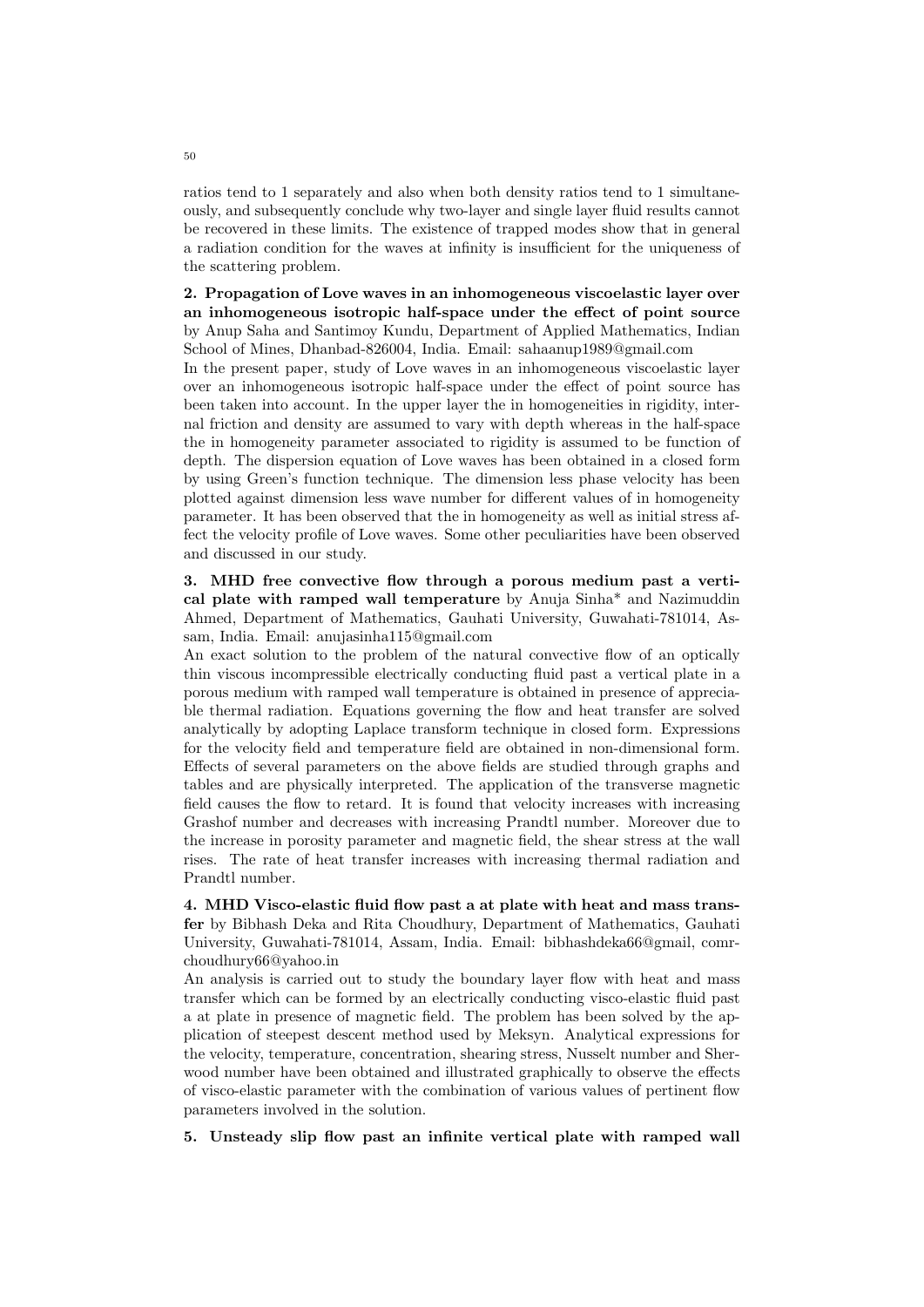ratios tend to 1 separately and also when both density ratios tend to 1 simultaneously, and subsequently conclude why two-layer and single layer fluid results cannot be recovered in these limits. The existence of trapped modes show that in general a radiation condition for the waves at infinity is insufficient for the uniqueness of the scattering problem.

**2. Propagation of Love waves in an inhomogeneous viscoelastic layer over an inhomogeneous isotropic half-space under the effect of point source** by Anup Saha and Santimoy Kundu, Department of Applied Mathematics, Indian School of Mines, Dhanbad-826004, India. Email: sahaanup1989@gmail.com

In the present paper, study of Love waves in an inhomogeneous viscoelastic layer over an inhomogeneous isotropic half-space under the effect of point source has been taken into account. In the upper layer the in homogeneities in rigidity, internal friction and density are assumed to vary with depth whereas in the half-space the in homogeneity parameter associated to rigidity is assumed to be function of depth. The dispersion equation of Love waves has been obtained in a closed form by using Green's function technique. The dimension less phase velocity has been plotted against dimension less wave number for different values of in homogeneity parameter. It has been observed that the in homogeneity as well as initial stress affect the velocity profile of Love waves. Some other peculiarities have been observed and discussed in our study.

**3. MHD free convective flow through a porous medium past a vertical plate with ramped wall temperature** by Anuja Sinha* and Nazimuddin Ahmed, Department of Mathematics, Gauhati University, Guwahati-781014, Assam, India. Email: anujasinha115@gmail.com

An exact solution to the problem of the natural convective flow of an optically thin viscous incompressible electrically conducting fluid past a vertical plate in a porous medium with ramped wall temperature is obtained in presence of appreciable thermal radiation. Equations governing the flow and heat transfer are solved analytically by adopting Laplace transform technique in closed form. Expressions for the velocity field and temperature field are obtained in non-dimensional form. Effects of several parameters on the above fields are studied through graphs and tables and are physically interpreted. The application of the transverse magnetic field causes the flow to retard. It is found that velocity increases with increasing Grashof number and decreases with increasing Prandtl number. Moreover due to the increase in porosity parameter and magnetic field, the shear stress at the wall rises. The rate of heat transfer increases with increasing thermal radiation and Prandtl number.

**4. MHD Visco-elastic fluid flow past a at plate with heat and mass transfer** by Bibhash Deka and Rita Choudhury, Department of Mathematics, Gauhati University, Guwahati-781014, Assam, India. Email: bibhashdeka66@gmail, comrchoudhury66@yahoo.in

An analysis is carried out to study the boundary layer flow with heat and mass transfer which can be formed by an electrically conducting visco-elastic fluid past a at plate in presence of magnetic field. The problem has been solved by the application of steepest descent method used by Meksyn. Analytical expressions for the velocity, temperature, concentration, shearing stress, Nusselt number and Sherwood number have been obtained and illustrated graphically to observe the effects of visco-elastic parameter with the combination of various values of pertinent flow parameters involved in the solution.

**5. Unsteady slip flow past an infinite vertical plate with ramped wall**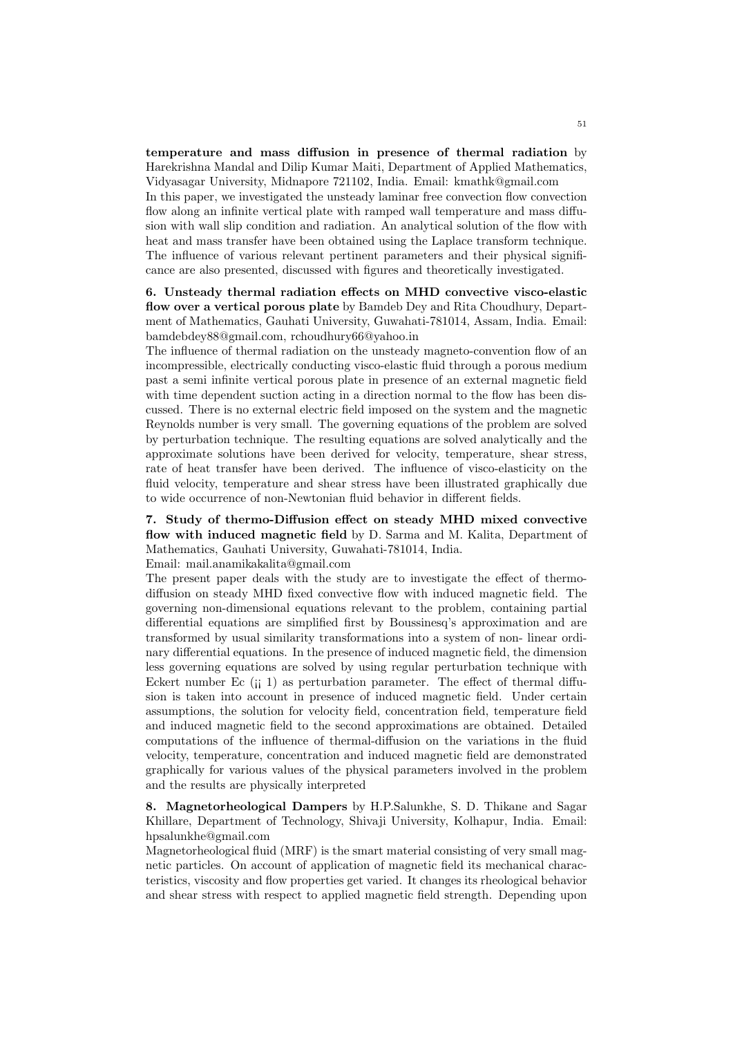**temperature and mass diffusion in presence of thermal radiation** by Harekrishna Mandal and Dilip Kumar Maiti, Department of Applied Mathematics, Vidyasagar University, Midnapore 721102, India. Email: kmathk@gmail.com
In this paper, we investigated the unsteady laminar free convection flow convection flow along an infinite vertical plate with ramped wall temperature and mass diffusion with wall slip condition and radiation. An analytical solution of the flow with heat and mass transfer have been obtained using the Laplace transform technique. The influence of various relevant pertinent parameters and their physical significance are also presented, discussed with figures and theoretically investigated.

**6. Unsteady thermal radiation effects on MHD convective visco-elastic flow over a vertical porous plate** by Bamdeb Dey and Rita Choudhury, Department of Mathematics, Gauhati University, Guwahati-781014, Assam, India. Email: bamdebdey88@gmail.com, rchoudhury66@yahoo.in
The influence of thermal radiation on the unsteady magneto-convention flow of an incompressible, electrically conducting visco-elastic fluid through a porous medium past a semi infinite vertical porous plate in presence of an external magnetic field with time dependent suction acting in a direction normal to the flow has been discussed. There is no external electric field imposed on the system and the magnetic Reynolds number is very small. The governing equations of the problem are solved by perturbation technique. The resulting equations are solved analytically and the approximate solutions have been derived for velocity, temperature, shear stress, rate of heat transfer have been derived. The influence of visco-elasticity on the fluid velocity, temperature and shear stress have been illustrated graphically due to wide occurrence of non-Newtonian fluid behavior in different fields.

**7. Study of thermo-Diffusion effect on steady MHD mixed convective flow with induced magnetic field** by D. Sarma and M. Kalita, Department of Mathematics, Gauhati University, Guwahati-781014, India.
Email: mail.anamikakalita@gmail.com
The present paper deals with the study are to investigate the effect of thermo-diffusion on steady MHD fixed convective flow with induced magnetic field. The governing non-dimensional equations relevant to the problem, containing partial differential equations are simplified first by Boussinesq's approximation and are transformed by usual similarity transformations into a system of non- linear ordinary differential equations. In the presence of induced magnetic field, the dimension less governing equations are solved by using regular perturbation technique with Eckert number Ec (¡¡ 1) as perturbation parameter. The effect of thermal diffusion is taken into account in presence of induced magnetic field. Under certain assumptions, the solution for velocity field, concentration field, temperature field and induced magnetic field to the second approximations are obtained. Detailed computations of the influence of thermal-diffusion on the variations in the fluid velocity, temperature, concentration and induced magnetic field are demonstrated graphically for various values of the physical parameters involved in the problem and the results are physically interpreted

**8. Magnetorheological Dampers** by H.P.Salunkhe, S. D. Thikane and Sagar Khillare, Department of Technology, Shivaji University, Kolhapur, India. Email: hpsalunkhe@gmail.com
Magnetorheological fluid (MRF) is the smart material consisting of very small magnetic particles. On account of application of magnetic field its mechanical characteristics, viscosity and flow properties get varied. It changes its rheological behavior and shear stress with respect to applied magnetic field strength. Depending upon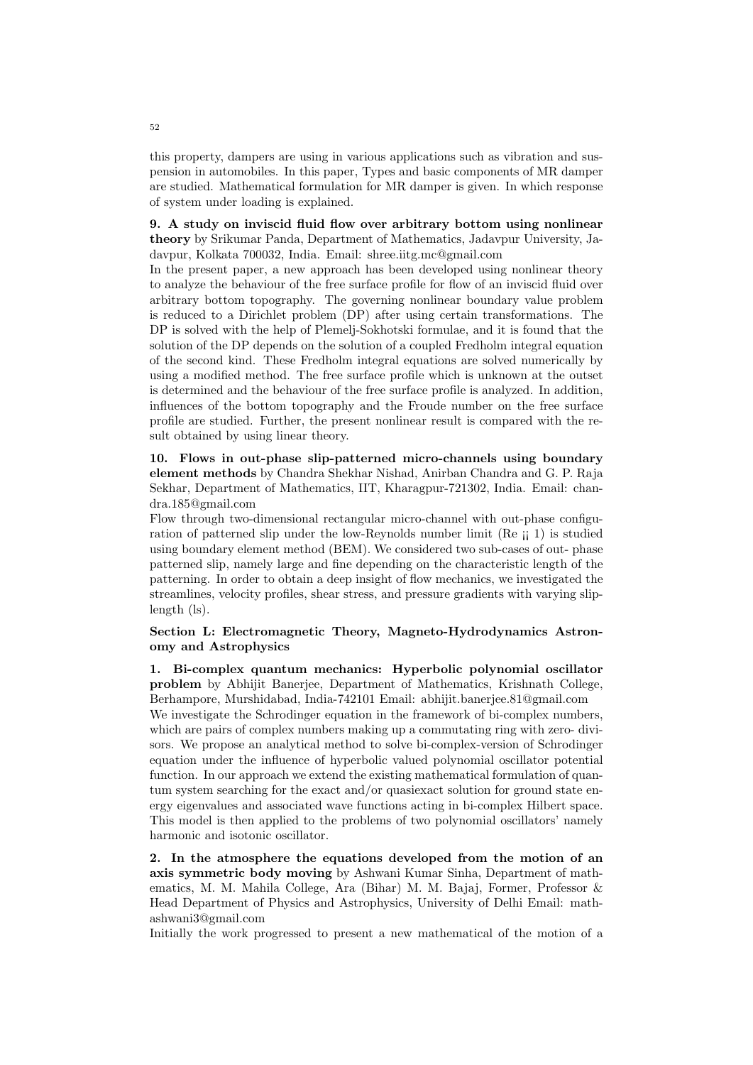this property, dampers are using in various applications such as vibration and suspension in automobiles. In this paper, Types and basic components of MR damper are studied. Mathematical formulation for MR damper is given. In which response of system under loading is explained.

**9. A study on inviscid fluid flow over arbitrary bottom using nonlinear theory** by Srikumar Panda, Department of Mathematics, Jadavpur University, Jadavpur, Kolkata 700032, India. Email: shree.iitg.mc@gmail.com

In the present paper, a new approach has been developed using nonlinear theory to analyze the behaviour of the free surface profile for flow of an inviscid fluid over arbitrary bottom topography. The governing nonlinear boundary value problem is reduced to a Dirichlet problem (DP) after using certain transformations. The DP is solved with the help of Plemelj-Sokhotski formulae, and it is found that the solution of the DP depends on the solution of a coupled Fredholm integral equation of the second kind. These Fredholm integral equations are solved numerically by using a modified method. The free surface profile which is unknown at the outset is determined and the behaviour of the free surface profile is analyzed. In addition, influences of the bottom topography and the Froude number on the free surface profile are studied. Further, the present nonlinear result is compared with the result obtained by using linear theory.

**10. Flows in out-phase slip-patterned micro-channels using boundary element methods** by Chandra Shekhar Nishad, Anirban Chandra and G. P. Raja Sekhar, Department of Mathematics, IIT, Kharagpur-721302, India. Email: chandra.185@gmail.com

Flow through two-dimensional rectangular micro-channel with out-phase configuration of patterned slip under the low-Reynolds number limit (Re ¡¡ 1) is studied using boundary element method (BEM). We considered two sub-cases of out- phase patterned slip, namely large and fine depending on the characteristic length of the patterning. In order to obtain a deep insight of flow mechanics, we investigated the streamlines, velocity profiles, shear stress, and pressure gradients with varying slip-length (ls).

**Section L: Electromagnetic Theory, Magneto-Hydrodynamics Astronomy and Astrophysics**

**1. Bi-complex quantum mechanics: Hyperbolic polynomial oscillator problem** by Abhijit Banerjee, Department of Mathematics, Krishnath College, Berhampore, Murshidabad, India-742101 Email: abhijit.banerjee.81@gmail.com

We investigate the Schrodinger equation in the framework of bi-complex numbers, which are pairs of complex numbers making up a commutating ring with zero- divisors. We propose an analytical method to solve bi-complex-version of Schrodinger equation under the influence of hyperbolic valued polynomial oscillator potential function. In our approach we extend the existing mathematical formulation of quantum system searching for the exact and/or quasiexact solution for ground state energy eigenvalues and associated wave functions acting in bi-complex Hilbert space. This model is then applied to the problems of two polynomial oscillators' namely harmonic and isotonic oscillator.

**2. In the atmosphere the equations developed from the motion of an axis symmetric body moving** by Ashwani Kumar Sinha, Department of mathematics, M. M. Mahila College, Ara (Bihar) M. M. Bajaj, Former, Professor & Head Department of Physics and Astrophysics, University of Delhi Email: mathashwani3@gmail.com

Initially the work progressed to present a new mathematical of the motion of a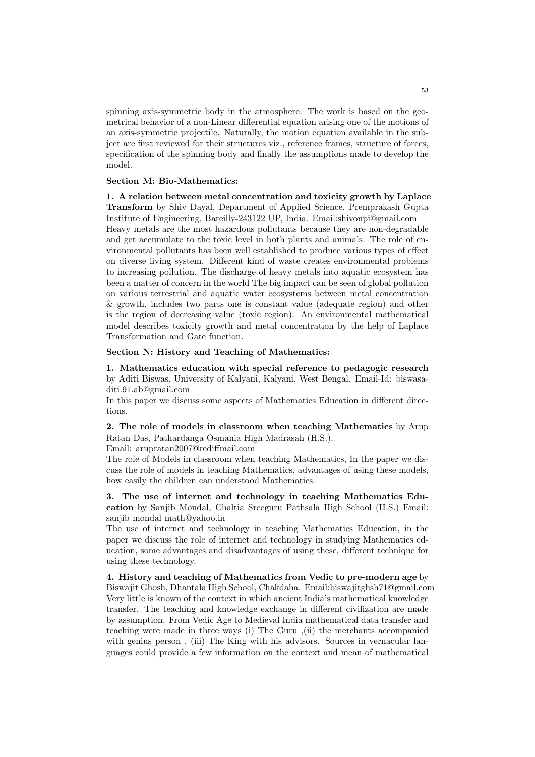spinning axis-symmetric body in the atmosphere. The work is based on the geometrical behavior of a non-Linear differential equation arising one of the motions of an axis-symmetric projectile. Naturally, the motion equation available in the subject are first reviewed for their structures viz., reference frames, structure of forces, specification of the spinning body and finally the assumptions made to develop the model.

**Section M: Bio-Mathematics:**

**1. A relation between metal concentration and toxicity growth by Laplace Transform** by Shiv Dayal, Department of Applied Science, Premprakash Gupta Institute of Engineering, Bareilly-243122 UP, India. Email:shivonpi@gmail.com
Heavy metals are the most hazardous pollutants because they are non-degradable and get accumulate to the toxic level in both plants and animals. The role of environmental pollutants has been well established to produce various types of effect on diverse living system. Different kind of waste creates environmental problems to increasing pollution. The discharge of heavy metals into aquatic ecosystem has been a matter of concern in the world The big impact can be seen of global pollution on various terrestrial and aquatic water ecosystems between metal concentration & growth, includes two parts one is constant value (adequate region) and other is the region of decreasing value (toxic region). An environmental mathematical model describes toxicity growth and metal concentration by the help of Laplace Transformation and Gate function.

**Section N: History and Teaching of Mathematics:**

**1. Mathematics education with special reference to pedagogic research** by Aditi Biswas, University of Kalyani, Kalyani, West Bengal. Email-Id: biswasaditi.91.ab@gmail.com
In this paper we discuss some aspects of Mathematics Education in different directions.

**2. The role of models in classroom when teaching Mathematics** by Arup Ratan Das, Pathardanga Osmania High Madrasah (H.S.).
Email: arupratan2007@rediffmail.com
The role of Models in classroom when teaching Mathematics, In the paper we discuss the role of models in teaching Mathematics, advantages of using these models, how easily the children can understood Mathematics.

**3. The use of internet and technology in teaching Mathematics Education** by Sanjib Mondal, Chaltia Sreeguru Pathsala High School (H.S.) Email: sanjib_mondal_math@yahoo.in
The use of internet and technology in teaching Mathematics Education, in the paper we discuss the role of internet and technology in studying Mathematics education, some advantages and disadvantages of using these, different technique for using these technology.

**4. History and teaching of Mathematics from Vedic to pre-modern age** by Biswajit Ghosh, Dhantala High School, Chakdaha. Email:biswajitghsh71@gmail.com
Very little is known of the context in which ancient India's mathematical knowledge transfer. The teaching and knowledge exchange in different civilization are made by assumption. From Vedic Age to Medieval India mathematical data transfer and teaching were made in three ways (i) The Guru ,(ii) the merchants accompanied with genius person , (iii) The King with his advisors. Sources in vernacular languages could provide a few information on the context and mean of mathematical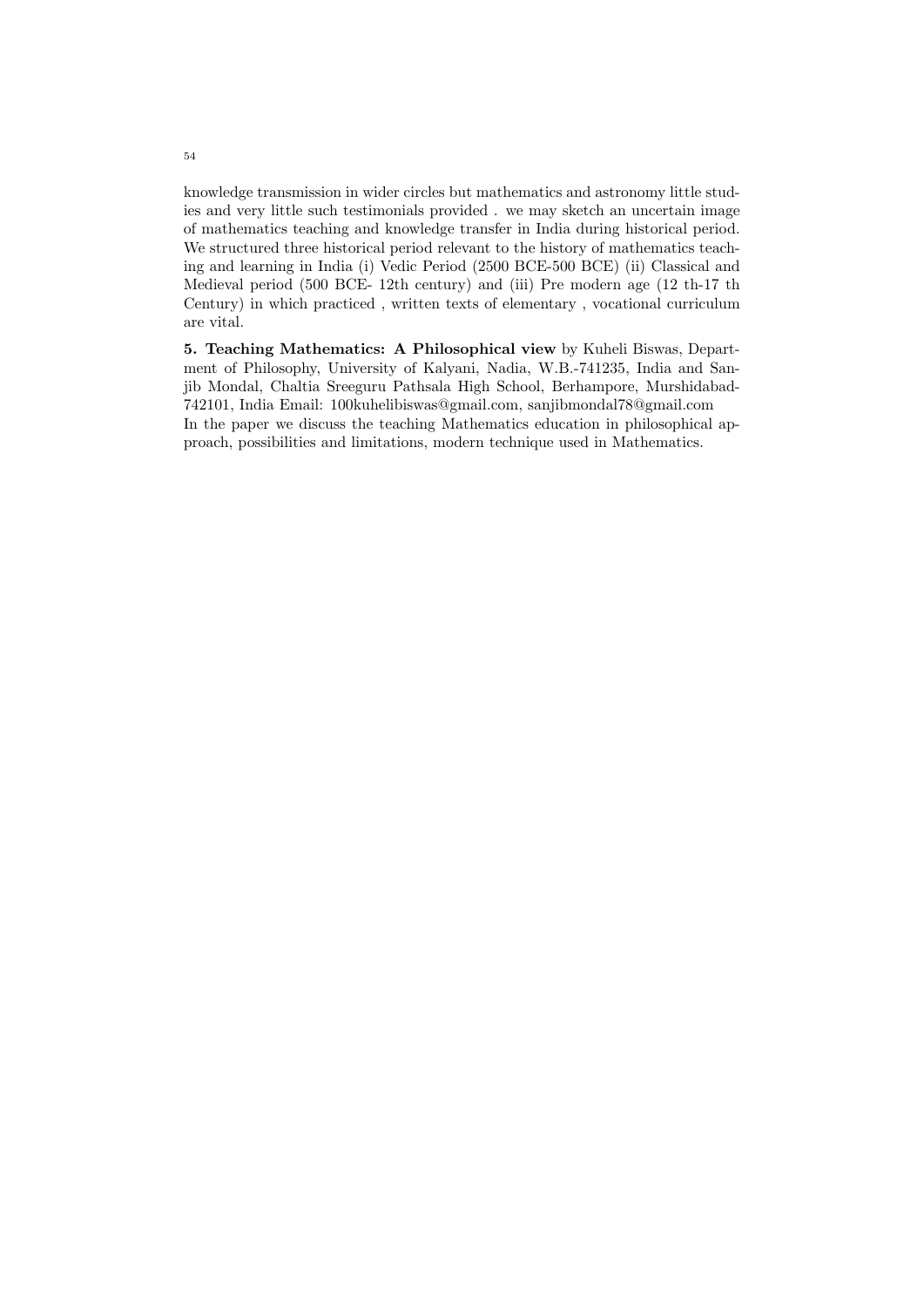knowledge transmission in wider circles but mathematics and astronomy little studies and very little such testimonials provided . we may sketch an uncertain image of mathematics teaching and knowledge transfer in India during historical period. We structured three historical period relevant to the history of mathematics teaching and learning in India (i) Vedic Period (2500 BCE-500 BCE) (ii) Classical and Medieval period (500 BCE- 12th century) and (iii) Pre modern age (12 th-17 th Century) in which practiced , written texts of elementary , vocational curriculum are vital.

**5. Teaching Mathematics: A Philosophical view** by Kuheli Biswas, Department of Philosophy, University of Kalyani, Nadia, W.B.-741235, India and Sanjib Mondal, Chaltia Sreeguru Pathsala High School, Berhampore, Murshidabad-742101, India Email: 100kuhelibiswas@gmail.com, sanjibmondal78@gmail.com
In the paper we discuss the teaching Mathematics education in philosophical approach, possibilities and limitations, modern technique used in Mathematics.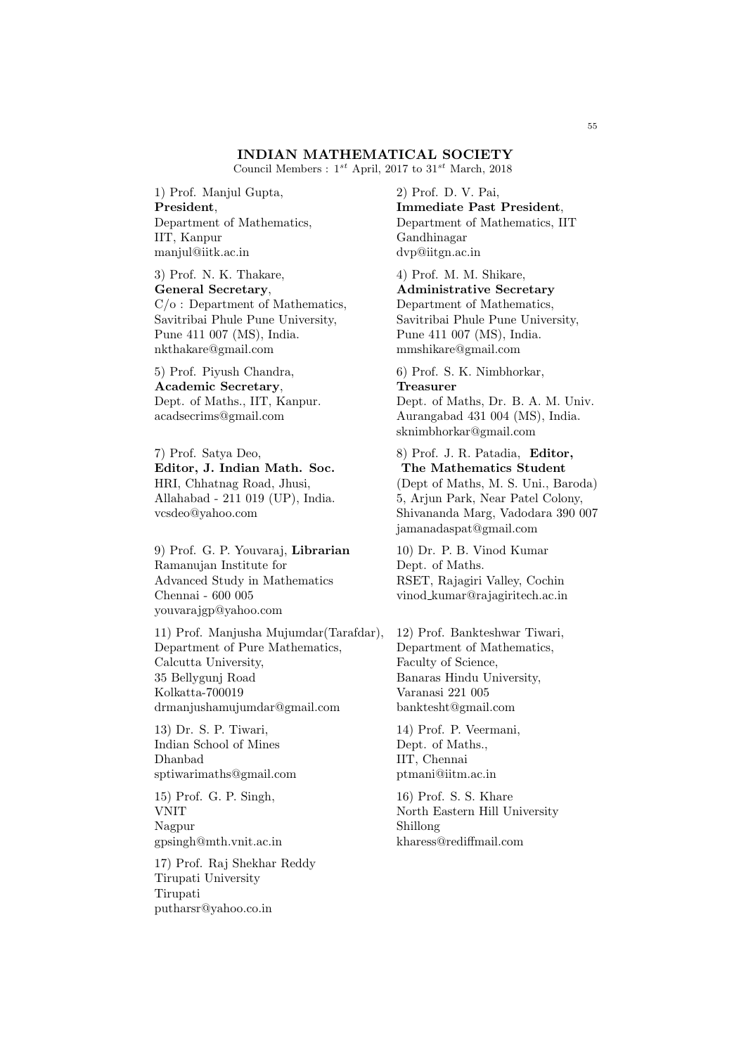## INDIAN MATHEMATICAL SOCIETY

Council Members : $1^{st}$ April, 2017 to $31^{st}$ March, 2018

1) Prof. Manjul Gupta,
**President**,
Department of Mathematics,
IIT, Kanpur
manjul@iitk.ac.in

2) Prof. D. V. Pai,
**Immediate Past President**,
Department of Mathematics, IIT
Gandhinagar
dvp@iitgn.ac.in

3) Prof. N. K. Thakare,
**General Secretary**,
C/o : Department of Mathematics,
Savitribai Phule Pune University,
Pune 411 007 (MS), India.
nkthakare@gmail.com

4) Prof. M. M. Shikare,
**Administrative Secretary**
Department of Mathematics,
Savitribai Phule Pune University,
Pune 411 007 (MS), India.
mmshikare@gmail.com

5) Prof. Piyush Chandra,
**Academic Secretary**,
Dept. of Maths., IIT, Kanpur.
acadsecrims@gmail.com

6) Prof. S. K. Nimbhorkar,
**Treasurer**
Dept. of Maths, Dr. B. A. M. Univ.
Aurangabad 431 004 (MS), India.
sknimbhorkar@gmail.com

7) Prof. Satya Deo,
**Editor, J. Indian Math. Soc.**
HRI, Chhatnag Road, Jhusi,
Allahabad - 211 019 (UP), India.
vcsdeo@yahoo.com

8) Prof. J. R. Patadia, **Editor, The Mathematics Student**
(Dept of Maths, M. S. Uni., Baroda)
5, Arjun Park, Near Patel Colony,
Shivananda Marg, Vadodara 390 007
jamanadaspat@gmail.com

9) Prof. G. P. Youvaraj, **Librarian**
Ramanujan Institute for
Advanced Study in Mathematics
Chennai - 600 005
youvarajgp@yahoo.com

10) Dr. P. B. Vinod Kumar
Dept. of Maths.
RSET, Rajagiri Valley, Cochin
vinod_kumar@rajagiritech.ac.in

11) Prof. Manjusha Mujumdar(Tarafdar),
Department of Pure Mathematics,
Calcutta University,
35 Bellygunj Road
Kolkatta-700019
drmanjushamujumdar@gmail.com

12) Prof. Bankteshwar Tiwari,
Department of Mathematics,
Faculty of Science,
Banaras Hindu University,
Varanasi 221 005
banktesht@gmail.com

13) Dr. S. P. Tiwari,
Indian School of Mines
Dhanbad
sptiwarimaths@gmail.com

14) Prof. P. Veermani,
Dept. of Maths.,
IIT, Chennai
ptmani@iitm.ac.in

15) Prof. G. P. Singh,
VNIT
Nagpur
gpsingh@mth.vnit.ac.in

16) Prof. S. S. Khare
North Eastern Hill University
Shillong
kharess@rediffmail.com

17) Prof. Raj Shekhar Reddy
Tirupati University
Tirupati
putharsr@yahoo.co.in